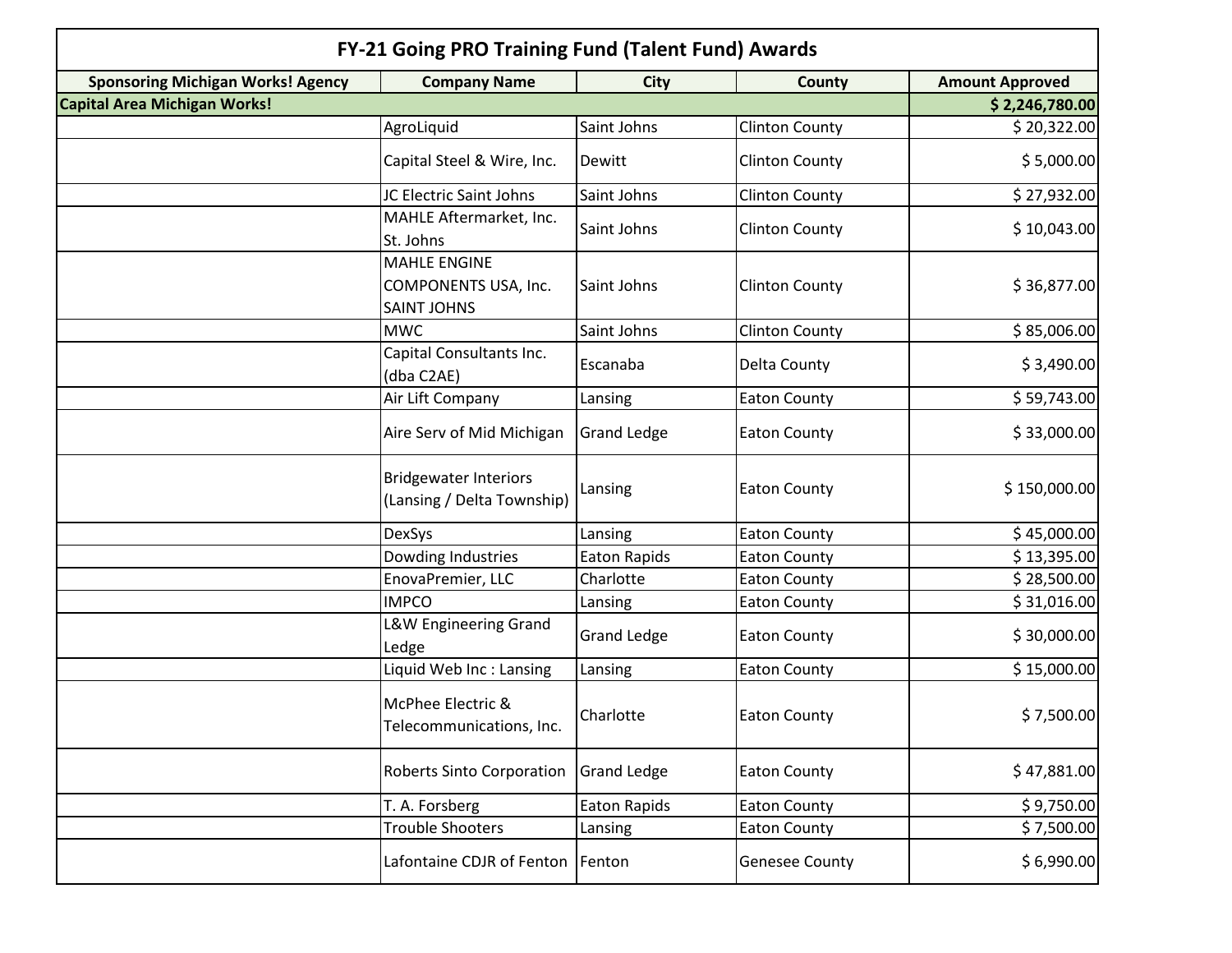# FY-21 Going PRO Training Fund (Talent Fund) Awards

| Sponsoring Michigan Works! Agency | Company Name | City | County | Amount Approved |
|---|---|---|---|---|
| **Capital Area Michigan Works!** | | | | **$ 2,246,780.00** |
| | AgroLiquid | Saint Johns | Clinton County | $ 20,322.00 |
| | Capital Steel & Wire, Inc. | Dewitt | Clinton County | $ 5,000.00 |
| | JC Electric Saint Johns | Saint Johns | Clinton County | $ 27,932.00 |
| | MAHLE Aftermarket, Inc. St. Johns | Saint Johns | Clinton County | $ 10,043.00 |
| | MAHLE ENGINE COMPONENTS USA, Inc. SAINT JOHNS | Saint Johns | Clinton County | $ 36,877.00 |
| | MWC | Saint Johns | Clinton County | $ 85,006.00 |
| | Capital Consultants Inc. (dba C2AE) | Escanaba | Delta County | $ 3,490.00 |
| | Air Lift Company | Lansing | Eaton County | $ 59,743.00 |
| | Aire Serv of Mid Michigan | Grand Ledge | Eaton County | $ 33,000.00 |
| | Bridgewater Interiors (Lansing / Delta Township) | Lansing | Eaton County | $ 150,000.00 |
| | DexSys | Lansing | Eaton County | $ 45,000.00 |
| | Dowding Industries | Eaton Rapids | Eaton County | $ 13,395.00 |
| | EnovaPremier, LLC | Charlotte | Eaton County | $ 28,500.00 |
| | IMPCO | Lansing | Eaton County | $ 31,016.00 |
| | L&W Engineering Grand Ledge | Grand Ledge | Eaton County | $ 30,000.00 |
| | Liquid Web Inc : Lansing | Lansing | Eaton County | $ 15,000.00 |
| | McPhee Electric & Telecommunications, Inc. | Charlotte | Eaton County | $ 7,500.00 |
| | Roberts Sinto Corporation | Grand Ledge | Eaton County | $ 47,881.00 |
| | T. A. Forsberg | Eaton Rapids | Eaton County | $ 9,750.00 |
| | Trouble Shooters | Lansing | Eaton County | $ 7,500.00 |
| | Lafontaine CDJR of Fenton | Fenton | Genesee County | $ 6,990.00 |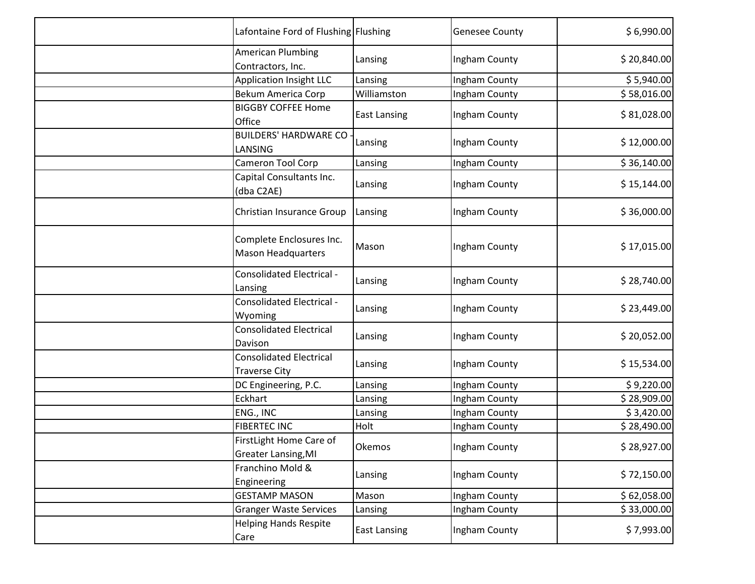| | | | | |
|---|---|---|---|---|
| | Lafontaine Ford of Flushing | Flushing | Genesee County | $ 6,990.00 |
| | American Plumbing Contractors, Inc. | Lansing | Ingham County | $ 20,840.00 |
| | Application Insight LLC | Lansing | Ingham County | $ 5,940.00 |
| | Bekum America Corp | Williamston | Ingham County | $ 58,016.00 |
| | BIGGBY COFFEE Home Office | East Lansing | Ingham County | $ 81,028.00 |
| | BUILDERS' HARDWARE CO - LANSING | Lansing | Ingham County | $ 12,000.00 |
| | Cameron Tool Corp | Lansing | Ingham County | $ 36,140.00 |
| | Capital Consultants Inc. (dba C2AE) | Lansing | Ingham County | $ 15,144.00 |
| | Christian Insurance Group | Lansing | Ingham County | $ 36,000.00 |
| | Complete Enclosures Inc. Mason Headquarters | Mason | Ingham County | $ 17,015.00 |
| | Consolidated Electrical - Lansing | Lansing | Ingham County | $ 28,740.00 |
| | Consolidated Electrical - Wyoming | Lansing | Ingham County | $ 23,449.00 |
| | Consolidated Electrical Davison | Lansing | Ingham County | $ 20,052.00 |
| | Consolidated Electrical Traverse City | Lansing | Ingham County | $ 15,534.00 |
| | DC Engineering, P.C. | Lansing | Ingham County | $ 9,220.00 |
| | Eckhart | Lansing | Ingham County | $ 28,909.00 |
| | ENG., INC | Lansing | Ingham County | $ 3,420.00 |
| | FIBERTEC INC | Holt | Ingham County | $ 28,490.00 |
| | FirstLight Home Care of Greater Lansing,MI | Okemos | Ingham County | $ 28,927.00 |
| | Franchino Mold & Engineering | Lansing | Ingham County | $ 72,150.00 |
| | GESTAMP MASON | Mason | Ingham County | $ 62,058.00 |
| | Granger Waste Services | Lansing | Ingham County | $ 33,000.00 |
| | Helping Hands Respite Care | East Lansing | Ingham County | $ 7,993.00 |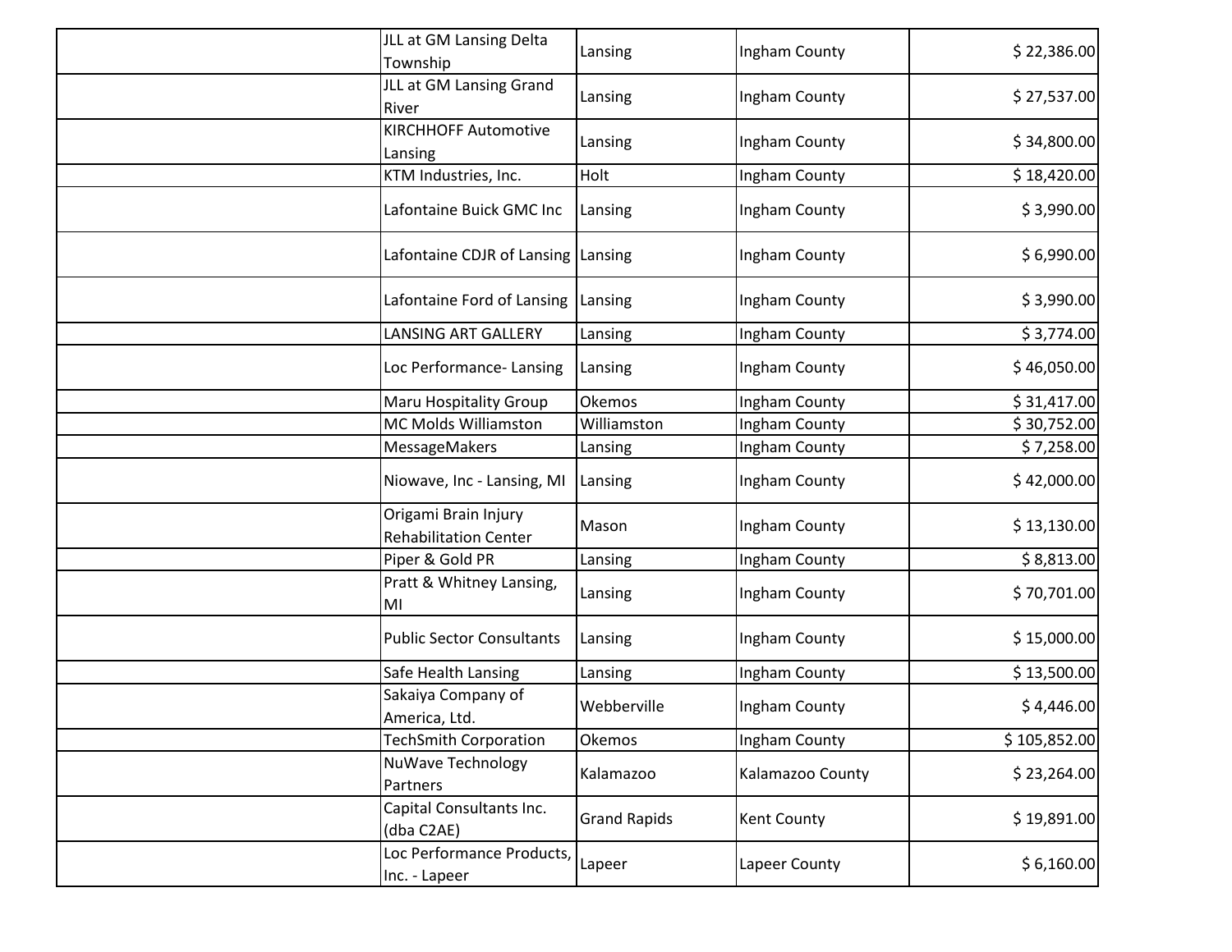| | | | | |
|---|---|---|---|---|
| | JLL at GM Lansing Delta Township | Lansing | Ingham County | $ 22,386.00 |
| | JLL at GM Lansing Grand River | Lansing | Ingham County | $ 27,537.00 |
| | KIRCHHOFF Automotive Lansing | Lansing | Ingham County | $ 34,800.00 |
| | KTM Industries, Inc. | Holt | Ingham County | $ 18,420.00 |
| | Lafontaine Buick GMC Inc | Lansing | Ingham County | $ 3,990.00 |
| | Lafontaine CDJR of Lansing | Lansing | Ingham County | $ 6,990.00 |
| | Lafontaine Ford of Lansing | Lansing | Ingham County | $ 3,990.00 |
| | LANSING ART GALLERY | Lansing | Ingham County | $ 3,774.00 |
| | Loc Performance- Lansing | Lansing | Ingham County | $ 46,050.00 |
| | Maru Hospitality Group | Okemos | Ingham County | $ 31,417.00 |
| | MC Molds Williamston | Williamston | Ingham County | $ 30,752.00 |
| | MessageMakers | Lansing | Ingham County | $ 7,258.00 |
| | Niowave, Inc - Lansing, MI | Lansing | Ingham County | $ 42,000.00 |
| | Origami Brain Injury Rehabilitation Center | Mason | Ingham County | $ 13,130.00 |
| | Piper & Gold PR | Lansing | Ingham County | $ 8,813.00 |
| | Pratt & Whitney Lansing, MI | Lansing | Ingham County | $ 70,701.00 |
| | Public Sector Consultants | Lansing | Ingham County | $ 15,000.00 |
| | Safe Health Lansing | Lansing | Ingham County | $ 13,500.00 |
| | Sakaiya Company of America, Ltd. | Webberville | Ingham County | $ 4,446.00 |
| | TechSmith Corporation | Okemos | Ingham County | $ 105,852.00 |
| | NuWave Technology Partners | Kalamazoo | Kalamazoo County | $ 23,264.00 |
| | Capital Consultants Inc. (dba C2AE) | Grand Rapids | Kent County | $ 19,891.00 |
| | Loc Performance Products, Inc. - Lapeer | Lapeer | Lapeer County | $ 6,160.00 |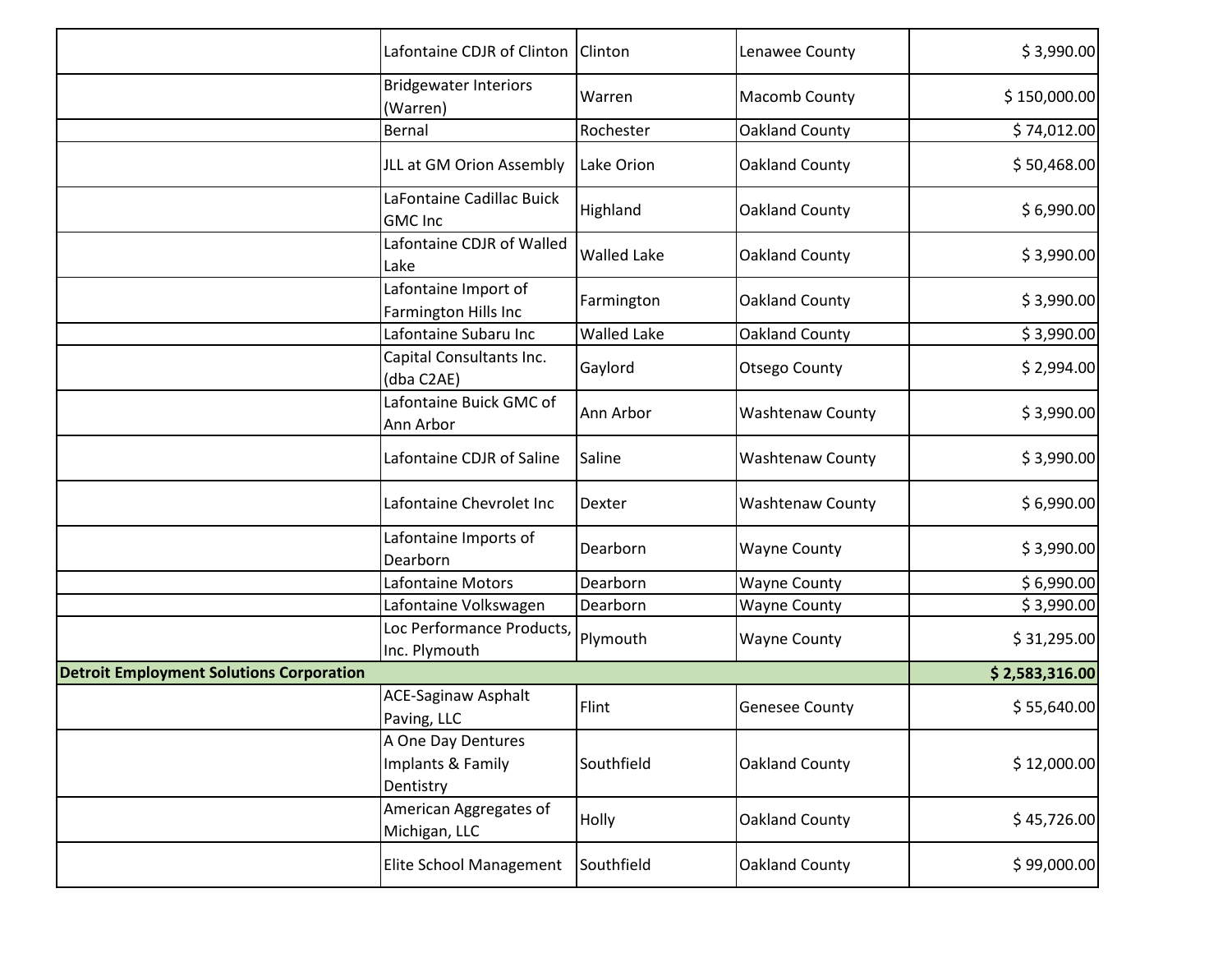| | | | | |
|---|---|---|---|---|
| | Lafontaine CDJR of Clinton | Clinton | Lenawee County | $ 3,990.00 |
| | Bridgewater Interiors (Warren) | Warren | Macomb County | $ 150,000.00 |
| | Bernal | Rochester | Oakland County | $ 74,012.00 |
| | JLL at GM Orion Assembly | Lake Orion | Oakland County | $ 50,468.00 |
| | LaFontaine Cadillac Buick GMC Inc | Highland | Oakland County | $ 6,990.00 |
| | Lafontaine CDJR of Walled Lake | Walled Lake | Oakland County | $ 3,990.00 |
| | Lafontaine Import of Farmington Hills Inc | Farmington | Oakland County | $ 3,990.00 |
| | Lafontaine Subaru Inc | Walled Lake | Oakland County | $ 3,990.00 |
| | Capital Consultants Inc. (dba C2AE) | Gaylord | Otsego County | $ 2,994.00 |
| | Lafontaine Buick GMC of Ann Arbor | Ann Arbor | Washtenaw County | $ 3,990.00 |
| | Lafontaine CDJR of Saline | Saline | Washtenaw County | $ 3,990.00 |
| | Lafontaine Chevrolet Inc | Dexter | Washtenaw County | $ 6,990.00 |
| | Lafontaine Imports of Dearborn | Dearborn | Wayne County | $ 3,990.00 |
| | Lafontaine Motors | Dearborn | Wayne County | $ 6,990.00 |
| | Lafontaine Volkswagen | Dearborn | Wayne County | $ 3,990.00 |
| | Loc Performance Products, Inc. Plymouth | Plymouth | Wayne County | $ 31,295.00 |
| **Detroit Employment Solutions Corporation** | | | | **$ 2,583,316.00** |
| | ACE-Saginaw Asphalt Paving, LLC | Flint | Genesee County | $ 55,640.00 |
| | A One Day Dentures Implants & Family Dentistry | Southfield | Oakland County | $ 12,000.00 |
| | American Aggregates of Michigan, LLC | Holly | Oakland County | $ 45,726.00 |
| | Elite School Management | Southfield | Oakland County | $ 99,000.00 |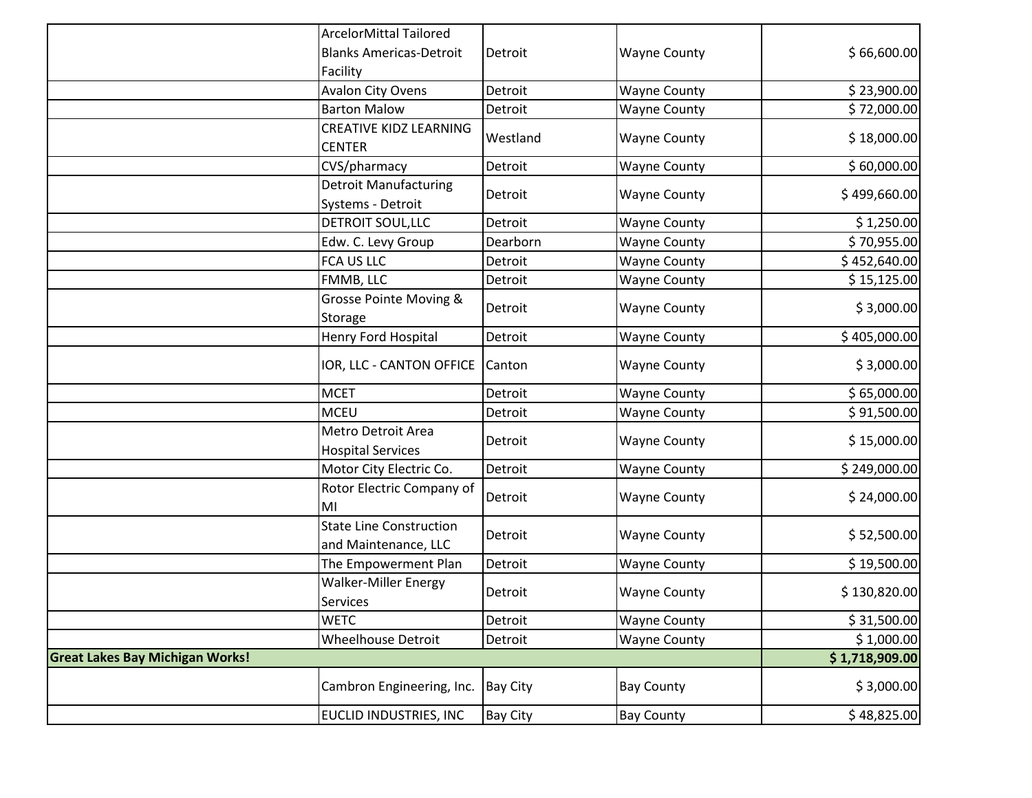| | | | | |
|---|---|---|---|---|
| | ArcelorMittal Tailored Blanks Americas-Detroit Facility | Detroit | Wayne County | $ 66,600.00 |
| | Avalon City Ovens | Detroit | Wayne County | $ 23,900.00 |
| | Barton Malow | Detroit | Wayne County | $ 72,000.00 |
| | CREATIVE KIDZ LEARNING CENTER | Westland | Wayne County | $ 18,000.00 |
| | CVS/pharmacy | Detroit | Wayne County | $ 60,000.00 |
| | Detroit Manufacturing Systems - Detroit | Detroit | Wayne County | $ 499,660.00 |
| | DETROIT SOUL,LLC | Detroit | Wayne County | $ 1,250.00 |
| | Edw. C. Levy Group | Dearborn | Wayne County | $ 70,955.00 |
| | FCA US LLC | Detroit | Wayne County | $ 452,640.00 |
| | FMMB, LLC | Detroit | Wayne County | $ 15,125.00 |
| | Grosse Pointe Moving & Storage | Detroit | Wayne County | $ 3,000.00 |
| | Henry Ford Hospital | Detroit | Wayne County | $ 405,000.00 |
| | IOR, LLC - CANTON OFFICE | Canton | Wayne County | $ 3,000.00 |
| | MCET | Detroit | Wayne County | $ 65,000.00 |
| | MCEU | Detroit | Wayne County | $ 91,500.00 |
| | Metro Detroit Area Hospital Services | Detroit | Wayne County | $ 15,000.00 |
| | Motor City Electric Co. | Detroit | Wayne County | $ 249,000.00 |
| | Rotor Electric Company of MI | Detroit | Wayne County | $ 24,000.00 |
| | State Line Construction and Maintenance, LLC | Detroit | Wayne County | $ 52,500.00 |
| | The Empowerment Plan | Detroit | Wayne County | $ 19,500.00 |
| | Walker-Miller Energy Services | Detroit | Wayne County | $ 130,820.00 |
| | WETC | Detroit | Wayne County | $ 31,500.00 |
| | Wheelhouse Detroit | Detroit | Wayne County | $ 1,000.00 |
| **Great Lakes Bay Michigan Works!** | | | | **$ 1,718,909.00** |
| | Cambron Engineering, Inc. | Bay City | Bay County | $ 3,000.00 |
| | EUCLID INDUSTRIES, INC | Bay City | Bay County | $ 48,825.00 |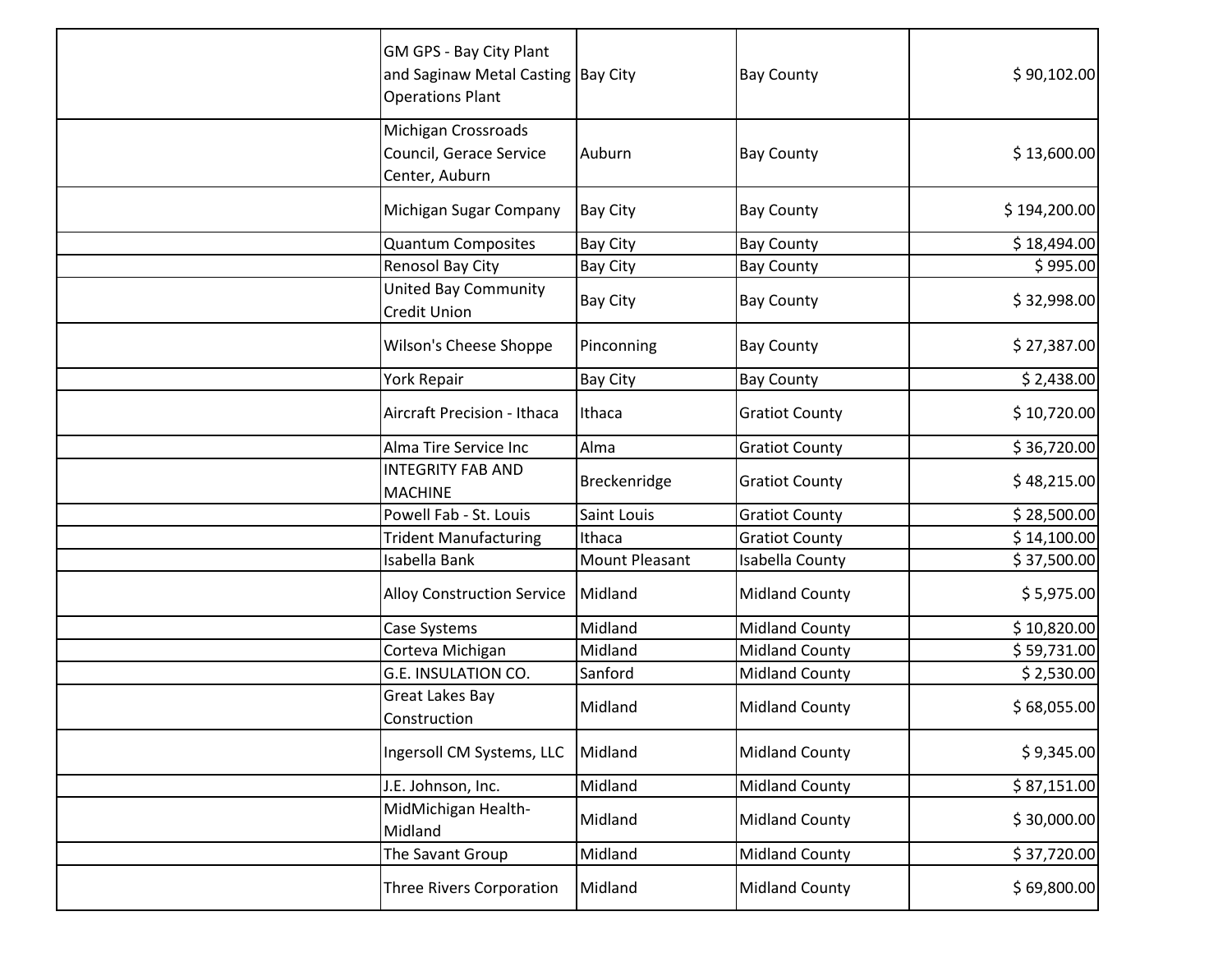| | | | | |
|---|---|---|---|---|
| | GM GPS - Bay City Plant and Saginaw Metal Casting Operations Plant | Bay City | Bay County | $ 90,102.00 |
| | Michigan Crossroads Council, Gerace Service Center, Auburn | Auburn | Bay County | $ 13,600.00 |
| | Michigan Sugar Company | Bay City | Bay County | $ 194,200.00 |
| | Quantum Composites | Bay City | Bay County | $ 18,494.00 |
| | Renosol Bay City | Bay City | Bay County | $ 995.00 |
| | United Bay Community Credit Union | Bay City | Bay County | $ 32,998.00 |
| | Wilson's Cheese Shoppe | Pinconning | Bay County | $ 27,387.00 |
| | York Repair | Bay City | Bay County | $ 2,438.00 |
| | Aircraft Precision - Ithaca | Ithaca | Gratiot County | $ 10,720.00 |
| | Alma Tire Service Inc | Alma | Gratiot County | $ 36,720.00 |
| | INTEGRITY FAB AND MACHINE | Breckenridge | Gratiot County | $ 48,215.00 |
| | Powell Fab - St. Louis | Saint Louis | Gratiot County | $ 28,500.00 |
| | Trident Manufacturing | Ithaca | Gratiot County | $ 14,100.00 |
| | Isabella Bank | Mount Pleasant | Isabella County | $ 37,500.00 |
| | Alloy Construction Service | Midland | Midland County | $ 5,975.00 |
| | Case Systems | Midland | Midland County | $ 10,820.00 |
| | Corteva Michigan | Midland | Midland County | $ 59,731.00 |
| | G.E. INSULATION CO. | Sanford | Midland County | $ 2,530.00 |
| | Great Lakes Bay Construction | Midland | Midland County | $ 68,055.00 |
| | Ingersoll CM Systems, LLC | Midland | Midland County | $ 9,345.00 |
| | J.E. Johnson, Inc. | Midland | Midland County | $ 87,151.00 |
| | MidMichigan Health-Midland | Midland | Midland County | $ 30,000.00 |
| | The Savant Group | Midland | Midland County | $ 37,720.00 |
| | Three Rivers Corporation | Midland | Midland County | $ 69,800.00 |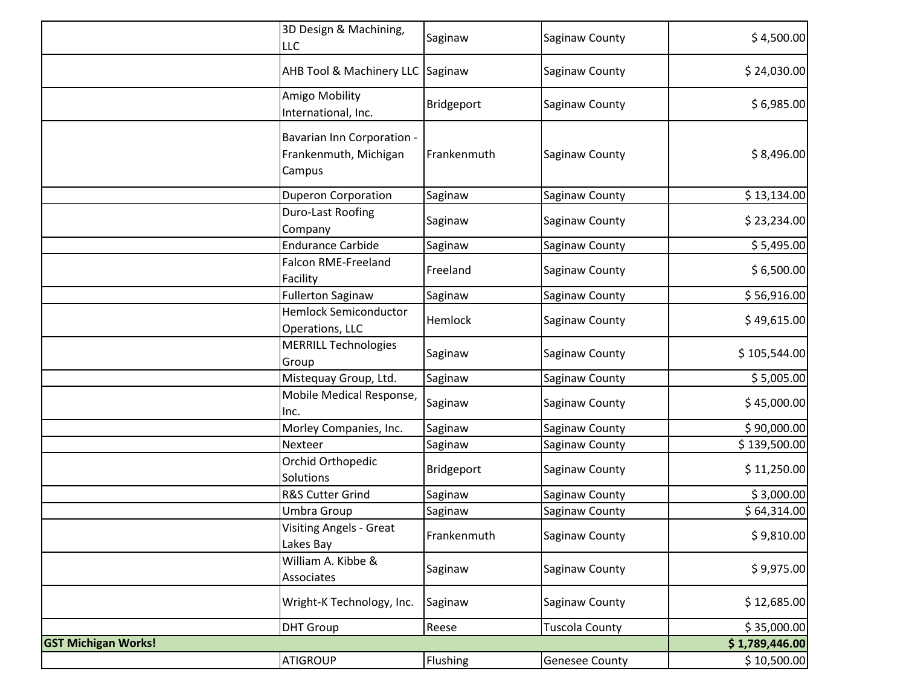| | | | | |
|---|---|---|---|---|
| | 3D Design & Machining, LLC | Saginaw | Saginaw County | $ 4,500.00 |
| | AHB Tool & Machinery LLC | Saginaw | Saginaw County | $ 24,030.00 |
| | Amigo Mobility International, Inc. | Bridgeport | Saginaw County | $ 6,985.00 |
| | Bavarian Inn Corporation - Frankenmuth, Michigan Campus | Frankenmuth | Saginaw County | $ 8,496.00 |
| | Duperon Corporation | Saginaw | Saginaw County | $ 13,134.00 |
| | Duro-Last Roofing Company | Saginaw | Saginaw County | $ 23,234.00 |
| | Endurance Carbide | Saginaw | Saginaw County | $ 5,495.00 |
| | Falcon RME-Freeland Facility | Freeland | Saginaw County | $ 6,500.00 |
| | Fullerton Saginaw | Saginaw | Saginaw County | $ 56,916.00 |
| | Hemlock Semiconductor Operations, LLC | Hemlock | Saginaw County | $ 49,615.00 |
| | MERRILL Technologies Group | Saginaw | Saginaw County | $ 105,544.00 |
| | Mistequay Group, Ltd. | Saginaw | Saginaw County | $ 5,005.00 |
| | Mobile Medical Response, Inc. | Saginaw | Saginaw County | $ 45,000.00 |
| | Morley Companies, Inc. | Saginaw | Saginaw County | $ 90,000.00 |
| | Nexteer | Saginaw | Saginaw County | $ 139,500.00 |
| | Orchid Orthopedic Solutions | Bridgeport | Saginaw County | $ 11,250.00 |
| | R&S Cutter Grind | Saginaw | Saginaw County | $ 3,000.00 |
| | Umbra Group | Saginaw | Saginaw County | $ 64,314.00 |
| | Visiting Angels - Great Lakes Bay | Frankenmuth | Saginaw County | $ 9,810.00 |
| | William A. Kibbe & Associates | Saginaw | Saginaw County | $ 9,975.00 |
| | Wright-K Technology, Inc. | Saginaw | Saginaw County | $ 12,685.00 |
| | DHT Group | Reese | Tuscola County | $ 35,000.00 |
| **GST Michigan Works!** | | | | **$ 1,789,446.00** |
| | ATIGROUP | Flushing | Genesee County | $ 10,500.00 |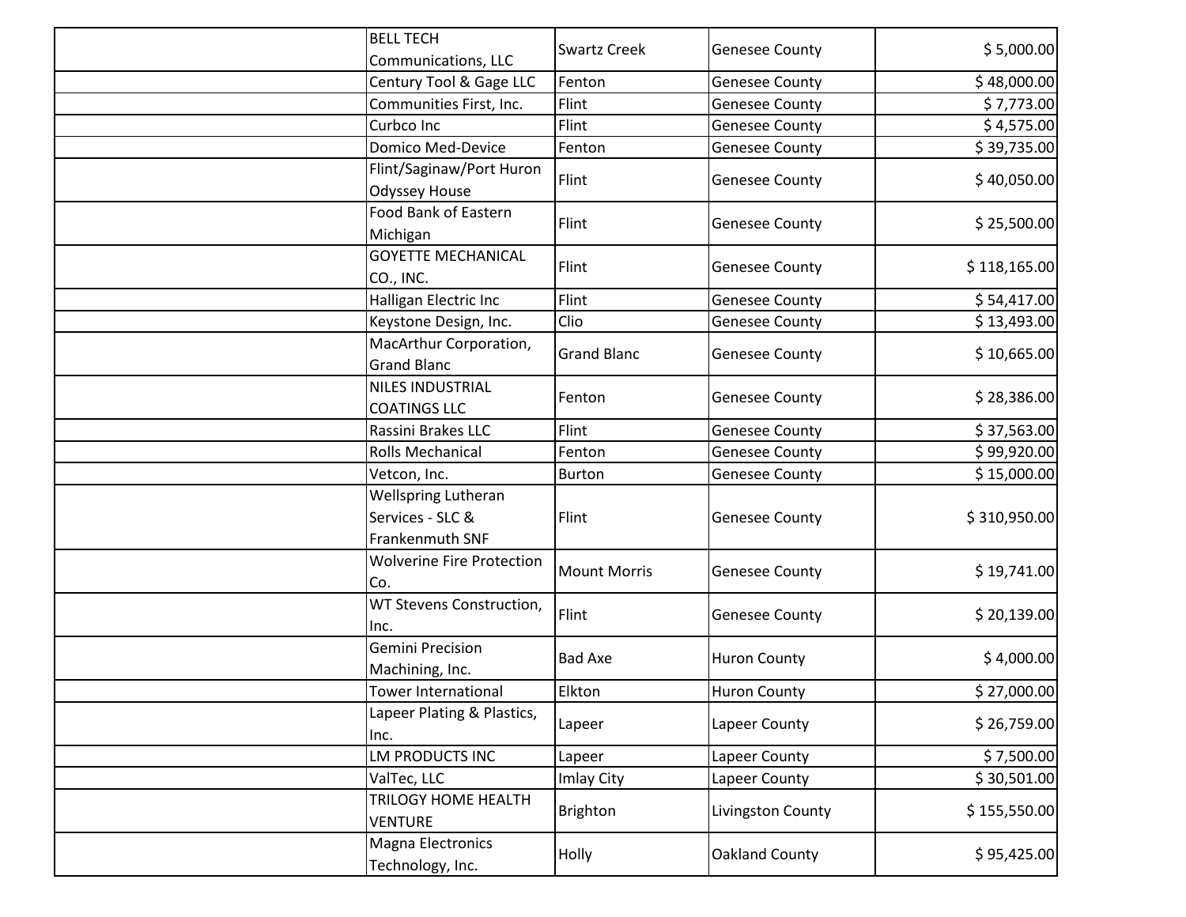| | | | | |
|---|---|---|---|---|
| | BELL TECH Communications, LLC | Swartz Creek | Genesee County | $ 5,000.00 |
| | Century Tool & Gage LLC | Fenton | Genesee County | $ 48,000.00 |
| | Communities First, Inc. | Flint | Genesee County | $ 7,773.00 |
| | Curbco Inc | Flint | Genesee County | $ 4,575.00 |
| | Domico Med-Device | Fenton | Genesee County | $ 39,735.00 |
| | Flint/Saginaw/Port Huron Odyssey House | Flint | Genesee County | $ 40,050.00 |
| | Food Bank of Eastern Michigan | Flint | Genesee County | $ 25,500.00 |
| | GOYETTE MECHANICAL CO., INC. | Flint | Genesee County | $ 118,165.00 |
| | Halligan Electric Inc | Flint | Genesee County | $ 54,417.00 |
| | Keystone Design, Inc. | Clio | Genesee County | $ 13,493.00 |
| | MacArthur Corporation, Grand Blanc | Grand Blanc | Genesee County | $ 10,665.00 |
| | NILES INDUSTRIAL COATINGS LLC | Fenton | Genesee County | $ 28,386.00 |
| | Rassini Brakes LLC | Flint | Genesee County | $ 37,563.00 |
| | Rolls Mechanical | Fenton | Genesee County | $ 99,920.00 |
| | Vetcon, Inc. | Burton | Genesee County | $ 15,000.00 |
| | Wellspring Lutheran Services - SLC & Frankenmuth SNF | Flint | Genesee County | $ 310,950.00 |
| | Wolverine Fire Protection Co. | Mount Morris | Genesee County | $ 19,741.00 |
| | WT Stevens Construction, Inc. | Flint | Genesee County | $ 20,139.00 |
| | Gemini Precision Machining, Inc. | Bad Axe | Huron County | $ 4,000.00 |
| | Tower International | Elkton | Huron County | $ 27,000.00 |
| | Lapeer Plating & Plastics, Inc. | Lapeer | Lapeer County | $ 26,759.00 |
| | LM PRODUCTS INC | Lapeer | Lapeer County | $ 7,500.00 |
| | ValTec, LLC | Imlay City | Lapeer County | $ 30,501.00 |
| | TRILOGY HOME HEALTH VENTURE | Brighton | Livingston County | $ 155,550.00 |
| | Magna Electronics Technology, Inc. | Holly | Oakland County | $ 95,425.00 |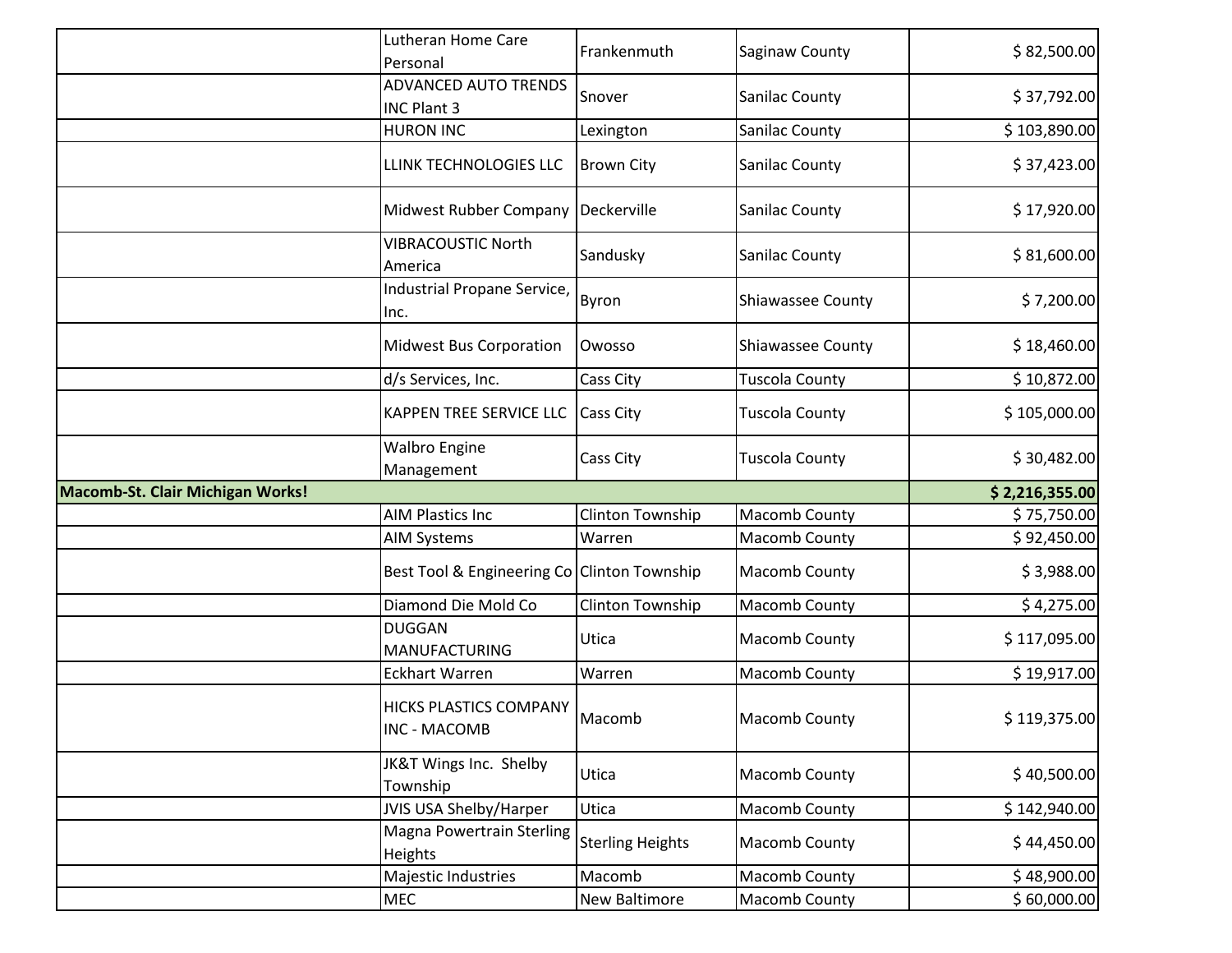| | | | | |
|---|---|---|---|---|
| | Lutheran Home Care Personal | Frankenmuth | Saginaw County | $ 82,500.00 |
| | ADVANCED AUTO TRENDS INC Plant 3 | Snover | Sanilac County | $ 37,792.00 |
| | HURON INC | Lexington | Sanilac County | $ 103,890.00 |
| | LLINK TECHNOLOGIES LLC | Brown City | Sanilac County | $ 37,423.00 |
| | Midwest Rubber Company | Deckerville | Sanilac County | $ 17,920.00 |
| | VIBRACOUSTIC North America | Sandusky | Sanilac County | $ 81,600.00 |
| | Industrial Propane Service, Inc. | Byron | Shiawassee County | $ 7,200.00 |
| | Midwest Bus Corporation | Owosso | Shiawassee County | $ 18,460.00 |
| | d/s Services, Inc. | Cass City | Tuscola County | $ 10,872.00 |
| | KAPPEN TREE SERVICE LLC | Cass City | Tuscola County | $ 105,000.00 |
| | Walbro Engine Management | Cass City | Tuscola County | $ 30,482.00 |
| **Macomb-St. Clair Michigan Works!** | | | | **$ 2,216,355.00** |
| | AIM Plastics Inc | Clinton Township | Macomb County | $ 75,750.00 |
| | AIM Systems | Warren | Macomb County | $ 92,450.00 |
| | Best Tool & Engineering Co | Clinton Township | Macomb County | $ 3,988.00 |
| | Diamond Die Mold Co | Clinton Township | Macomb County | $ 4,275.00 |
| | DUGGAN MANUFACTURING | Utica | Macomb County | $ 117,095.00 |
| | Eckhart Warren | Warren | Macomb County | $ 19,917.00 |
| | HICKS PLASTICS COMPANY INC - MACOMB | Macomb | Macomb County | $ 119,375.00 |
| | JK&T Wings Inc. Shelby Township | Utica | Macomb County | $ 40,500.00 |
| | JVIS USA Shelby/Harper | Utica | Macomb County | $ 142,940.00 |
| | Magna Powertrain Sterling Heights | Sterling Heights | Macomb County | $ 44,450.00 |
| | Majestic Industries | Macomb | Macomb County | $ 48,900.00 |
| | MEC | New Baltimore | Macomb County | $ 60,000.00 |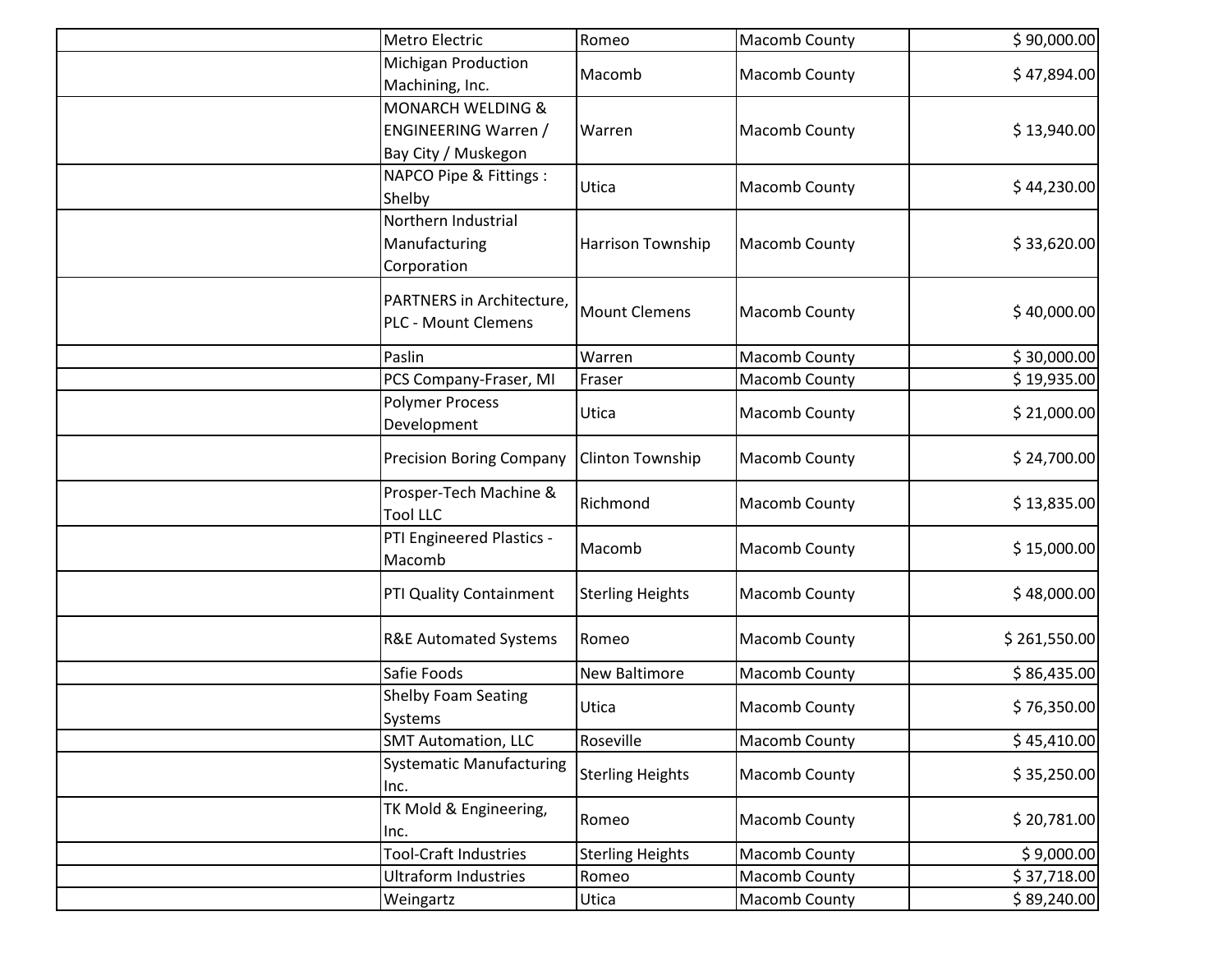| | | | | |
|---|---|---|---|---|
| | Metro Electric | Romeo | Macomb County | $ 90,000.00 |
| | Michigan Production Machining, Inc. | Macomb | Macomb County | $ 47,894.00 |
| | MONARCH WELDING & ENGINEERING Warren / Bay City / Muskegon | Warren | Macomb County | $ 13,940.00 |
| | NAPCO Pipe & Fittings : Shelby | Utica | Macomb County | $ 44,230.00 |
| | Northern Industrial Manufacturing Corporation | Harrison Township | Macomb County | $ 33,620.00 |
| | PARTNERS in Architecture, PLC - Mount Clemens | Mount Clemens | Macomb County | $ 40,000.00 |
| | Paslin | Warren | Macomb County | $ 30,000.00 |
| | PCS Company-Fraser, MI | Fraser | Macomb County | $ 19,935.00 |
| | Polymer Process Development | Utica | Macomb County | $ 21,000.00 |
| | Precision Boring Company | Clinton Township | Macomb County | $ 24,700.00 |
| | Prosper-Tech Machine & Tool LLC | Richmond | Macomb County | $ 13,835.00 |
| | PTI Engineered Plastics - Macomb | Macomb | Macomb County | $ 15,000.00 |
| | PTI Quality Containment | Sterling Heights | Macomb County | $ 48,000.00 |
| | R&E Automated Systems | Romeo | Macomb County | $ 261,550.00 |
| | Safie Foods | New Baltimore | Macomb County | $ 86,435.00 |
| | Shelby Foam Seating Systems | Utica | Macomb County | $ 76,350.00 |
| | SMT Automation, LLC | Roseville | Macomb County | $ 45,410.00 |
| | Systematic Manufacturing Inc. | Sterling Heights | Macomb County | $ 35,250.00 |
| | TK Mold & Engineering, Inc. | Romeo | Macomb County | $ 20,781.00 |
| | Tool-Craft Industries | Sterling Heights | Macomb County | $ 9,000.00 |
| | Ultraform Industries | Romeo | Macomb County | $ 37,718.00 |
| | Weingartz | Utica | Macomb County | $ 89,240.00 |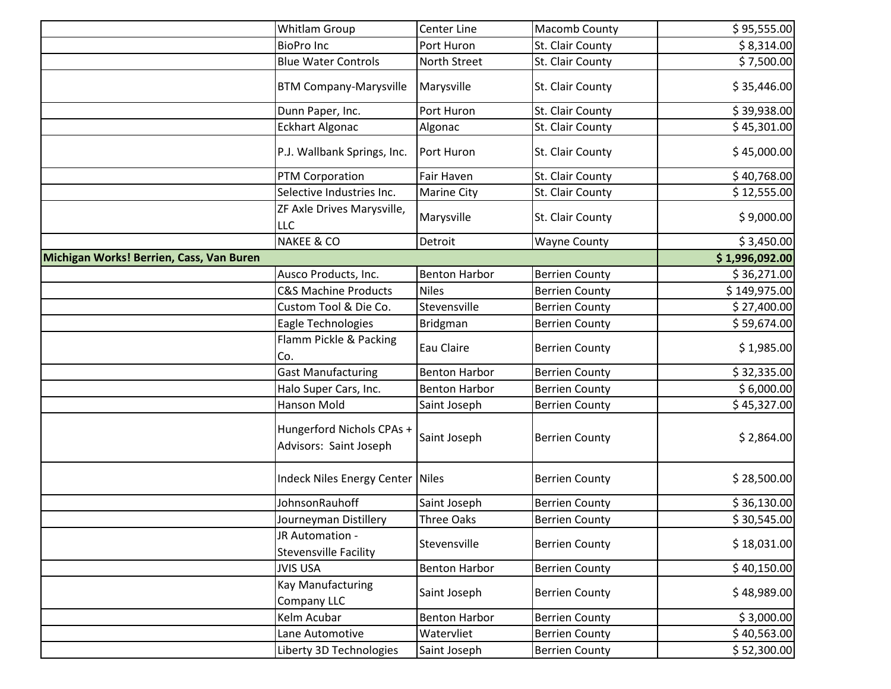| | | | | |
|---|---|---|---|---|
| | Whitlam Group | Center Line | Macomb County | $ 95,555.00 |
| | BioPro Inc | Port Huron | St. Clair County | $ 8,314.00 |
| | Blue Water Controls | North Street | St. Clair County | $ 7,500.00 |
| | BTM Company-Marysville | Marysville | St. Clair County | $ 35,446.00 |
| | Dunn Paper, Inc. | Port Huron | St. Clair County | $ 39,938.00 |
| | Eckhart Algonac | Algonac | St. Clair County | $ 45,301.00 |
| | P.J. Wallbank Springs, Inc. | Port Huron | St. Clair County | $ 45,000.00 |
| | PTM Corporation | Fair Haven | St. Clair County | $ 40,768.00 |
| | Selective Industries Inc. | Marine City | St. Clair County | $ 12,555.00 |
| | ZF Axle Drives Marysville, LLC | Marysville | St. Clair County | $ 9,000.00 |
| | NAKEE & CO | Detroit | Wayne County | $ 3,450.00 |
| **Michigan Works! Berrien, Cass, Van Buren** | | | | **$ 1,996,092.00** |
| | Ausco Products, Inc. | Benton Harbor | Berrien County | $ 36,271.00 |
| | C&S Machine Products | Niles | Berrien County | $ 149,975.00 |
| | Custom Tool & Die Co. | Stevensville | Berrien County | $ 27,400.00 |
| | Eagle Technologies | Bridgman | Berrien County | $ 59,674.00 |
| | Flamm Pickle & Packing Co. | Eau Claire | Berrien County | $ 1,985.00 |
| | Gast Manufacturing | Benton Harbor | Berrien County | $ 32,335.00 |
| | Halo Super Cars, Inc. | Benton Harbor | Berrien County | $ 6,000.00 |
| | Hanson Mold | Saint Joseph | Berrien County | $ 45,327.00 |
| | Hungerford Nichols CPAs + Advisors: Saint Joseph | Saint Joseph | Berrien County | $ 2,864.00 |
| | Indeck Niles Energy Center | Niles | Berrien County | $ 28,500.00 |
| | JohnsonRauhoff | Saint Joseph | Berrien County | $ 36,130.00 |
| | Journeyman Distillery | Three Oaks | Berrien County | $ 30,545.00 |
| | JR Automation - Stevensville Facility | Stevensville | Berrien County | $ 18,031.00 |
| | JVIS USA | Benton Harbor | Berrien County | $ 40,150.00 |
| | Kay Manufacturing Company LLC | Saint Joseph | Berrien County | $ 48,989.00 |
| | Kelm Acubar | Benton Harbor | Berrien County | $ 3,000.00 |
| | Lane Automotive | Watervliet | Berrien County | $ 40,563.00 |
| | Liberty 3D Technologies | Saint Joseph | Berrien County | $ 52,300.00 |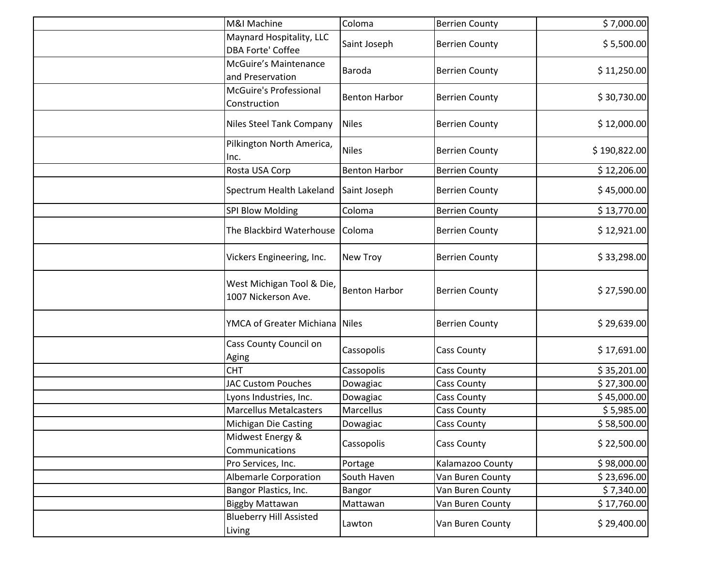| | | | | |
|---|---|---|---|---|
| | M&I Machine | Coloma | Berrien County | $ 7,000.00 |
| | Maynard Hospitality, LLC DBA Forte' Coffee | Saint Joseph | Berrien County | $ 5,500.00 |
| | McGuire's Maintenance and Preservation | Baroda | Berrien County | $ 11,250.00 |
| | McGuire's Professional Construction | Benton Harbor | Berrien County | $ 30,730.00 |
| | Niles Steel Tank Company | Niles | Berrien County | $ 12,000.00 |
| | Pilkington North America, Inc. | Niles | Berrien County | $ 190,822.00 |
| | Rosta USA Corp | Benton Harbor | Berrien County | $ 12,206.00 |
| | Spectrum Health Lakeland | Saint Joseph | Berrien County | $ 45,000.00 |
| | SPI Blow Molding | Coloma | Berrien County | $ 13,770.00 |
| | The Blackbird Waterhouse | Coloma | Berrien County | $ 12,921.00 |
| | Vickers Engineering, Inc. | New Troy | Berrien County | $ 33,298.00 |
| | West Michigan Tool & Die, 1007 Nickerson Ave. | Benton Harbor | Berrien County | $ 27,590.00 |
| | YMCA of Greater Michiana | Niles | Berrien County | $ 29,639.00 |
| | Cass County Council on Aging | Cassopolis | Cass County | $ 17,691.00 |
| | CHT | Cassopolis | Cass County | $ 35,201.00 |
| | JAC Custom Pouches | Dowagiac | Cass County | $ 27,300.00 |
| | Lyons Industries, Inc. | Dowagiac | Cass County | $ 45,000.00 |
| | Marcellus Metalcasters | Marcellus | Cass County | $ 5,985.00 |
| | Michigan Die Casting | Dowagiac | Cass County | $ 58,500.00 |
| | Midwest Energy & Communications | Cassopolis | Cass County | $ 22,500.00 |
| | Pro Services, Inc. | Portage | Kalamazoo County | $ 98,000.00 |
| | Albemarle Corporation | South Haven | Van Buren County | $ 23,696.00 |
| | Bangor Plastics, Inc. | Bangor | Van Buren County | $ 7,340.00 |
| | Biggby Mattawan | Mattawan | Van Buren County | $ 17,760.00 |
| | Blueberry Hill Assisted Living | Lawton | Van Buren County | $ 29,400.00 |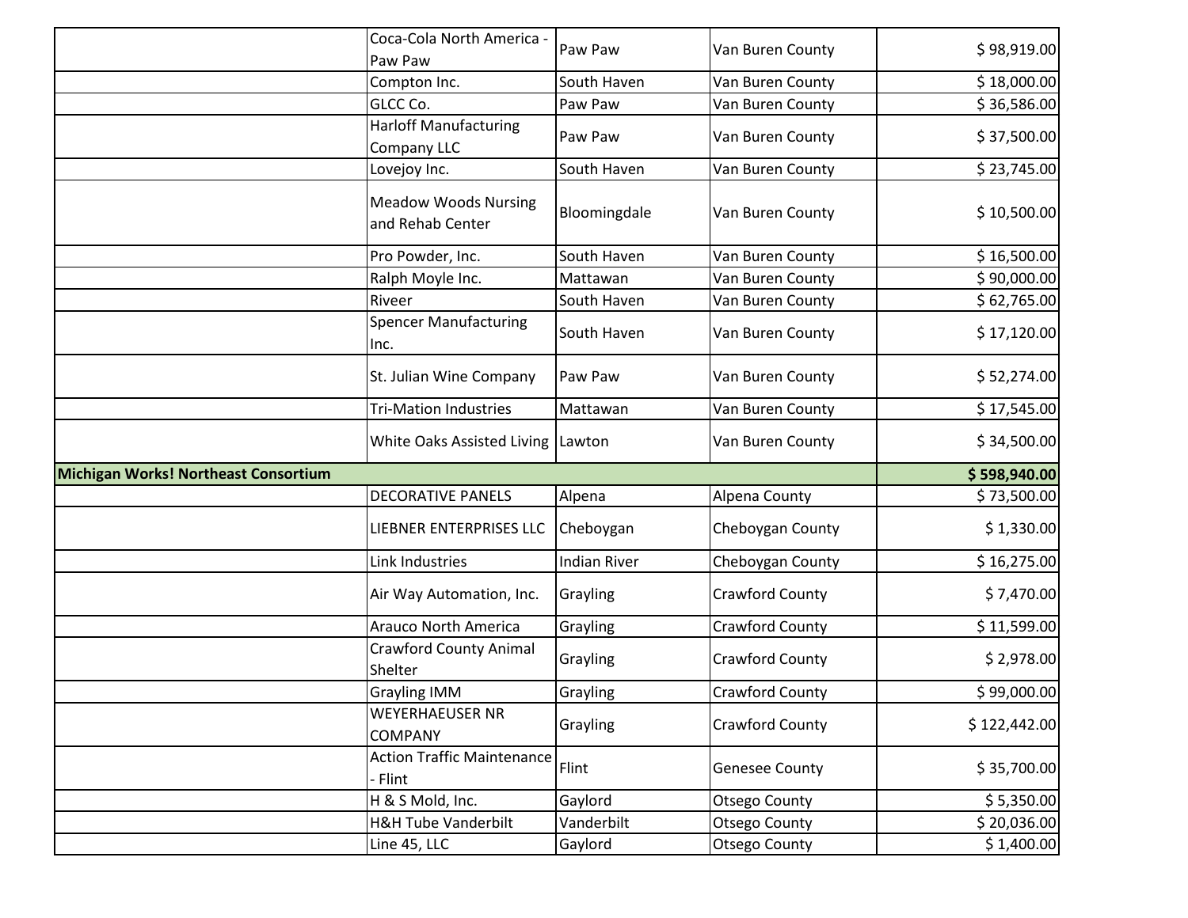| | | | | |
|---|---|---|---|---|
| | Coca-Cola North America - Paw Paw | Paw Paw | Van Buren County | $ 98,919.00 |
| | Compton Inc. | South Haven | Van Buren County | $ 18,000.00 |
| | GLCC Co. | Paw Paw | Van Buren County | $ 36,586.00 |
| | Harloff Manufacturing Company LLC | Paw Paw | Van Buren County | $ 37,500.00 |
| | Lovejoy Inc. | South Haven | Van Buren County | $ 23,745.00 |
| | Meadow Woods Nursing and Rehab Center | Bloomingdale | Van Buren County | $ 10,500.00 |
| | Pro Powder, Inc. | South Haven | Van Buren County | $ 16,500.00 |
| | Ralph Moyle Inc. | Mattawan | Van Buren County | $ 90,000.00 |
| | Riveer | South Haven | Van Buren County | $ 62,765.00 |
| | Spencer Manufacturing Inc. | South Haven | Van Buren County | $ 17,120.00 |
| | St. Julian Wine Company | Paw Paw | Van Buren County | $ 52,274.00 |
| | Tri-Mation Industries | Mattawan | Van Buren County | $ 17,545.00 |
| | White Oaks Assisted Living | Lawton | Van Buren County | $ 34,500.00 |
| **Michigan Works! Northeast Consortium** | | | | **$ 598,940.00** |
| | DECORATIVE PANELS | Alpena | Alpena County | $ 73,500.00 |
| | LIEBNER ENTERPRISES LLC | Cheboygan | Cheboygan County | $ 1,330.00 |
| | Link Industries | Indian River | Cheboygan County | $ 16,275.00 |
| | Air Way Automation, Inc. | Grayling | Crawford County | $ 7,470.00 |
| | Arauco North America | Grayling | Crawford County | $ 11,599.00 |
| | Crawford County Animal Shelter | Grayling | Crawford County | $ 2,978.00 |
| | Grayling IMM | Grayling | Crawford County | $ 99,000.00 |
| | WEYERHAEUSER NR COMPANY | Grayling | Crawford County | $ 122,442.00 |
| | Action Traffic Maintenance - Flint | Flint | Genesee County | $ 35,700.00 |
| | H & S Mold, Inc. | Gaylord | Otsego County | $ 5,350.00 |
| | H&H Tube Vanderbilt | Vanderbilt | Otsego County | $ 20,036.00 |
| | Line 45, LLC | Gaylord | Otsego County | $ 1,400.00 |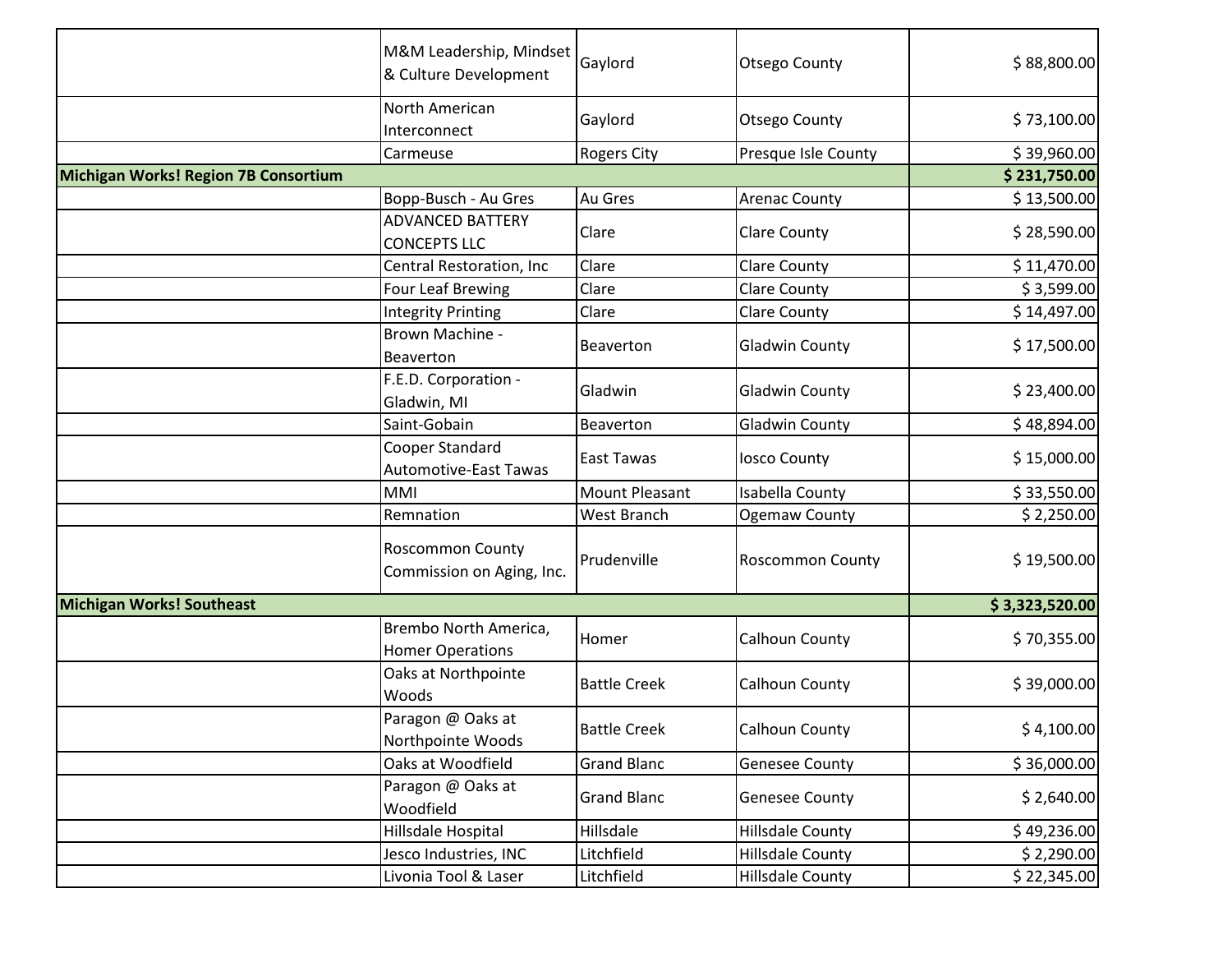| | | | | |
|---|---|---|---|---|
| | M&M Leadership, Mindset & Culture Development | Gaylord | Otsego County | $ 88,800.00 |
| | North American Interconnect | Gaylord | Otsego County | $ 73,100.00 |
| | Carmeuse | Rogers City | Presque Isle County | $ 39,960.00 |
| **Michigan Works! Region 7B Consortium** | | | | **$ 231,750.00** |
| | Bopp-Busch - Au Gres | Au Gres | Arenac County | $ 13,500.00 |
| | ADVANCED BATTERY CONCEPTS LLC | Clare | Clare County | $ 28,590.00 |
| | Central Restoration, Inc | Clare | Clare County | $ 11,470.00 |
| | Four Leaf Brewing | Clare | Clare County | $ 3,599.00 |
| | Integrity Printing | Clare | Clare County | $ 14,497.00 |
| | Brown Machine - Beaverton | Beaverton | Gladwin County | $ 17,500.00 |
| | F.E.D. Corporation - Gladwin, MI | Gladwin | Gladwin County | $ 23,400.00 |
| | Saint-Gobain | Beaverton | Gladwin County | $ 48,894.00 |
| | Cooper Standard Automotive-East Tawas | East Tawas | Iosco County | $ 15,000.00 |
| | MMI | Mount Pleasant | Isabella County | $ 33,550.00 |
| | Remnation | West Branch | Ogemaw County | $ 2,250.00 |
| | Roscommon County Commission on Aging, Inc. | Prudenville | Roscommon County | $ 19,500.00 |
| **Michigan Works! Southeast** | | | | **$ 3,323,520.00** |
| | Brembo North America, Homer Operations | Homer | Calhoun County | $ 70,355.00 |
| | Oaks at Northpointe Woods | Battle Creek | Calhoun County | $ 39,000.00 |
| | Paragon @ Oaks at Northpointe Woods | Battle Creek | Calhoun County | $ 4,100.00 |
| | Oaks at Woodfield | Grand Blanc | Genesee County | $ 36,000.00 |
| | Paragon @ Oaks at Woodfield | Grand Blanc | Genesee County | $ 2,640.00 |
| | Hillsdale Hospital | Hillsdale | Hillsdale County | $ 49,236.00 |
| | Jesco Industries, INC | Litchfield | Hillsdale County | $ 2,290.00 |
| | Livonia Tool & Laser | Litchfield | Hillsdale County | $ 22,345.00 |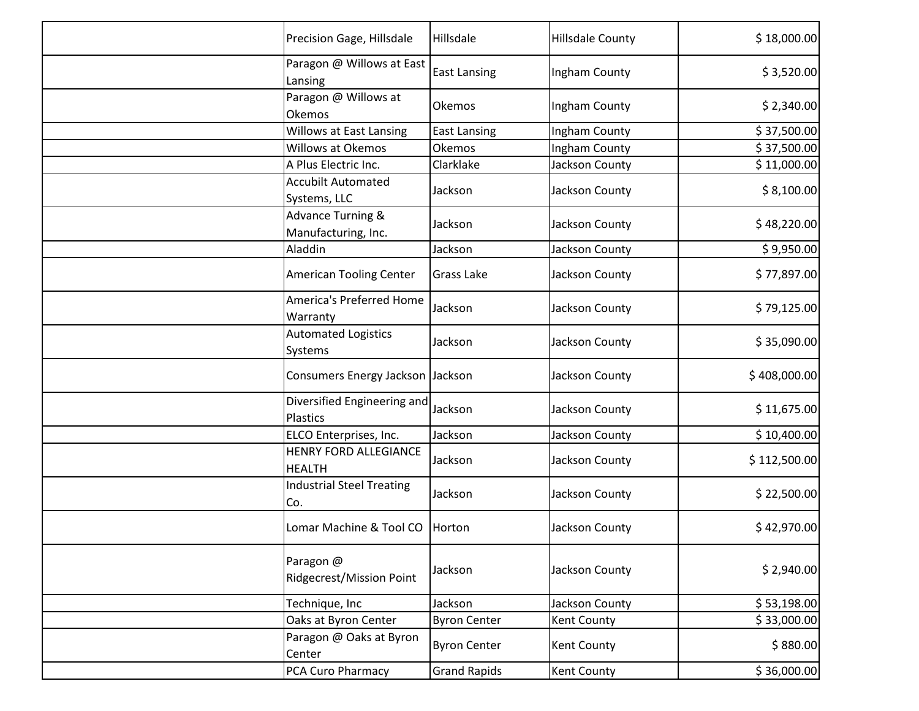| | | | | |
|---|---|---|---|---|
| | Precision Gage, Hillsdale | Hillsdale | Hillsdale County | $ 18,000.00 |
| | Paragon @ Willows at East Lansing | East Lansing | Ingham County | $ 3,520.00 |
| | Paragon @ Willows at Okemos | Okemos | Ingham County | $ 2,340.00 |
| | Willows at East Lansing | East Lansing | Ingham County | $ 37,500.00 |
| | Willows at Okemos | Okemos | Ingham County | $ 37,500.00 |
| | A Plus Electric Inc. | Clarklake | Jackson County | $ 11,000.00 |
| | Accubilt Automated Systems, LLC | Jackson | Jackson County | $ 8,100.00 |
| | Advance Turning & Manufacturing, Inc. | Jackson | Jackson County | $ 48,220.00 |
| | Aladdin | Jackson | Jackson County | $ 9,950.00 |
| | American Tooling Center | Grass Lake | Jackson County | $ 77,897.00 |
| | America's Preferred Home Warranty | Jackson | Jackson County | $ 79,125.00 |
| | Automated Logistics Systems | Jackson | Jackson County | $ 35,090.00 |
| | Consumers Energy Jackson | Jackson | Jackson County | $ 408,000.00 |
| | Diversified Engineering and Plastics | Jackson | Jackson County | $ 11,675.00 |
| | ELCO Enterprises, Inc. | Jackson | Jackson County | $ 10,400.00 |
| | HENRY FORD ALLEGIANCE HEALTH | Jackson | Jackson County | $ 112,500.00 |
| | Industrial Steel Treating Co. | Jackson | Jackson County | $ 22,500.00 |
| | Lomar Machine & Tool CO | Horton | Jackson County | $ 42,970.00 |
| | Paragon @ Ridgecrest/Mission Point | Jackson | Jackson County | $ 2,940.00 |
| | Technique, Inc | Jackson | Jackson County | $ 53,198.00 |
| | Oaks at Byron Center | Byron Center | Kent County | $ 33,000.00 |
| | Paragon @ Oaks at Byron Center | Byron Center | Kent County | $ 880.00 |
| | PCA Curo Pharmacy | Grand Rapids | Kent County | $ 36,000.00 |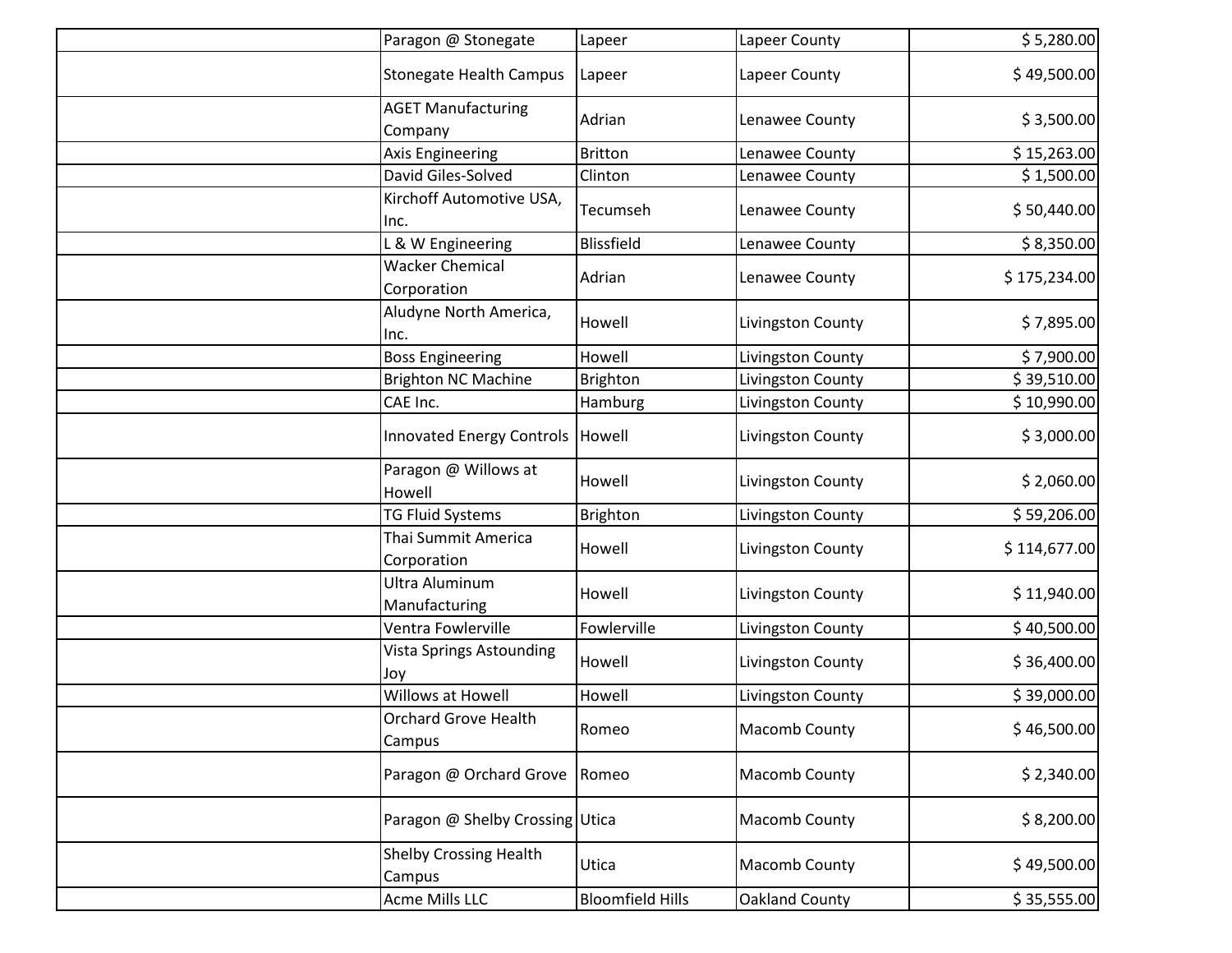| | | | | |
|---|---|---|---|---|
| | Paragon @ Stonegate | Lapeer | Lapeer County | $ 5,280.00 |
| | Stonegate Health Campus | Lapeer | Lapeer County | $ 49,500.00 |
| | AGET Manufacturing Company | Adrian | Lenawee County | $ 3,500.00 |
| | Axis Engineering | Britton | Lenawee County | $ 15,263.00 |
| | David Giles-Solved | Clinton | Lenawee County | $ 1,500.00 |
| | Kirchoff Automotive USA, Inc. | Tecumseh | Lenawee County | $ 50,440.00 |
| | L & W Engineering | Blissfield | Lenawee County | $ 8,350.00 |
| | Wacker Chemical Corporation | Adrian | Lenawee County | $ 175,234.00 |
| | Aludyne North America, Inc. | Howell | Livingston County | $ 7,895.00 |
| | Boss Engineering | Howell | Livingston County | $ 7,900.00 |
| | Brighton NC Machine | Brighton | Livingston County | $ 39,510.00 |
| | CAE Inc. | Hamburg | Livingston County | $ 10,990.00 |
| | Innovated Energy Controls | Howell | Livingston County | $ 3,000.00 |
| | Paragon @ Willows at Howell | Howell | Livingston County | $ 2,060.00 |
| | TG Fluid Systems | Brighton | Livingston County | $ 59,206.00 |
| | Thai Summit America Corporation | Howell | Livingston County | $ 114,677.00 |
| | Ultra Aluminum Manufacturing | Howell | Livingston County | $ 11,940.00 |
| | Ventra Fowlerville | Fowlerville | Livingston County | $ 40,500.00 |
| | Vista Springs Astounding Joy | Howell | Livingston County | $ 36,400.00 |
| | Willows at Howell | Howell | Livingston County | $ 39,000.00 |
| | Orchard Grove Health Campus | Romeo | Macomb County | $ 46,500.00 |
| | Paragon @ Orchard Grove | Romeo | Macomb County | $ 2,340.00 |
| | Paragon @ Shelby Crossing | Utica | Macomb County | $ 8,200.00 |
| | Shelby Crossing Health Campus | Utica | Macomb County | $ 49,500.00 |
| | Acme Mills LLC | Bloomfield Hills | Oakland County | $ 35,555.00 |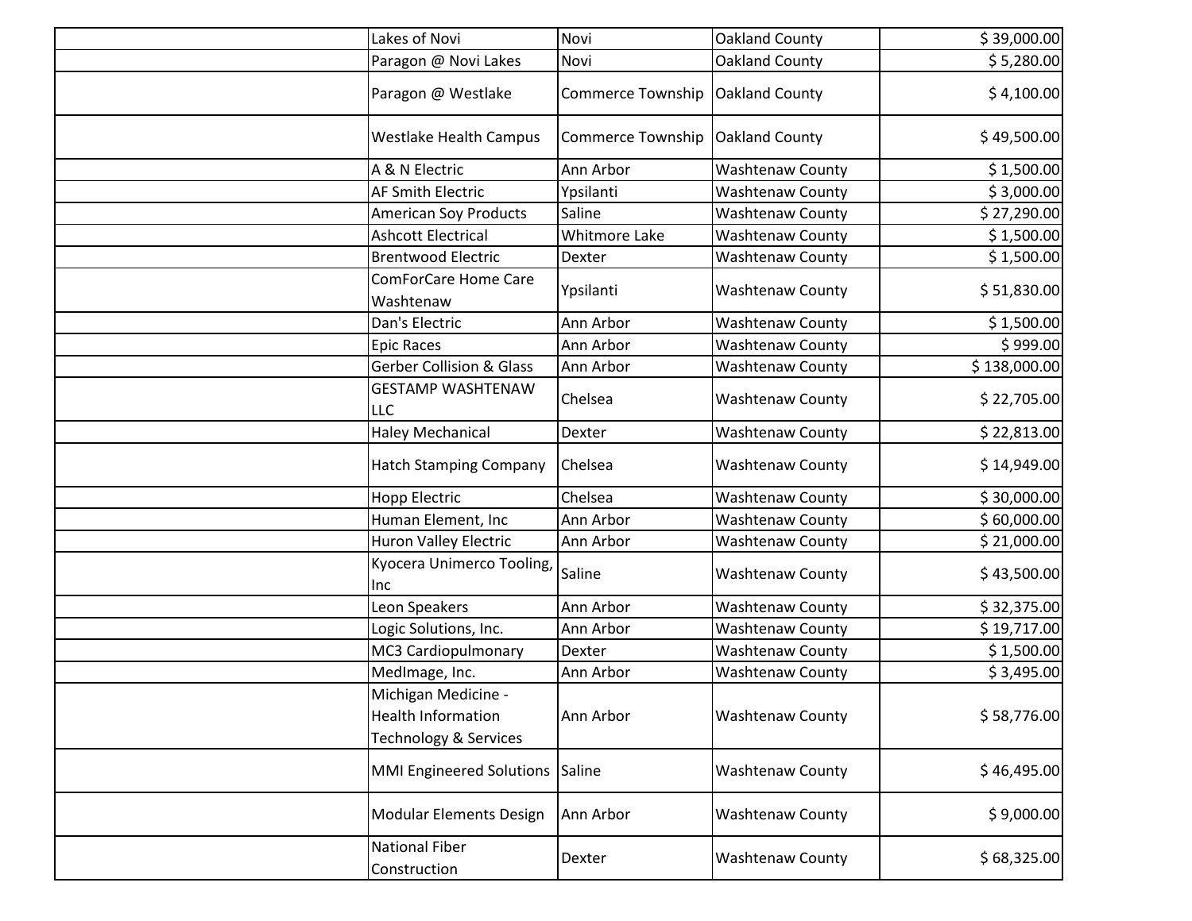| | | | | |
|---|---|---|---|---|
| | Lakes of Novi | Novi | Oakland County | $ 39,000.00 |
| | Paragon @ Novi Lakes | Novi | Oakland County | $ 5,280.00 |
| | Paragon @ Westlake | Commerce Township | Oakland County | $ 4,100.00 |
| | Westlake Health Campus | Commerce Township | Oakland County | $ 49,500.00 |
| | A & N Electric | Ann Arbor | Washtenaw County | $ 1,500.00 |
| | AF Smith Electric | Ypsilanti | Washtenaw County | $ 3,000.00 |
| | American Soy Products | Saline | Washtenaw County | $ 27,290.00 |
| | Ashcott Electrical | Whitmore Lake | Washtenaw County | $ 1,500.00 |
| | Brentwood Electric | Dexter | Washtenaw County | $ 1,500.00 |
| | ComForCare Home Care Washtenaw | Ypsilanti | Washtenaw County | $ 51,830.00 |
| | Dan's Electric | Ann Arbor | Washtenaw County | $ 1,500.00 |
| | Epic Races | Ann Arbor | Washtenaw County | $ 999.00 |
| | Gerber Collision & Glass | Ann Arbor | Washtenaw County | $ 138,000.00 |
| | GESTAMP WASHTENAW LLC | Chelsea | Washtenaw County | $ 22,705.00 |
| | Haley Mechanical | Dexter | Washtenaw County | $ 22,813.00 |
| | Hatch Stamping Company | Chelsea | Washtenaw County | $ 14,949.00 |
| | Hopp Electric | Chelsea | Washtenaw County | $ 30,000.00 |
| | Human Element, Inc | Ann Arbor | Washtenaw County | $ 60,000.00 |
| | Huron Valley Electric | Ann Arbor | Washtenaw County | $ 21,000.00 |
| | Kyocera Unimerco Tooling, Inc | Saline | Washtenaw County | $ 43,500.00 |
| | Leon Speakers | Ann Arbor | Washtenaw County | $ 32,375.00 |
| | Logic Solutions, Inc. | Ann Arbor | Washtenaw County | $ 19,717.00 |
| | MC3 Cardiopulmonary | Dexter | Washtenaw County | $ 1,500.00 |
| | MedImage, Inc. | Ann Arbor | Washtenaw County | $ 3,495.00 |
| | Michigan Medicine - Health Information Technology & Services | Ann Arbor | Washtenaw County | $ 58,776.00 |
| | MMI Engineered Solutions | Saline | Washtenaw County | $ 46,495.00 |
| | Modular Elements Design | Ann Arbor | Washtenaw County | $ 9,000.00 |
| | National Fiber Construction | Dexter | Washtenaw County | $ 68,325.00 |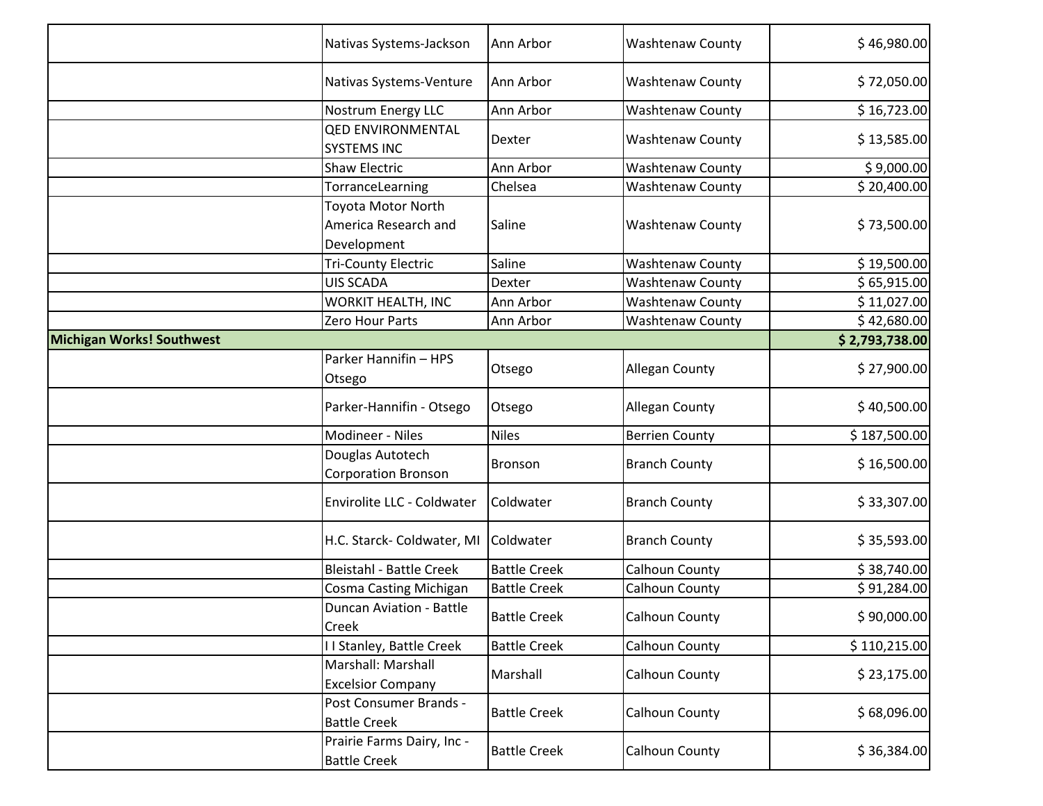| | | | | |
|---|---|---|---|---|
| | Nativas Systems-Jackson | Ann Arbor | Washtenaw County | $ 46,980.00 |
| | Nativas Systems-Venture | Ann Arbor | Washtenaw County | $ 72,050.00 |
| | Nostrum Energy LLC | Ann Arbor | Washtenaw County | $ 16,723.00 |
| | QED ENVIRONMENTAL SYSTEMS INC | Dexter | Washtenaw County | $ 13,585.00 |
| | Shaw Electric | Ann Arbor | Washtenaw County | $ 9,000.00 |
| | TorranceLearning | Chelsea | Washtenaw County | $ 20,400.00 |
| | Toyota Motor North America Research and Development | Saline | Washtenaw County | $ 73,500.00 |
| | Tri-County Electric | Saline | Washtenaw County | $ 19,500.00 |
| | UIS SCADA | Dexter | Washtenaw County | $ 65,915.00 |
| | WORKIT HEALTH, INC | Ann Arbor | Washtenaw County | $ 11,027.00 |
| | Zero Hour Parts | Ann Arbor | Washtenaw County | $ 42,680.00 |
| **Michigan Works! Southwest** | | | | **$ 2,793,738.00** |
| | Parker Hannifin – HPS Otsego | Otsego | Allegan County | $ 27,900.00 |
| | Parker-Hannifin - Otsego | Otsego | Allegan County | $ 40,500.00 |
| | Modineer - Niles | Niles | Berrien County | $ 187,500.00 |
| | Douglas Autotech Corporation Bronson | Bronson | Branch County | $ 16,500.00 |
| | Envirolite LLC - Coldwater | Coldwater | Branch County | $ 33,307.00 |
| | H.C. Starck- Coldwater, MI | Coldwater | Branch County | $ 35,593.00 |
| | Bleistahl - Battle Creek | Battle Creek | Calhoun County | $ 38,740.00 |
| | Cosma Casting Michigan | Battle Creek | Calhoun County | $ 91,284.00 |
| | Duncan Aviation - Battle Creek | Battle Creek | Calhoun County | $ 90,000.00 |
| | I I Stanley, Battle Creek | Battle Creek | Calhoun County | $ 110,215.00 |
| | Marshall: Marshall Excelsior Company | Marshall | Calhoun County | $ 23,175.00 |
| | Post Consumer Brands - Battle Creek | Battle Creek | Calhoun County | $ 68,096.00 |
| | Prairie Farms Dairy, Inc - Battle Creek | Battle Creek | Calhoun County | $ 36,384.00 |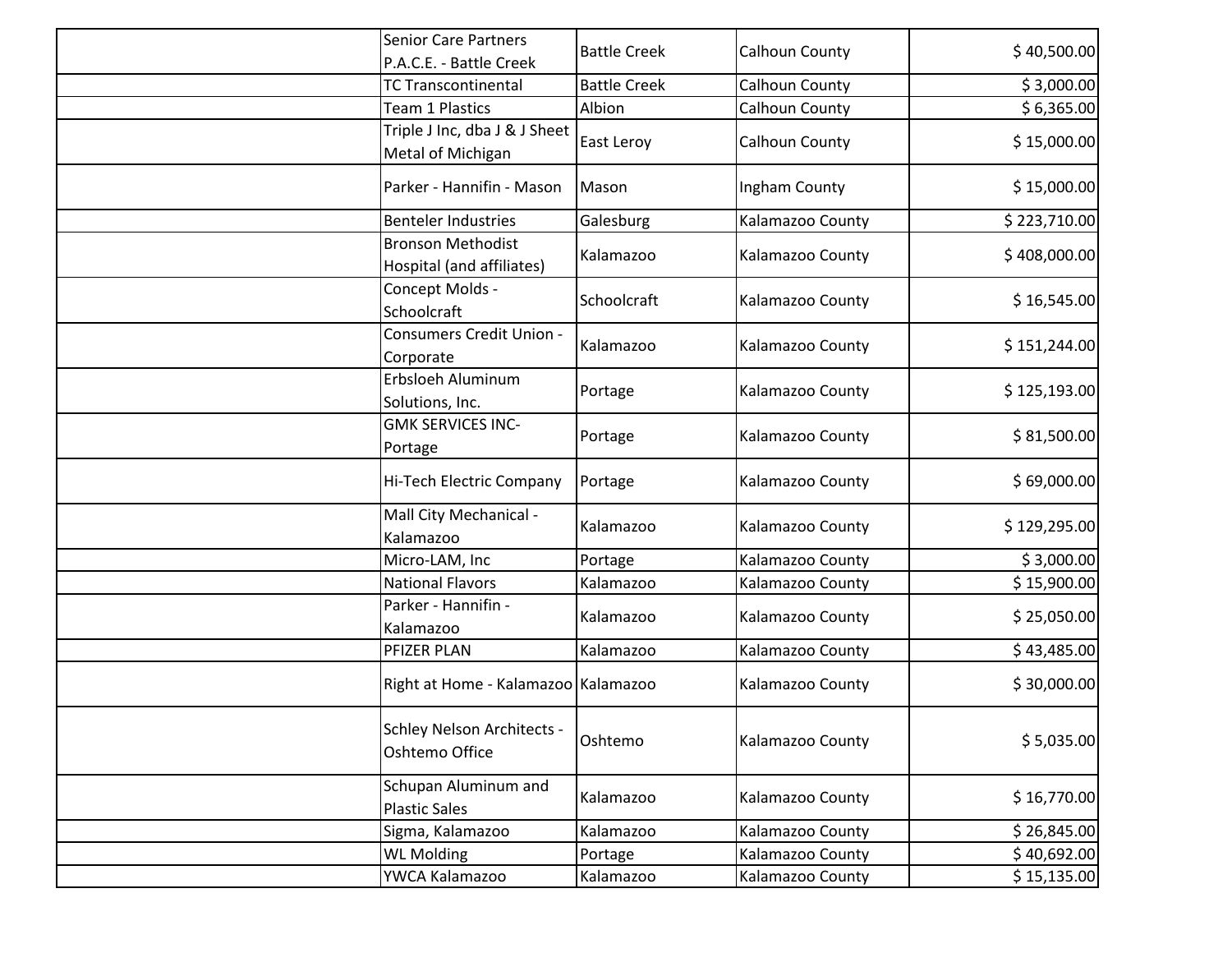| | | | | |
|---|---|---|---|---|
| | Senior Care Partners P.A.C.E. - Battle Creek | Battle Creek | Calhoun County | $ 40,500.00 |
| | TC Transcontinental | Battle Creek | Calhoun County | $ 3,000.00 |
| | Team 1 Plastics | Albion | Calhoun County | $ 6,365.00 |
| | Triple J Inc, dba J & J Sheet Metal of Michigan | East Leroy | Calhoun County | $ 15,000.00 |
| | Parker - Hannifin - Mason | Mason | Ingham County | $ 15,000.00 |
| | Benteler Industries | Galesburg | Kalamazoo County | $ 223,710.00 |
| | Bronson Methodist Hospital (and affiliates) | Kalamazoo | Kalamazoo County | $ 408,000.00 |
| | Concept Molds - Schoolcraft | Schoolcraft | Kalamazoo County | $ 16,545.00 |
| | Consumers Credit Union - Corporate | Kalamazoo | Kalamazoo County | $ 151,244.00 |
| | Erbsloeh Aluminum Solutions, Inc. | Portage | Kalamazoo County | $ 125,193.00 |
| | GMK SERVICES INC-Portage | Portage | Kalamazoo County | $ 81,500.00 |
| | Hi-Tech Electric Company | Portage | Kalamazoo County | $ 69,000.00 |
| | Mall City Mechanical - Kalamazoo | Kalamazoo | Kalamazoo County | $ 129,295.00 |
| | Micro-LAM, Inc | Portage | Kalamazoo County | $ 3,000.00 |
| | National Flavors | Kalamazoo | Kalamazoo County | $ 15,900.00 |
| | Parker - Hannifin - Kalamazoo | Kalamazoo | Kalamazoo County | $ 25,050.00 |
| | PFIZER PLAN | Kalamazoo | Kalamazoo County | $ 43,485.00 |
| | Right at Home - Kalamazoo | Kalamazoo | Kalamazoo County | $ 30,000.00 |
| | Schley Nelson Architects - Oshtemo Office | Oshtemo | Kalamazoo County | $ 5,035.00 |
| | Schupan Aluminum and Plastic Sales | Kalamazoo | Kalamazoo County | $ 16,770.00 |
| | Sigma, Kalamazoo | Kalamazoo | Kalamazoo County | $ 26,845.00 |
| | WL Molding | Portage | Kalamazoo County | $ 40,692.00 |
| | YWCA Kalamazoo | Kalamazoo | Kalamazoo County | $ 15,135.00 |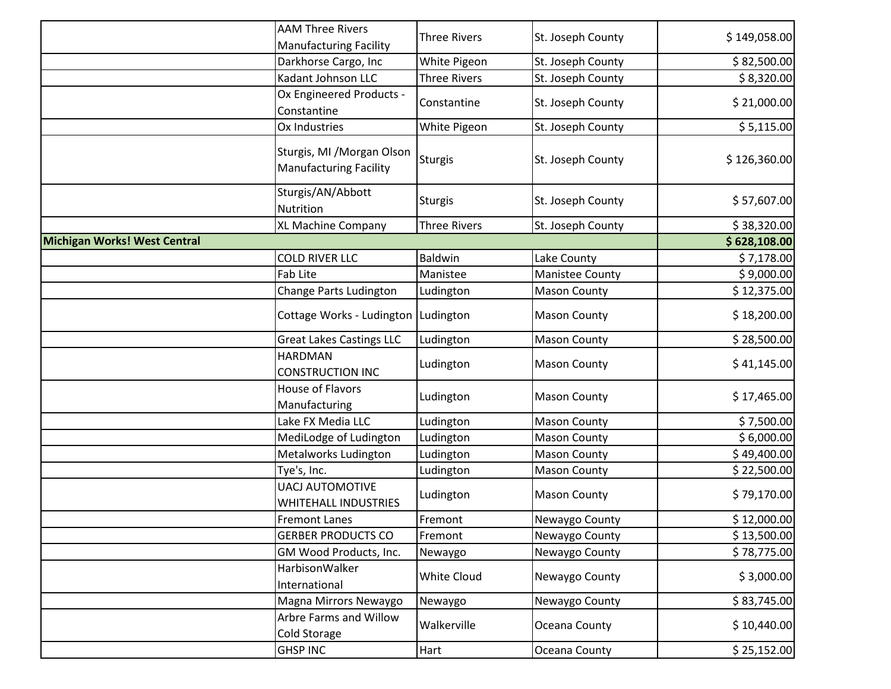| | | | | |
|---|---|---|---|---|
| | AAM Three Rivers Manufacturing Facility | Three Rivers | St. Joseph County | $ 149,058.00 |
| | Darkhorse Cargo, Inc | White Pigeon | St. Joseph County | $ 82,500.00 |
| | Kadant Johnson LLC | Three Rivers | St. Joseph County | $ 8,320.00 |
| | Ox Engineered Products - Constantine | Constantine | St. Joseph County | $ 21,000.00 |
| | Ox Industries | White Pigeon | St. Joseph County | $ 5,115.00 |
| | Sturgis, MI /Morgan Olson Manufacturing Facility | Sturgis | St. Joseph County | $ 126,360.00 |
| | Sturgis/AN/Abbott Nutrition | Sturgis | St. Joseph County | $ 57,607.00 |
| | XL Machine Company | Three Rivers | St. Joseph County | $ 38,320.00 |
| **Michigan Works! West Central** | | | | **$ 628,108.00** |
| | COLD RIVER LLC | Baldwin | Lake County | $ 7,178.00 |
| | Fab Lite | Manistee | Manistee County | $ 9,000.00 |
| | Change Parts Ludington | Ludington | Mason County | $ 12,375.00 |
| | Cottage Works - Ludington | Ludington | Mason County | $ 18,200.00 |
| | Great Lakes Castings LLC | Ludington | Mason County | $ 28,500.00 |
| | HARDMAN CONSTRUCTION INC | Ludington | Mason County | $ 41,145.00 |
| | House of Flavors Manufacturing | Ludington | Mason County | $ 17,465.00 |
| | Lake FX Media LLC | Ludington | Mason County | $ 7,500.00 |
| | MediLodge of Ludington | Ludington | Mason County | $ 6,000.00 |
| | Metalworks Ludington | Ludington | Mason County | $ 49,400.00 |
| | Tye's, Inc. | Ludington | Mason County | $ 22,500.00 |
| | UACJ AUTOMOTIVE WHITEHALL INDUSTRIES | Ludington | Mason County | $ 79,170.00 |
| | Fremont Lanes | Fremont | Newaygo County | $ 12,000.00 |
| | GERBER PRODUCTS CO | Fremont | Newaygo County | $ 13,500.00 |
| | GM Wood Products, Inc. | Newaygo | Newaygo County | $ 78,775.00 |
| | HarbisonWalker International | White Cloud | Newaygo County | $ 3,000.00 |
| | Magna Mirrors Newaygo | Newaygo | Newaygo County | $ 83,745.00 |
| | Arbre Farms and Willow Cold Storage | Walkerville | Oceana County | $ 10,440.00 |
| | GHSP INC | Hart | Oceana County | $ 25,152.00 |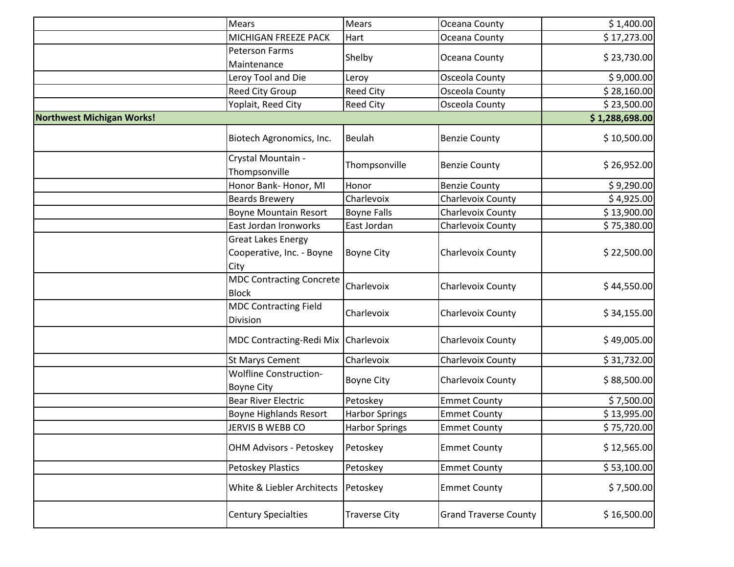| | | | | |
|---|---|---|---|---|
| | Mears | Mears | Oceana County | $ 1,400.00 |
| | MICHIGAN FREEZE PACK | Hart | Oceana County | $ 17,273.00 |
| | Peterson Farms Maintenance | Shelby | Oceana County | $ 23,730.00 |
| | Leroy Tool and Die | Leroy | Osceola County | $ 9,000.00 |
| | Reed City Group | Reed City | Osceola County | $ 28,160.00 |
| | Yoplait, Reed City | Reed City | Osceola County | $ 23,500.00 |
| **Northwest Michigan Works!** | | | | **$ 1,288,698.00** |
| | Biotech Agronomics, Inc. | Beulah | Benzie County | $ 10,500.00 |
| | Crystal Mountain - Thompsonville | Thompsonville | Benzie County | $ 26,952.00 |
| | Honor Bank- Honor, MI | Honor | Benzie County | $ 9,290.00 |
| | Beards Brewery | Charlevoix | Charlevoix County | $ 4,925.00 |
| | Boyne Mountain Resort | Boyne Falls | Charlevoix County | $ 13,900.00 |
| | East Jordan Ironworks | East Jordan | Charlevoix County | $ 75,380.00 |
| | Great Lakes Energy Cooperative, Inc. - Boyne City | Boyne City | Charlevoix County | $ 22,500.00 |
| | MDC Contracting Concrete Block | Charlevoix | Charlevoix County | $ 44,550.00 |
| | MDC Contracting Field Division | Charlevoix | Charlevoix County | $ 34,155.00 |
| | MDC Contracting-Redi Mix | Charlevoix | Charlevoix County | $ 49,005.00 |
| | St Marys Cement | Charlevoix | Charlevoix County | $ 31,732.00 |
| | Wolfline Construction-Boyne City | Boyne City | Charlevoix County | $ 88,500.00 |
| | Bear River Electric | Petoskey | Emmet County | $ 7,500.00 |
| | Boyne Highlands Resort | Harbor Springs | Emmet County | $ 13,995.00 |
| | JERVIS B WEBB CO | Harbor Springs | Emmet County | $ 75,720.00 |
| | OHM Advisors - Petoskey | Petoskey | Emmet County | $ 12,565.00 |
| | Petoskey Plastics | Petoskey | Emmet County | $ 53,100.00 |
| | White & Liebler Architects | Petoskey | Emmet County | $ 7,500.00 |
| | Century Specialties | Traverse City | Grand Traverse County | $ 16,500.00 |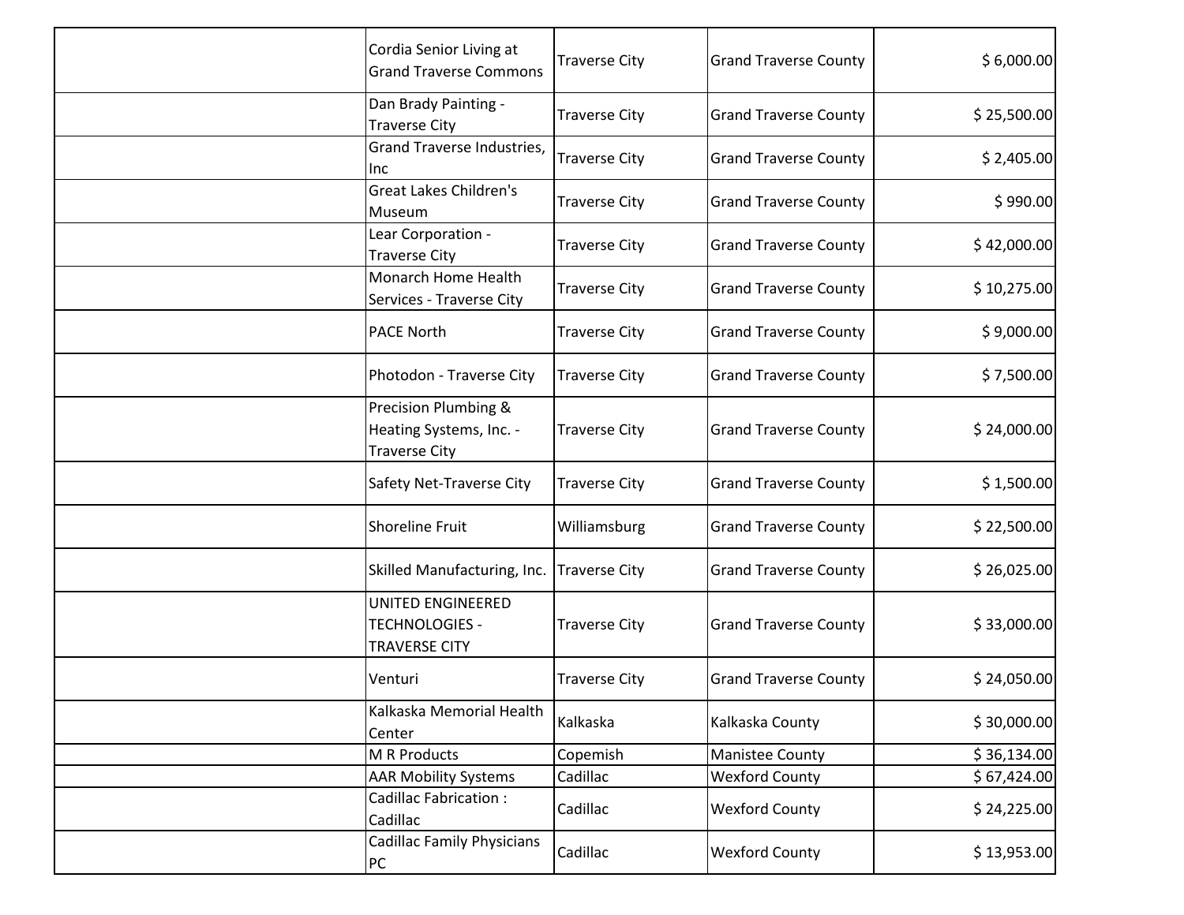| | | | | |
|---|---|---|---|---|
| | Cordia Senior Living at Grand Traverse Commons | Traverse City | Grand Traverse County | $ 6,000.00 |
| | Dan Brady Painting - Traverse City | Traverse City | Grand Traverse County | $ 25,500.00 |
| | Grand Traverse Industries, Inc | Traverse City | Grand Traverse County | $ 2,405.00 |
| | Great Lakes Children's Museum | Traverse City | Grand Traverse County | $ 990.00 |
| | Lear Corporation - Traverse City | Traverse City | Grand Traverse County | $ 42,000.00 |
| | Monarch Home Health Services - Traverse City | Traverse City | Grand Traverse County | $ 10,275.00 |
| | PACE North | Traverse City | Grand Traverse County | $ 9,000.00 |
| | Photodon - Traverse City | Traverse City | Grand Traverse County | $ 7,500.00 |
| | Precision Plumbing & Heating Systems, Inc. - Traverse City | Traverse City | Grand Traverse County | $ 24,000.00 |
| | Safety Net-Traverse City | Traverse City | Grand Traverse County | $ 1,500.00 |
| | Shoreline Fruit | Williamsburg | Grand Traverse County | $ 22,500.00 |
| | Skilled Manufacturing, Inc. | Traverse City | Grand Traverse County | $ 26,025.00 |
| | UNITED ENGINEERED TECHNOLOGIES - TRAVERSE CITY | Traverse City | Grand Traverse County | $ 33,000.00 |
| | Venturi | Traverse City | Grand Traverse County | $ 24,050.00 |
| | Kalkaska Memorial Health Center | Kalkaska | Kalkaska County | $ 30,000.00 |
| | M R Products | Copemish | Manistee County | $ 36,134.00 |
| | AAR Mobility Systems | Cadillac | Wexford County | $ 67,424.00 |
| | Cadillac Fabrication : Cadillac | Cadillac | Wexford County | $ 24,225.00 |
| | Cadillac Family Physicians PC | Cadillac | Wexford County | $ 13,953.00 |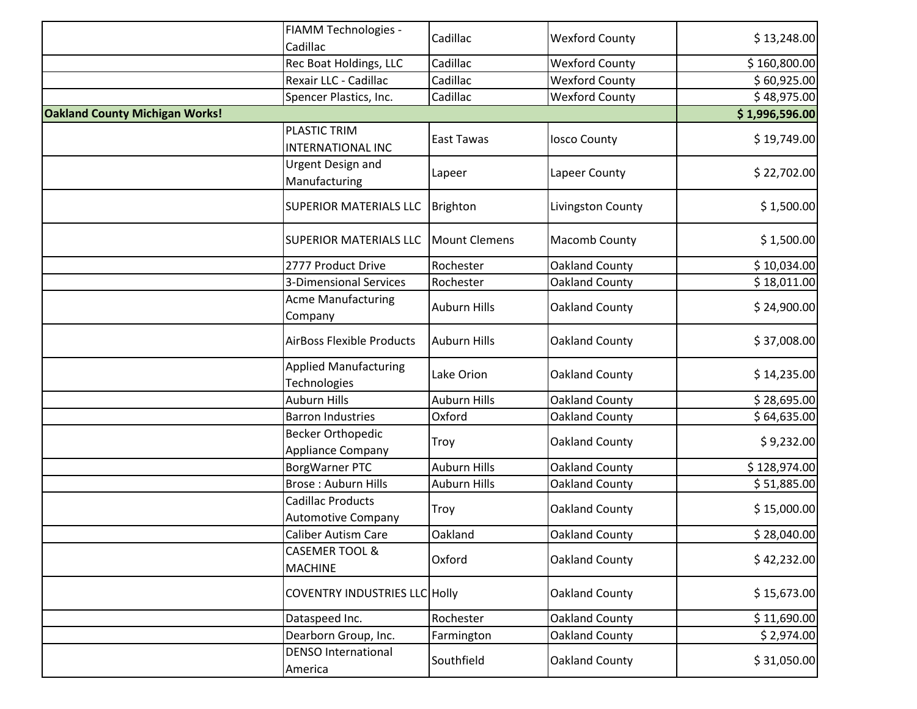| | | | | |
|---|---|---|---|---|
| | FIAMM Technologies - Cadillac | Cadillac | Wexford County | $ 13,248.00 |
| | Rec Boat Holdings, LLC | Cadillac | Wexford County | $ 160,800.00 |
| | Rexair LLC - Cadillac | Cadillac | Wexford County | $ 60,925.00 |
| | Spencer Plastics, Inc. | Cadillac | Wexford County | $ 48,975.00 |
| **Oakland County Michigan Works!** | | | | **$ 1,996,596.00** |
| | PLASTIC TRIM INTERNATIONAL INC | East Tawas | Iosco County | $ 19,749.00 |
| | Urgent Design and Manufacturing | Lapeer | Lapeer County | $ 22,702.00 |
| | SUPERIOR MATERIALS LLC | Brighton | Livingston County | $ 1,500.00 |
| | SUPERIOR MATERIALS LLC | Mount Clemens | Macomb County | $ 1,500.00 |
| | 2777 Product Drive | Rochester | Oakland County | $ 10,034.00 |
| | 3-Dimensional Services | Rochester | Oakland County | $ 18,011.00 |
| | Acme Manufacturing Company | Auburn Hills | Oakland County | $ 24,900.00 |
| | AirBoss Flexible Products | Auburn Hills | Oakland County | $ 37,008.00 |
| | Applied Manufacturing Technologies | Lake Orion | Oakland County | $ 14,235.00 |
| | Auburn Hills | Auburn Hills | Oakland County | $ 28,695.00 |
| | Barron Industries | Oxford | Oakland County | $ 64,635.00 |
| | Becker Orthopedic Appliance Company | Troy | Oakland County | $ 9,232.00 |
| | BorgWarner PTC | Auburn Hills | Oakland County | $ 128,974.00 |
| | Brose : Auburn Hills | Auburn Hills | Oakland County | $ 51,885.00 |
| | Cadillac Products Automotive Company | Troy | Oakland County | $ 15,000.00 |
| | Caliber Autism Care | Oakland | Oakland County | $ 28,040.00 |
| | CASEMER TOOL & MACHINE | Oxford | Oakland County | $ 42,232.00 |
| | COVENTRY INDUSTRIES LLC | Holly | Oakland County | $ 15,673.00 |
| | Dataspeed Inc. | Rochester | Oakland County | $ 11,690.00 |
| | Dearborn Group, Inc. | Farmington | Oakland County | $ 2,974.00 |
| | DENSO International America | Southfield | Oakland County | $ 31,050.00 |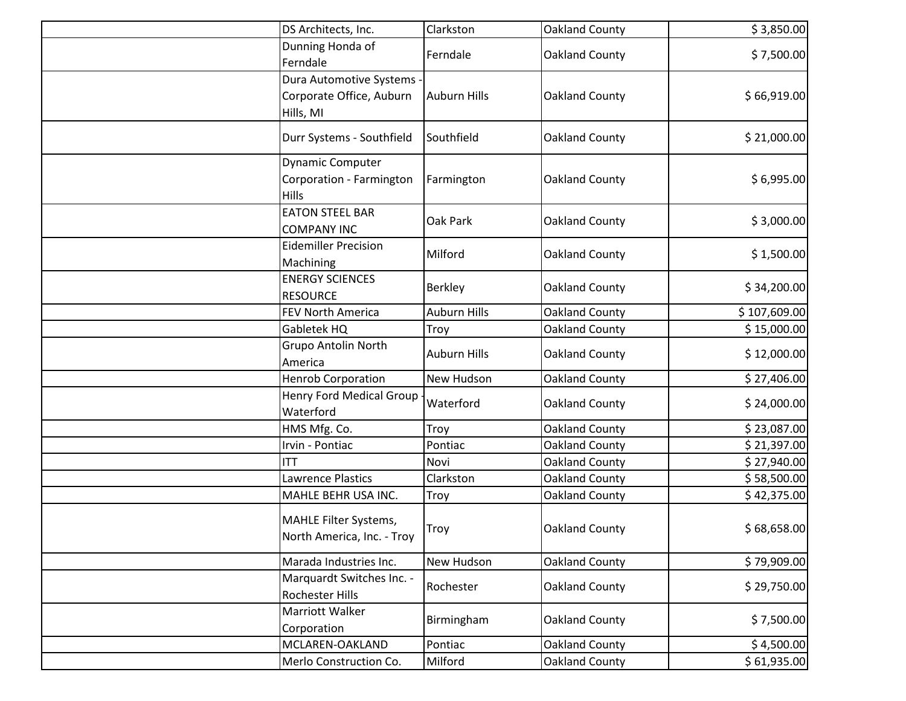| | | | | |
|---|---|---|---|---|
| | DS Architects, Inc. | Clarkston | Oakland County | $ 3,850.00 |
| | Dunning Honda of Ferndale | Ferndale | Oakland County | $ 7,500.00 |
| | Dura Automotive Systems - Corporate Office, Auburn Hills, MI | Auburn Hills | Oakland County | $ 66,919.00 |
| | Durr Systems - Southfield | Southfield | Oakland County | $ 21,000.00 |
| | Dynamic Computer Corporation - Farmington Hills | Farmington | Oakland County | $ 6,995.00 |
| | EATON STEEL BAR COMPANY INC | Oak Park | Oakland County | $ 3,000.00 |
| | Eidemiller Precision Machining | Milford | Oakland County | $ 1,500.00 |
| | ENERGY SCIENCES RESOURCE | Berkley | Oakland County | $ 34,200.00 |
| | FEV North America | Auburn Hills | Oakland County | $ 107,609.00 |
| | Gabletek HQ | Troy | Oakland County | $ 15,000.00 |
| | Grupo Antolin North America | Auburn Hills | Oakland County | $ 12,000.00 |
| | Henrob Corporation | New Hudson | Oakland County | $ 27,406.00 |
| | Henry Ford Medical Group - Waterford | Waterford | Oakland County | $ 24,000.00 |
| | HMS Mfg. Co. | Troy | Oakland County | $ 23,087.00 |
| | Irvin - Pontiac | Pontiac | Oakland County | $ 21,397.00 |
| | ITT | Novi | Oakland County | $ 27,940.00 |
| | Lawrence Plastics | Clarkston | Oakland County | $ 58,500.00 |
| | MAHLE BEHR USA INC. | Troy | Oakland County | $ 42,375.00 |
| | MAHLE Filter Systems, North America, Inc. - Troy | Troy | Oakland County | $ 68,658.00 |
| | Marada Industries Inc. | New Hudson | Oakland County | $ 79,909.00 |
| | Marquardt Switches Inc. - Rochester Hills | Rochester | Oakland County | $ 29,750.00 |
| | Marriott Walker Corporation | Birmingham | Oakland County | $ 7,500.00 |
| | MCLAREN-OAKLAND | Pontiac | Oakland County | $ 4,500.00 |
| | Merlo Construction Co. | Milford | Oakland County | $ 61,935.00 |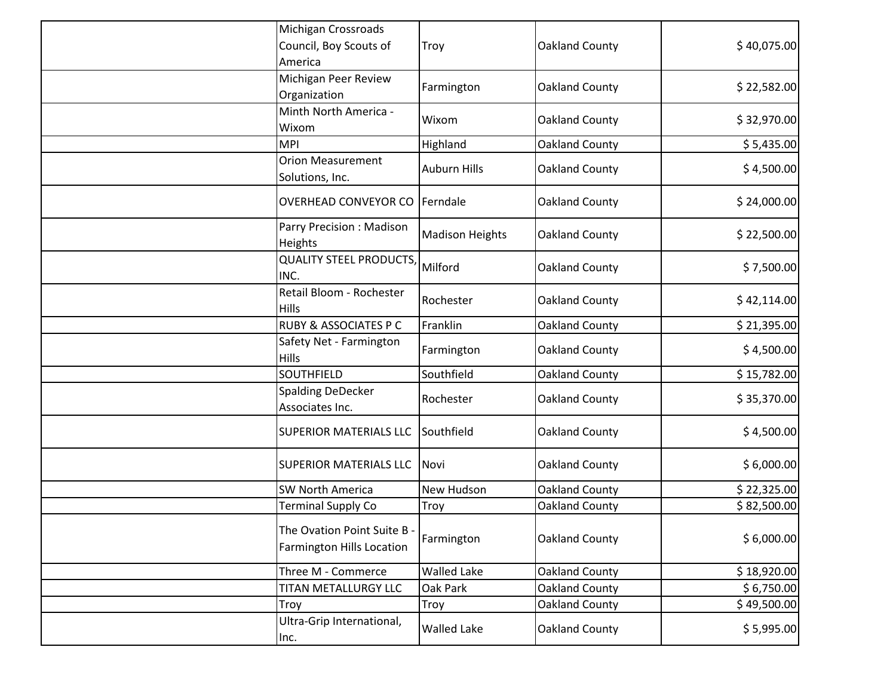| | | | | |
|---|---|---|---|---|
| | Michigan Crossroads Council, Boy Scouts of America | Troy | Oakland County | $ 40,075.00 |
| | Michigan Peer Review Organization | Farmington | Oakland County | $ 22,582.00 |
| | Minth North America - Wixom | Wixom | Oakland County | $ 32,970.00 |
| | MPI | Highland | Oakland County | $ 5,435.00 |
| | Orion Measurement Solutions, Inc. | Auburn Hills | Oakland County | $ 4,500.00 |
| | OVERHEAD CONVEYOR CO | Ferndale | Oakland County | $ 24,000.00 |
| | Parry Precision : Madison Heights | Madison Heights | Oakland County | $ 22,500.00 |
| | QUALITY STEEL PRODUCTS, INC. | Milford | Oakland County | $ 7,500.00 |
| | Retail Bloom - Rochester Hills | Rochester | Oakland County | $ 42,114.00 |
| | RUBY & ASSOCIATES P C | Franklin | Oakland County | $ 21,395.00 |
| | Safety Net - Farmington Hills | Farmington | Oakland County | $ 4,500.00 |
| | SOUTHFIELD | Southfield | Oakland County | $ 15,782.00 |
| | Spalding DeDecker Associates Inc. | Rochester | Oakland County | $ 35,370.00 |
| | SUPERIOR MATERIALS LLC | Southfield | Oakland County | $ 4,500.00 |
| | SUPERIOR MATERIALS LLC | Novi | Oakland County | $ 6,000.00 |
| | SW North America | New Hudson | Oakland County | $ 22,325.00 |
| | Terminal Supply Co | Troy | Oakland County | $ 82,500.00 |
| | The Ovation Point Suite B - Farmington Hills Location | Farmington | Oakland County | $ 6,000.00 |
| | Three M - Commerce | Walled Lake | Oakland County | $ 18,920.00 |
| | TITAN METALLURGY LLC | Oak Park | Oakland County | $ 6,750.00 |
| | Troy | Troy | Oakland County | $ 49,500.00 |
| | Ultra-Grip International, Inc. | Walled Lake | Oakland County | $ 5,995.00 |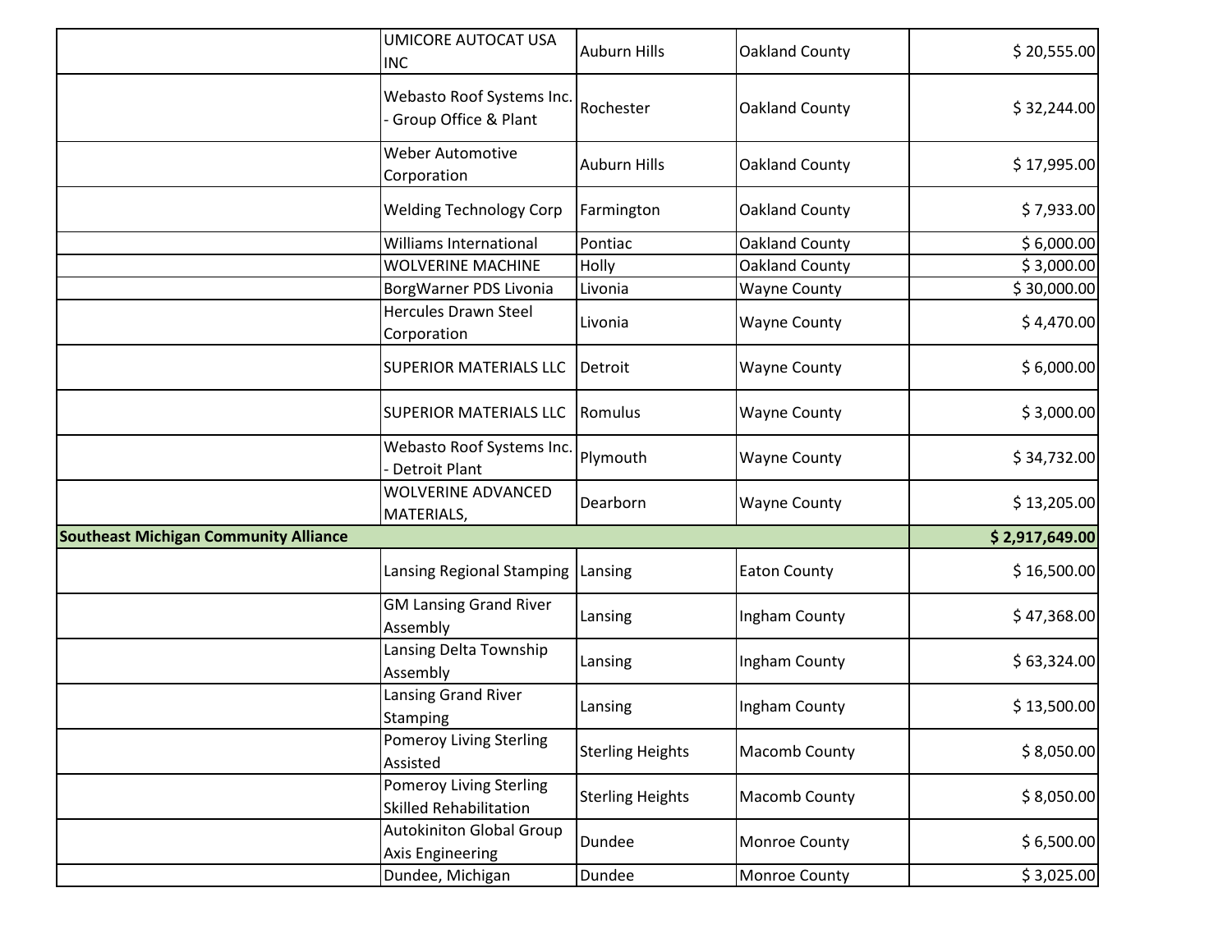| | | | | |
|---|---|---|---|---|
| | UMICORE AUTOCAT USA INC | Auburn Hills | Oakland County | $ 20,555.00 |
| | Webasto Roof Systems Inc. - Group Office & Plant | Rochester | Oakland County | $ 32,244.00 |
| | Weber Automotive Corporation | Auburn Hills | Oakland County | $ 17,995.00 |
| | Welding Technology Corp | Farmington | Oakland County | $ 7,933.00 |
| | Williams International | Pontiac | Oakland County | $ 6,000.00 |
| | WOLVERINE MACHINE | Holly | Oakland County | $ 3,000.00 |
| | BorgWarner PDS Livonia | Livonia | Wayne County | $ 30,000.00 |
| | Hercules Drawn Steel Corporation | Livonia | Wayne County | $ 4,470.00 |
| | SUPERIOR MATERIALS LLC | Detroit | Wayne County | $ 6,000.00 |
| | SUPERIOR MATERIALS LLC | Romulus | Wayne County | $ 3,000.00 |
| | Webasto Roof Systems Inc. - Detroit Plant | Plymouth | Wayne County | $ 34,732.00 |
| | WOLVERINE ADVANCED MATERIALS, | Dearborn | Wayne County | $ 13,205.00 |
| **Southeast Michigan Community Alliance** | | | | **$ 2,917,649.00** |
| | Lansing Regional Stamping | Lansing | Eaton County | $ 16,500.00 |
| | GM Lansing Grand River Assembly | Lansing | Ingham County | $ 47,368.00 |
| | Lansing Delta Township Assembly | Lansing | Ingham County | $ 63,324.00 |
| | Lansing Grand River Stamping | Lansing | Ingham County | $ 13,500.00 |
| | Pomeroy Living Sterling Assisted | Sterling Heights | Macomb County | $ 8,050.00 |
| | Pomeroy Living Sterling Skilled Rehabilitation | Sterling Heights | Macomb County | $ 8,050.00 |
| | Autokiniton Global Group Axis Engineering | Dundee | Monroe County | $ 6,500.00 |
| | Dundee, Michigan | Dundee | Monroe County | $ 3,025.00 |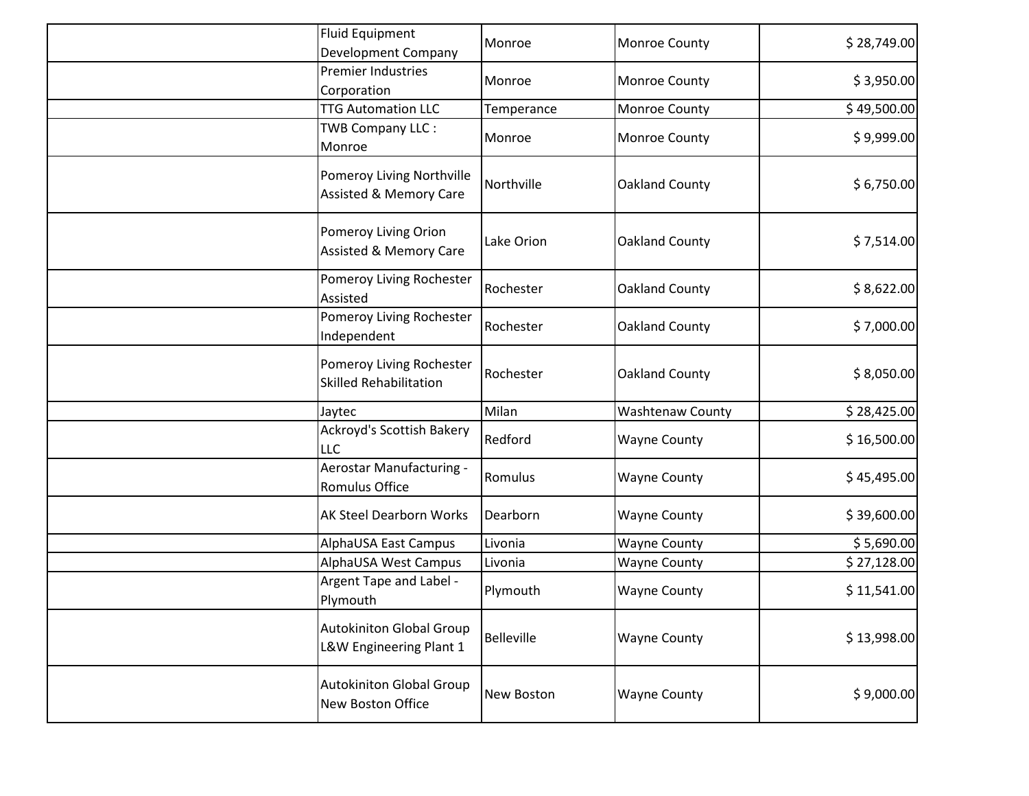| | | | | |
|---|---|---|---|---|
| | Fluid Equipment Development Company | Monroe | Monroe County | $ 28,749.00 |
| | Premier Industries Corporation | Monroe | Monroe County | $ 3,950.00 |
| | TTG Automation LLC | Temperance | Monroe County | $ 49,500.00 |
| | TWB Company LLC : Monroe | Monroe | Monroe County | $ 9,999.00 |
| | Pomeroy Living Northville Assisted & Memory Care | Northville | Oakland County | $ 6,750.00 |
| | Pomeroy Living Orion Assisted & Memory Care | Lake Orion | Oakland County | $ 7,514.00 |
| | Pomeroy Living Rochester Assisted | Rochester | Oakland County | $ 8,622.00 |
| | Pomeroy Living Rochester Independent | Rochester | Oakland County | $ 7,000.00 |
| | Pomeroy Living Rochester Skilled Rehabilitation | Rochester | Oakland County | $ 8,050.00 |
| | Jaytec | Milan | Washtenaw County | $ 28,425.00 |
| | Ackroyd's Scottish Bakery LLC | Redford | Wayne County | $ 16,500.00 |
| | Aerostar Manufacturing - Romulus Office | Romulus | Wayne County | $ 45,495.00 |
| | AK Steel Dearborn Works | Dearborn | Wayne County | $ 39,600.00 |
| | AlphaUSA East Campus | Livonia | Wayne County | $ 5,690.00 |
| | AlphaUSA West Campus | Livonia | Wayne County | $ 27,128.00 |
| | Argent Tape and Label - Plymouth | Plymouth | Wayne County | $ 11,541.00 |
| | Autokiniton Global Group L&W Engineering Plant 1 | Belleville | Wayne County | $ 13,998.00 |
| | Autokiniton Global Group New Boston Office | New Boston | Wayne County | $ 9,000.00 |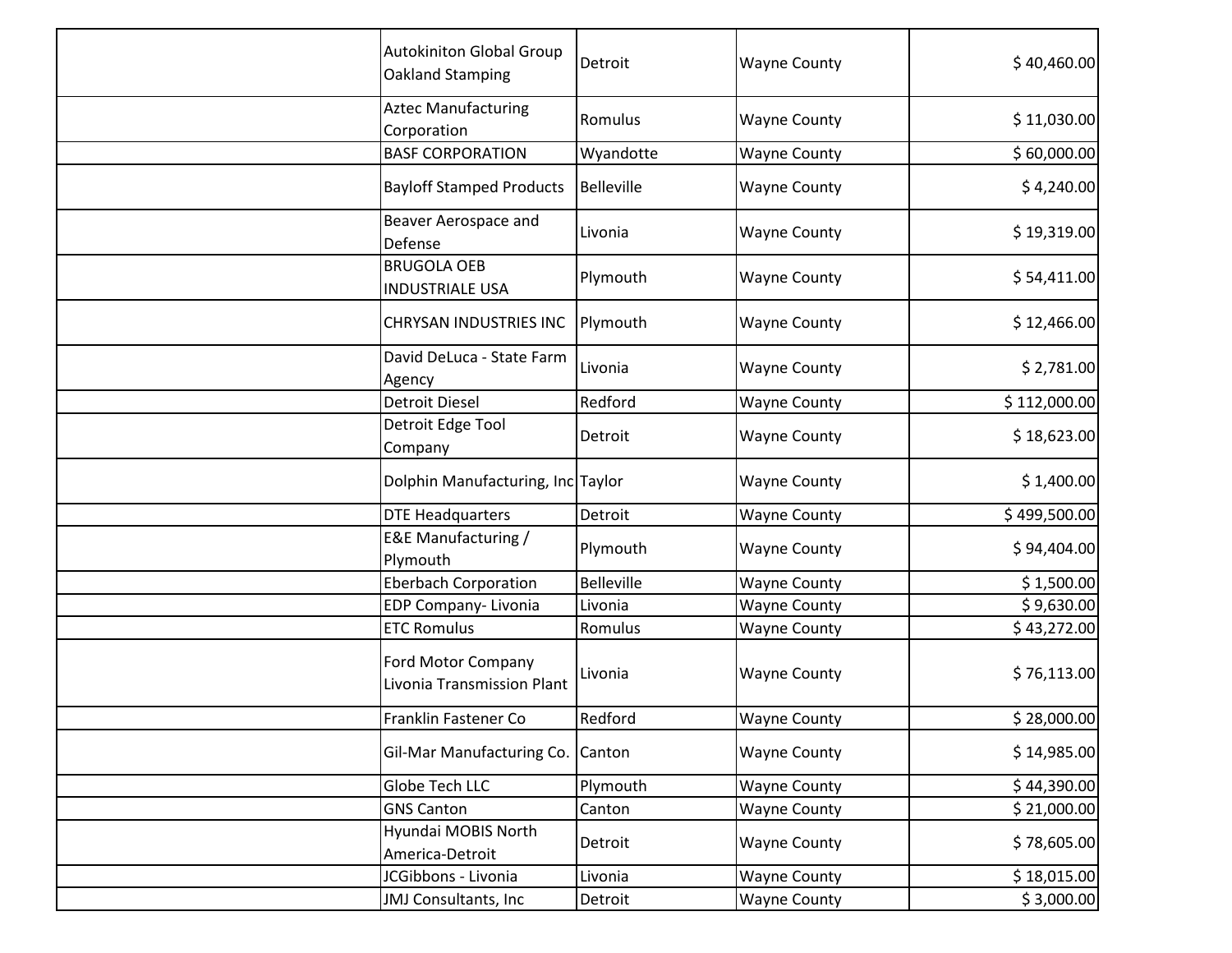| | | | | |
|---|---|---|---|---|
| | Autokiniton Global Group Oakland Stamping | Detroit | Wayne County | $ 40,460.00 |
| | Aztec Manufacturing Corporation | Romulus | Wayne County | $ 11,030.00 |
| | BASF CORPORATION | Wyandotte | Wayne County | $ 60,000.00 |
| | Bayloff Stamped Products | Belleville | Wayne County | $ 4,240.00 |
| | Beaver Aerospace and Defense | Livonia | Wayne County | $ 19,319.00 |
| | BRUGOLA OEB INDUSTRIALE USA | Plymouth | Wayne County | $ 54,411.00 |
| | CHRYSAN INDUSTRIES INC | Plymouth | Wayne County | $ 12,466.00 |
| | David DeLuca - State Farm Agency | Livonia | Wayne County | $ 2,781.00 |
| | Detroit Diesel | Redford | Wayne County | $ 112,000.00 |
| | Detroit Edge Tool Company | Detroit | Wayne County | $ 18,623.00 |
| | Dolphin Manufacturing, Inc | Taylor | Wayne County | $ 1,400.00 |
| | DTE Headquarters | Detroit | Wayne County | $ 499,500.00 |
| | E&E Manufacturing / Plymouth | Plymouth | Wayne County | $ 94,404.00 |
| | Eberbach Corporation | Belleville | Wayne County | $ 1,500.00 |
| | EDP Company- Livonia | Livonia | Wayne County | $ 9,630.00 |
| | ETC Romulus | Romulus | Wayne County | $ 43,272.00 |
| | Ford Motor Company Livonia Transmission Plant | Livonia | Wayne County | $ 76,113.00 |
| | Franklin Fastener Co | Redford | Wayne County | $ 28,000.00 |
| | Gil-Mar Manufacturing Co. | Canton | Wayne County | $ 14,985.00 |
| | Globe Tech LLC | Plymouth | Wayne County | $ 44,390.00 |
| | GNS Canton | Canton | Wayne County | $ 21,000.00 |
| | Hyundai MOBIS North America-Detroit | Detroit | Wayne County | $ 78,605.00 |
| | JCGibbons - Livonia | Livonia | Wayne County | $ 18,015.00 |
| | JMJ Consultants, Inc | Detroit | Wayne County | $ 3,000.00 |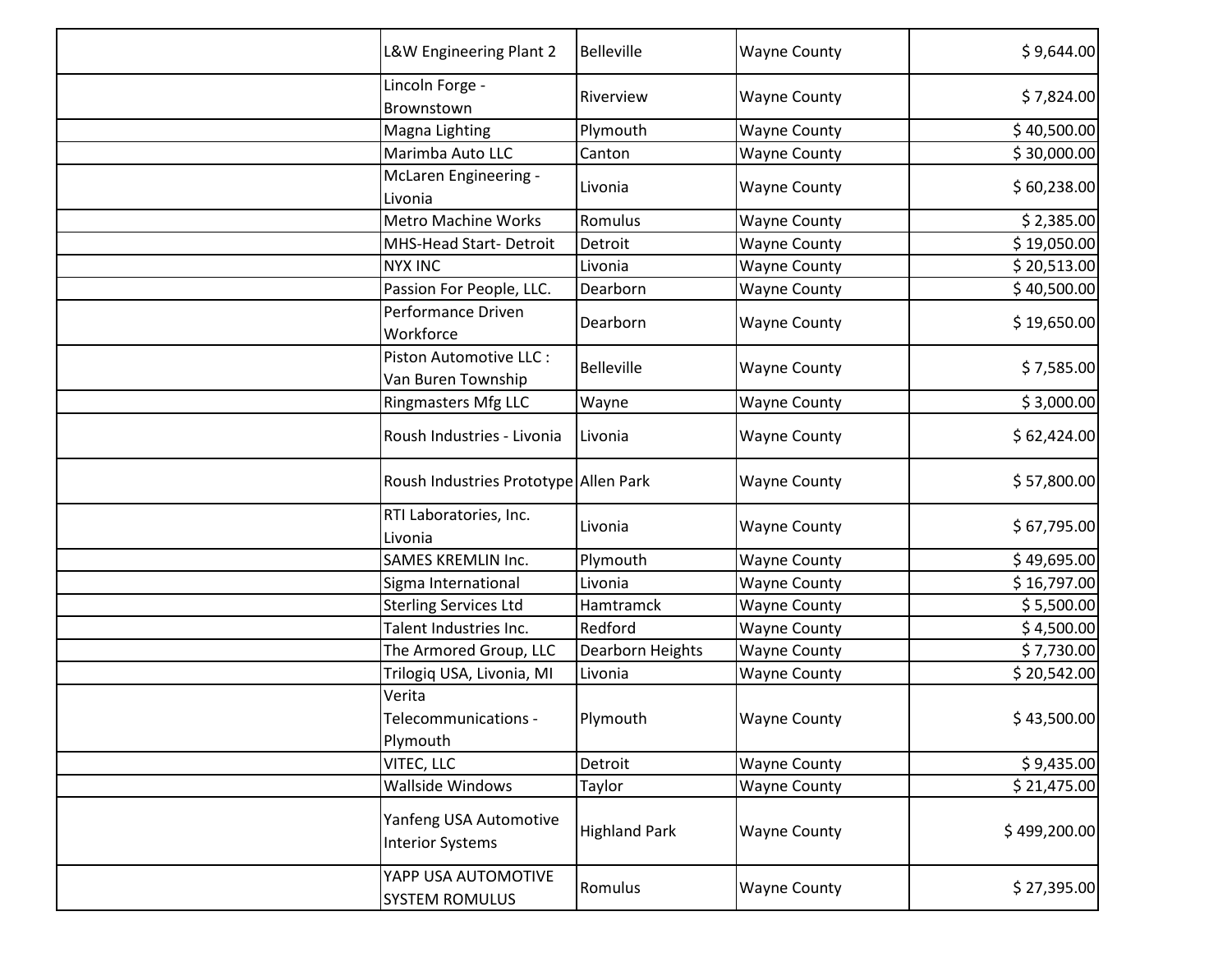| | | | | |
|---|---|---|---|---|
| | L&W Engineering Plant 2 | Belleville | Wayne County | $ 9,644.00 |
| | Lincoln Forge - Brownstown | Riverview | Wayne County | $ 7,824.00 |
| | Magna Lighting | Plymouth | Wayne County | $ 40,500.00 |
| | Marimba Auto LLC | Canton | Wayne County | $ 30,000.00 |
| | McLaren Engineering - Livonia | Livonia | Wayne County | $ 60,238.00 |
| | Metro Machine Works | Romulus | Wayne County | $ 2,385.00 |
| | MHS-Head Start- Detroit | Detroit | Wayne County | $ 19,050.00 |
| | NYX INC | Livonia | Wayne County | $ 20,513.00 |
| | Passion For People, LLC. | Dearborn | Wayne County | $ 40,500.00 |
| | Performance Driven Workforce | Dearborn | Wayne County | $ 19,650.00 |
| | Piston Automotive LLC : Van Buren Township | Belleville | Wayne County | $ 7,585.00 |
| | Ringmasters Mfg LLC | Wayne | Wayne County | $ 3,000.00 |
| | Roush Industries - Livonia | Livonia | Wayne County | $ 62,424.00 |
| | Roush Industries Prototype | Allen Park | Wayne County | $ 57,800.00 |
| | RTI Laboratories, Inc. Livonia | Livonia | Wayne County | $ 67,795.00 |
| | SAMES KREMLIN Inc. | Plymouth | Wayne County | $ 49,695.00 |
| | Sigma International | Livonia | Wayne County | $ 16,797.00 |
| | Sterling Services Ltd | Hamtramck | Wayne County | $ 5,500.00 |
| | Talent Industries Inc. | Redford | Wayne County | $ 4,500.00 |
| | The Armored Group, LLC | Dearborn Heights | Wayne County | $ 7,730.00 |
| | Trilogiq USA, Livonia, MI | Livonia | Wayne County | $ 20,542.00 |
| | Verita Telecommunications - Plymouth | Plymouth | Wayne County | $ 43,500.00 |
| | VITEC, LLC | Detroit | Wayne County | $ 9,435.00 |
| | Wallside Windows | Taylor | Wayne County | $ 21,475.00 |
| | Yanfeng USA Automotive Interior Systems | Highland Park | Wayne County | $ 499,200.00 |
| | YAPP USA AUTOMOTIVE SYSTEM ROMULUS | Romulus | Wayne County | $ 27,395.00 |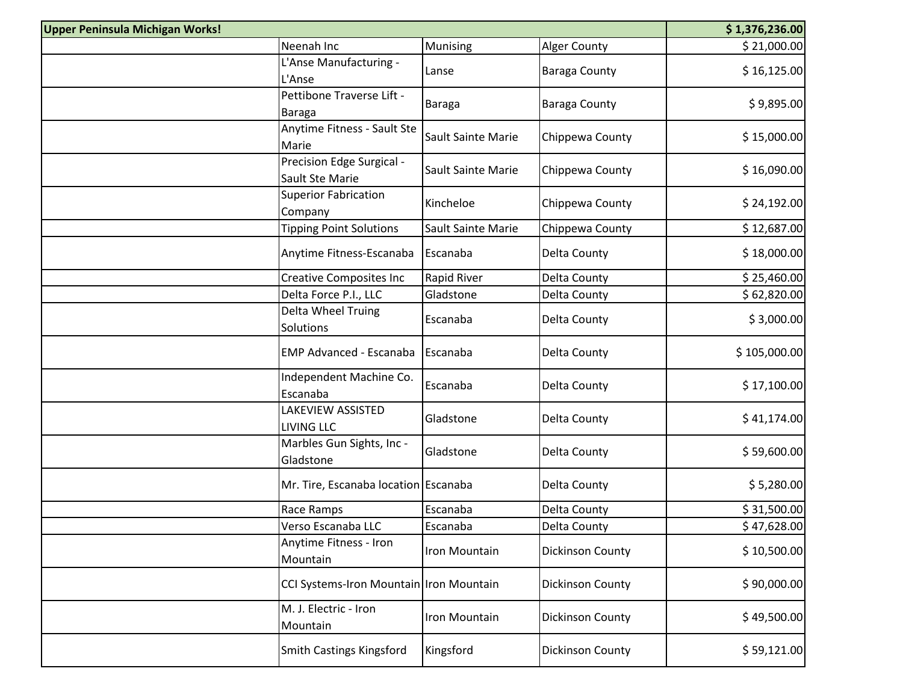| | | | | |
|---|---|---|---|---|
| **Upper Peninsula Michigan Works!** | | | | **$ 1,376,236.00** |
| | Neenah Inc | Munising | Alger County | $ 21,000.00 |
| | L'Anse Manufacturing - L'Anse | Lanse | Baraga County | $ 16,125.00 |
| | Pettibone Traverse Lift - Baraga | Baraga | Baraga County | $ 9,895.00 |
| | Anytime Fitness - Sault Ste Marie | Sault Sainte Marie | Chippewa County | $ 15,000.00 |
| | Precision Edge Surgical - Sault Ste Marie | Sault Sainte Marie | Chippewa County | $ 16,090.00 |
| | Superior Fabrication Company | Kincheloe | Chippewa County | $ 24,192.00 |
| | Tipping Point Solutions | Sault Sainte Marie | Chippewa County | $ 12,687.00 |
| | Anytime Fitness-Escanaba | Escanaba | Delta County | $ 18,000.00 |
| | Creative Composites Inc | Rapid River | Delta County | $ 25,460.00 |
| | Delta Force P.I., LLC | Gladstone | Delta County | $ 62,820.00 |
| | Delta Wheel Truing Solutions | Escanaba | Delta County | $ 3,000.00 |
| | EMP Advanced - Escanaba | Escanaba | Delta County | $ 105,000.00 |
| | Independent Machine Co. Escanaba | Escanaba | Delta County | $ 17,100.00 |
| | LAKEVIEW ASSISTED LIVING LLC | Gladstone | Delta County | $ 41,174.00 |
| | Marbles Gun Sights, Inc - Gladstone | Gladstone | Delta County | $ 59,600.00 |
| | Mr. Tire, Escanaba location | Escanaba | Delta County | $ 5,280.00 |
| | Race Ramps | Escanaba | Delta County | $ 31,500.00 |
| | Verso Escanaba LLC | Escanaba | Delta County | $ 47,628.00 |
| | Anytime Fitness - Iron Mountain | Iron Mountain | Dickinson County | $ 10,500.00 |
| | CCI Systems-Iron Mountain | Iron Mountain | Dickinson County | $ 90,000.00 |
| | M. J. Electric - Iron Mountain | Iron Mountain | Dickinson County | $ 49,500.00 |
| | Smith Castings Kingsford | Kingsford | Dickinson County | $ 59,121.00 |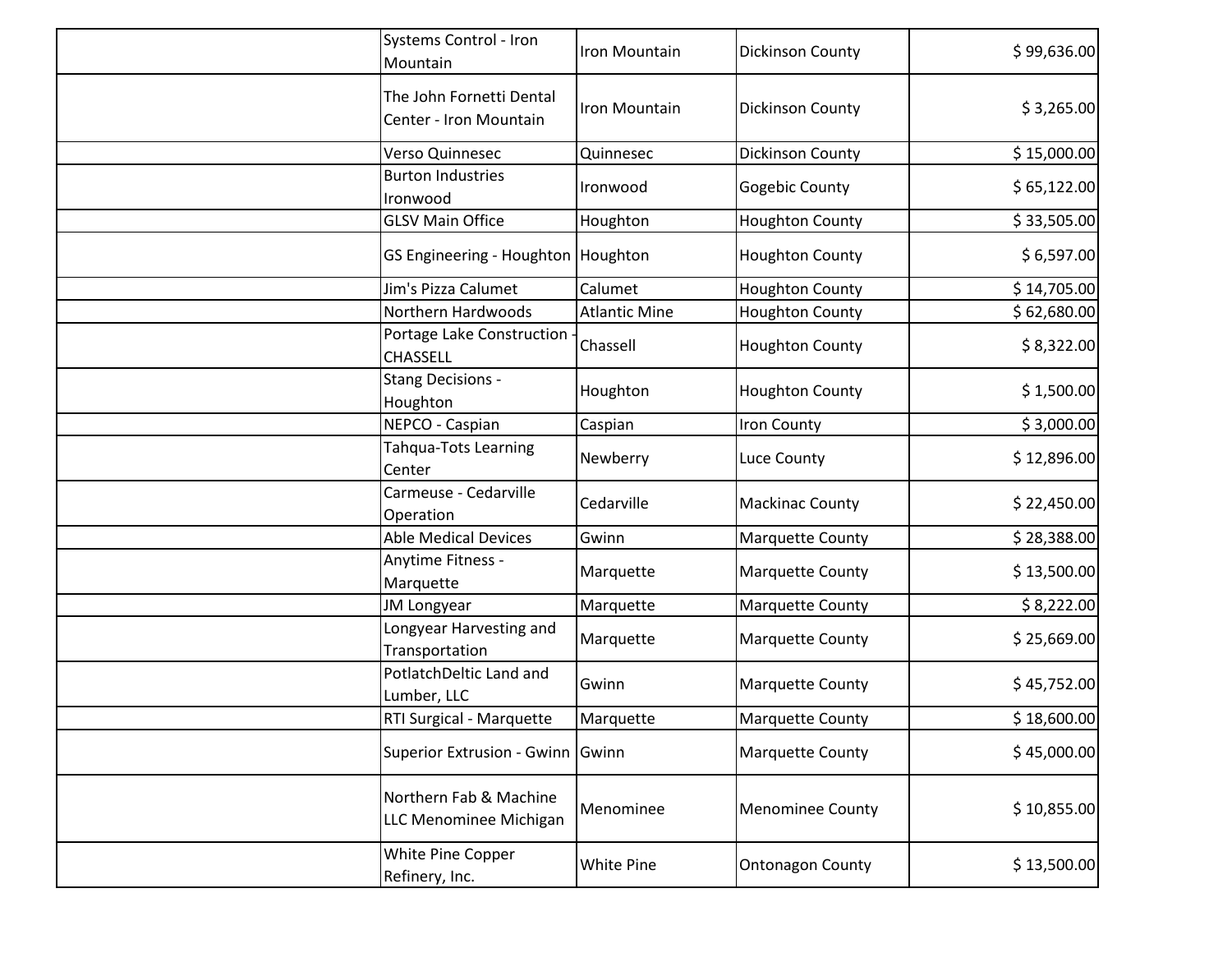| | | | | |
|---|---|---|---|---|
| | Systems Control - Iron Mountain | Iron Mountain | Dickinson County | $ 99,636.00 |
| | The John Fornetti Dental Center - Iron Mountain | Iron Mountain | Dickinson County | $ 3,265.00 |
| | Verso Quinnesec | Quinnesec | Dickinson County | $ 15,000.00 |
| | Burton Industries Ironwood | Ironwood | Gogebic County | $ 65,122.00 |
| | GLSV Main Office | Houghton | Houghton County | $ 33,505.00 |
| | GS Engineering - Houghton | Houghton | Houghton County | $ 6,597.00 |
| | Jim's Pizza Calumet | Calumet | Houghton County | $ 14,705.00 |
| | Northern Hardwoods | Atlantic Mine | Houghton County | $ 62,680.00 |
| | Portage Lake Construction - CHASSELL | Chassell | Houghton County | $ 8,322.00 |
| | Stang Decisions - Houghton | Houghton | Houghton County | $ 1,500.00 |
| | NEPCO - Caspian | Caspian | Iron County | $ 3,000.00 |
| | Tahqua-Tots Learning Center | Newberry | Luce County | $ 12,896.00 |
| | Carmeuse - Cedarville Operation | Cedarville | Mackinac County | $ 22,450.00 |
| | Able Medical Devices | Gwinn | Marquette County | $ 28,388.00 |
| | Anytime Fitness - Marquette | Marquette | Marquette County | $ 13,500.00 |
| | JM Longyear | Marquette | Marquette County | $ 8,222.00 |
| | Longyear Harvesting and Transportation | Marquette | Marquette County | $ 25,669.00 |
| | PotlatchDeltic Land and Lumber, LLC | Gwinn | Marquette County | $ 45,752.00 |
| | RTI Surgical - Marquette | Marquette | Marquette County | $ 18,600.00 |
| | Superior Extrusion - Gwinn | Gwinn | Marquette County | $ 45,000.00 |
| | Northern Fab & Machine LLC Menominee Michigan | Menominee | Menominee County | $ 10,855.00 |
| | White Pine Copper Refinery, Inc. | White Pine | Ontonagon County | $ 13,500.00 |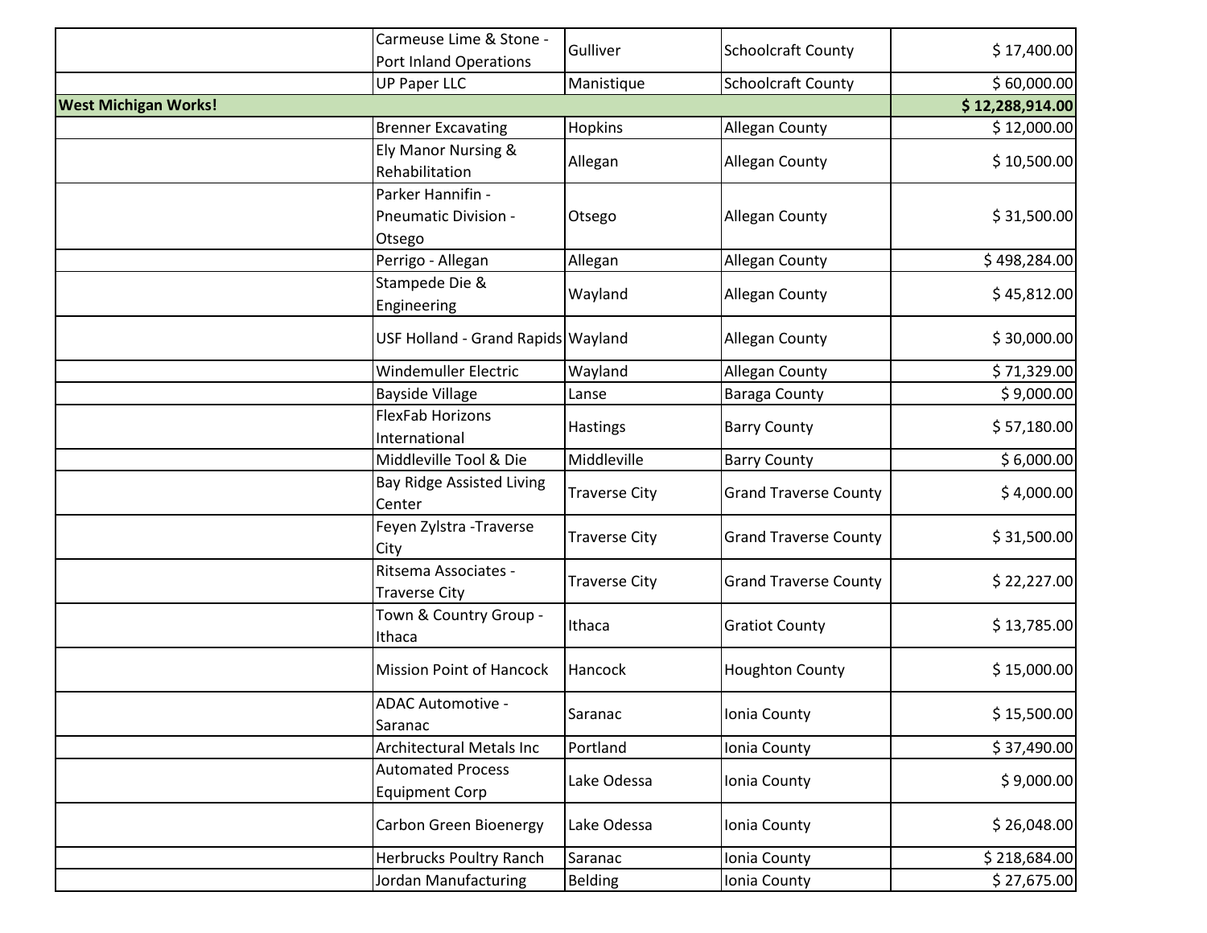| | | | | |
|---|---|---|---|---|
| | Carmeuse Lime & Stone - Port Inland Operations | Gulliver | Schoolcraft County | $ 17,400.00 |
| | UP Paper LLC | Manistique | Schoolcraft County | $ 60,000.00 |
| **West Michigan Works!** | | | | **$ 12,288,914.00** |
| | Brenner Excavating | Hopkins | Allegan County | $ 12,000.00 |
| | Ely Manor Nursing & Rehabilitation | Allegan | Allegan County | $ 10,500.00 |
| | Parker Hannifin - Pneumatic Division - Otsego | Otsego | Allegan County | $ 31,500.00 |
| | Perrigo - Allegan | Allegan | Allegan County | $ 498,284.00 |
| | Stampede Die & Engineering | Wayland | Allegan County | $ 45,812.00 |
| | USF Holland - Grand Rapids | Wayland | Allegan County | $ 30,000.00 |
| | Windemuller Electric | Wayland | Allegan County | $ 71,329.00 |
| | Bayside Village | Lanse | Baraga County | $ 9,000.00 |
| | FlexFab Horizons International | Hastings | Barry County | $ 57,180.00 |
| | Middleville Tool & Die | Middleville | Barry County | $ 6,000.00 |
| | Bay Ridge Assisted Living Center | Traverse City | Grand Traverse County | $ 4,000.00 |
| | Feyen Zylstra -Traverse City | Traverse City | Grand Traverse County | $ 31,500.00 |
| | Ritsema Associates - Traverse City | Traverse City | Grand Traverse County | $ 22,227.00 |
| | Town & Country Group - Ithaca | Ithaca | Gratiot County | $ 13,785.00 |
| | Mission Point of Hancock | Hancock | Houghton County | $ 15,000.00 |
| | ADAC Automotive - Saranac | Saranac | Ionia County | $ 15,500.00 |
| | Architectural Metals Inc | Portland | Ionia County | $ 37,490.00 |
| | Automated Process Equipment Corp | Lake Odessa | Ionia County | $ 9,000.00 |
| | Carbon Green Bioenergy | Lake Odessa | Ionia County | $ 26,048.00 |
| | Herbrucks Poultry Ranch | Saranac | Ionia County | $ 218,684.00 |
| | Jordan Manufacturing | Belding | Ionia County | $ 27,675.00 |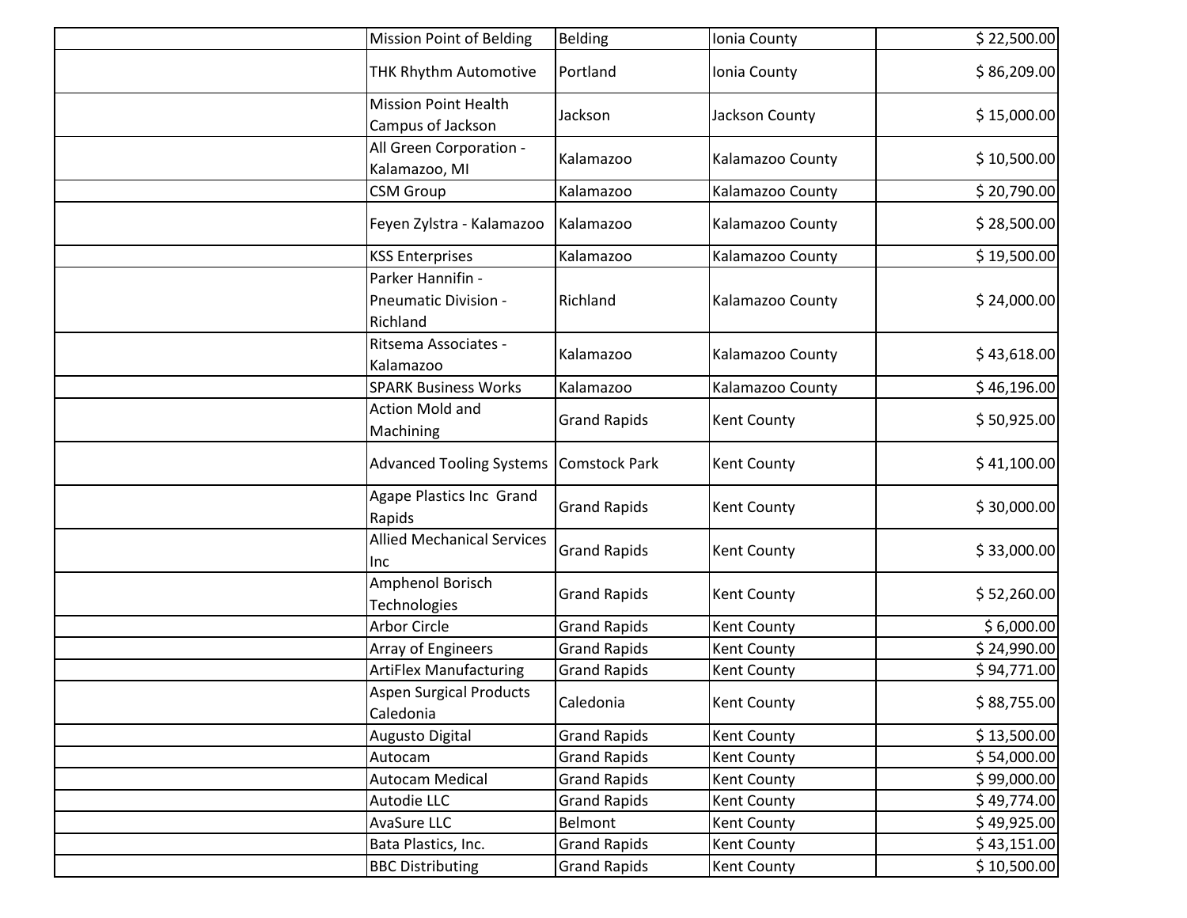| | | | | |
|---|---|---|---|---|
| | Mission Point of Belding | Belding | Ionia County | $ 22,500.00 |
| | THK Rhythm Automotive | Portland | Ionia County | $ 86,209.00 |
| | Mission Point Health Campus of Jackson | Jackson | Jackson County | $ 15,000.00 |
| | All Green Corporation - Kalamazoo, MI | Kalamazoo | Kalamazoo County | $ 10,500.00 |
| | CSM Group | Kalamazoo | Kalamazoo County | $ 20,790.00 |
| | Feyen Zylstra - Kalamazoo | Kalamazoo | Kalamazoo County | $ 28,500.00 |
| | KSS Enterprises | Kalamazoo | Kalamazoo County | $ 19,500.00 |
| | Parker Hannifin - Pneumatic Division - Richland | Richland | Kalamazoo County | $ 24,000.00 |
| | Ritsema Associates - Kalamazoo | Kalamazoo | Kalamazoo County | $ 43,618.00 |
| | SPARK Business Works | Kalamazoo | Kalamazoo County | $ 46,196.00 |
| | Action Mold and Machining | Grand Rapids | Kent County | $ 50,925.00 |
| | Advanced Tooling Systems | Comstock Park | Kent County | $ 41,100.00 |
| | Agape Plastics Inc Grand Rapids | Grand Rapids | Kent County | $ 30,000.00 |
| | Allied Mechanical Services Inc | Grand Rapids | Kent County | $ 33,000.00 |
| | Amphenol Borisch Technologies | Grand Rapids | Kent County | $ 52,260.00 |
| | Arbor Circle | Grand Rapids | Kent County | $ 6,000.00 |
| | Array of Engineers | Grand Rapids | Kent County | $ 24,990.00 |
| | ArtiFlex Manufacturing | Grand Rapids | Kent County | $ 94,771.00 |
| | Aspen Surgical Products Caledonia | Caledonia | Kent County | $ 88,755.00 |
| | Augusto Digital | Grand Rapids | Kent County | $ 13,500.00 |
| | Autocam | Grand Rapids | Kent County | $ 54,000.00 |
| | Autocam Medical | Grand Rapids | Kent County | $ 99,000.00 |
| | Autodie LLC | Grand Rapids | Kent County | $ 49,774.00 |
| | AvaSure LLC | Belmont | Kent County | $ 49,925.00 |
| | Bata Plastics, Inc. | Grand Rapids | Kent County | $ 43,151.00 |
| | BBC Distributing | Grand Rapids | Kent County | $ 10,500.00 |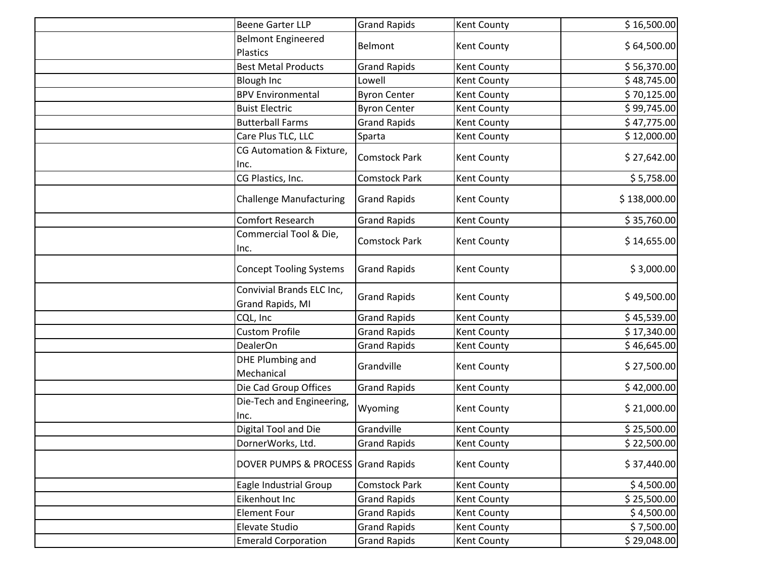| | | | | |
|---|---|---|---|---|
| | Beene Garter LLP | Grand Rapids | Kent County | $ 16,500.00 |
| | Belmont Engineered Plastics | Belmont | Kent County | $ 64,500.00 |
| | Best Metal Products | Grand Rapids | Kent County | $ 56,370.00 |
| | Blough Inc | Lowell | Kent County | $ 48,745.00 |
| | BPV Environmental | Byron Center | Kent County | $ 70,125.00 |
| | Buist Electric | Byron Center | Kent County | $ 99,745.00 |
| | Butterball Farms | Grand Rapids | Kent County | $ 47,775.00 |
| | Care Plus TLC, LLC | Sparta | Kent County | $ 12,000.00 |
| | CG Automation & Fixture, Inc. | Comstock Park | Kent County | $ 27,642.00 |
| | CG Plastics, Inc. | Comstock Park | Kent County | $ 5,758.00 |
| | Challenge Manufacturing | Grand Rapids | Kent County | $ 138,000.00 |
| | Comfort Research | Grand Rapids | Kent County | $ 35,760.00 |
| | Commercial Tool & Die, Inc. | Comstock Park | Kent County | $ 14,655.00 |
| | Concept Tooling Systems | Grand Rapids | Kent County | $ 3,000.00 |
| | Convivial Brands ELC Inc, Grand Rapids, MI | Grand Rapids | Kent County | $ 49,500.00 |
| | CQL, Inc | Grand Rapids | Kent County | $ 45,539.00 |
| | Custom Profile | Grand Rapids | Kent County | $ 17,340.00 |
| | DealerOn | Grand Rapids | Kent County | $ 46,645.00 |
| | DHE Plumbing and Mechanical | Grandville | Kent County | $ 27,500.00 |
| | Die Cad Group Offices | Grand Rapids | Kent County | $ 42,000.00 |
| | Die-Tech and Engineering, Inc. | Wyoming | Kent County | $ 21,000.00 |
| | Digital Tool and Die | Grandville | Kent County | $ 25,500.00 |
| | DornerWorks, Ltd. | Grand Rapids | Kent County | $ 22,500.00 |
| | DOVER PUMPS & PROCESS | Grand Rapids | Kent County | $ 37,440.00 |
| | Eagle Industrial Group | Comstock Park | Kent County | $ 4,500.00 |
| | Eikenhout Inc | Grand Rapids | Kent County | $ 25,500.00 |
| | Element Four | Grand Rapids | Kent County | $ 4,500.00 |
| | Elevate Studio | Grand Rapids | Kent County | $ 7,500.00 |
| | Emerald Corporation | Grand Rapids | Kent County | $ 29,048.00 |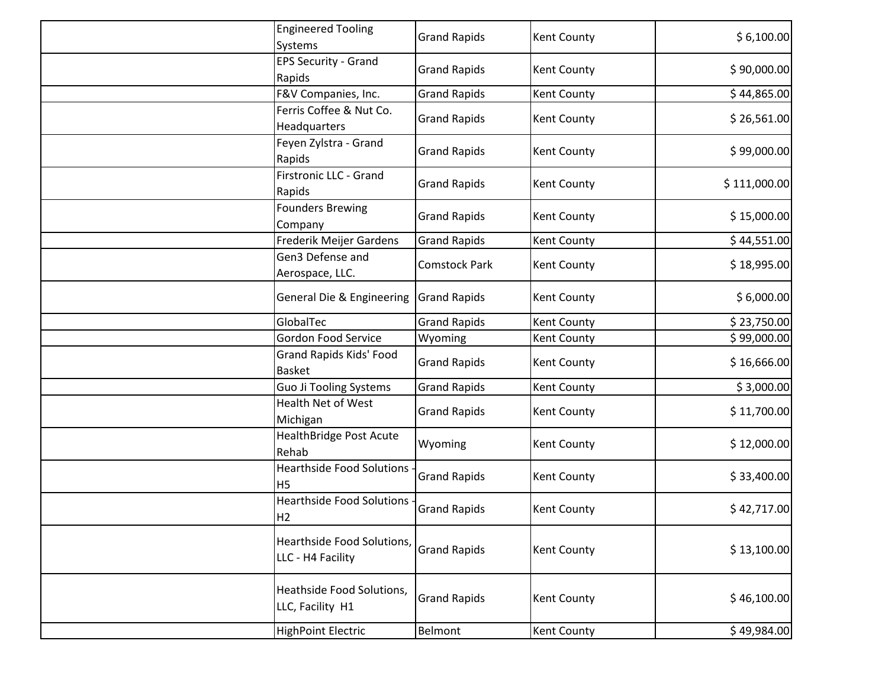| | | | | |
|---|---|---|---|---|
| | Engineered Tooling Systems | Grand Rapids | Kent County | $ 6,100.00 |
| | EPS Security - Grand Rapids | Grand Rapids | Kent County | $ 90,000.00 |
| | F&V Companies, Inc. | Grand Rapids | Kent County | $ 44,865.00 |
| | Ferris Coffee & Nut Co. Headquarters | Grand Rapids | Kent County | $ 26,561.00 |
| | Feyen Zylstra - Grand Rapids | Grand Rapids | Kent County | $ 99,000.00 |
| | Firstronic LLC - Grand Rapids | Grand Rapids | Kent County | $ 111,000.00 |
| | Founders Brewing Company | Grand Rapids | Kent County | $ 15,000.00 |
| | Frederik Meijer Gardens | Grand Rapids | Kent County | $ 44,551.00 |
| | Gen3 Defense and Aerospace, LLC. | Comstock Park | Kent County | $ 18,995.00 |
| | General Die & Engineering | Grand Rapids | Kent County | $ 6,000.00 |
| | GlobalTec | Grand Rapids | Kent County | $ 23,750.00 |
| | Gordon Food Service | Wyoming | Kent County | $ 99,000.00 |
| | Grand Rapids Kids' Food Basket | Grand Rapids | Kent County | $ 16,666.00 |
| | Guo Ji Tooling Systems | Grand Rapids | Kent County | $ 3,000.00 |
| | Health Net of West Michigan | Grand Rapids | Kent County | $ 11,700.00 |
| | HealthBridge Post Acute Rehab | Wyoming | Kent County | $ 12,000.00 |
| | Hearthside Food Solutions - H5 | Grand Rapids | Kent County | $ 33,400.00 |
| | Hearthside Food Solutions - H2 | Grand Rapids | Kent County | $ 42,717.00 |
| | Hearthside Food Solutions, LLC - H4 Facility | Grand Rapids | Kent County | $ 13,100.00 |
| | Heathside Food Solutions, LLC, Facility H1 | Grand Rapids | Kent County | $ 46,100.00 |
| | HighPoint Electric | Belmont | Kent County | $ 49,984.00 |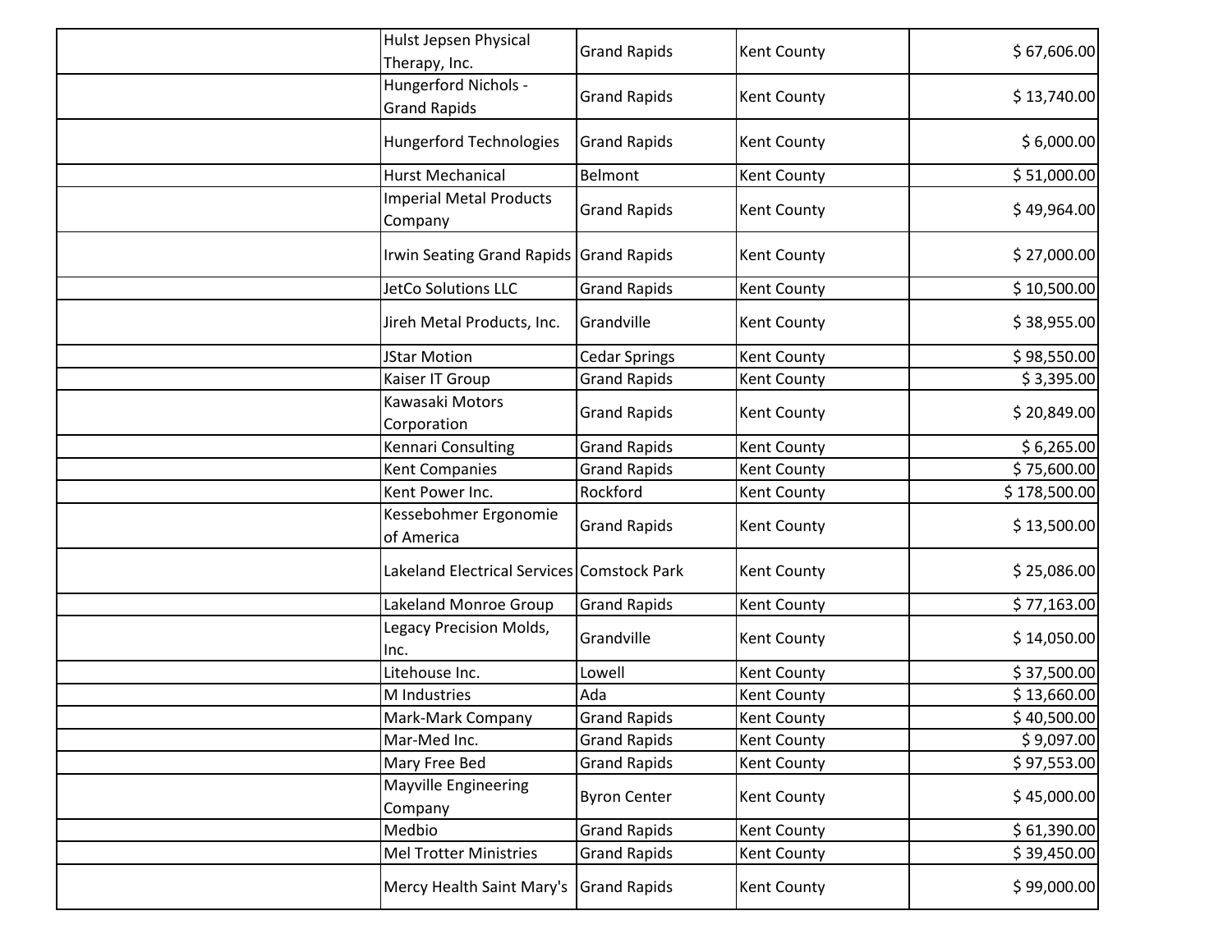| | | | | |
|---|---|---|---|---|
| | Hulst Jepsen Physical Therapy, Inc. | Grand Rapids | Kent County | $ 67,606.00 |
| | Hungerford Nichols - Grand Rapids | Grand Rapids | Kent County | $ 13,740.00 |
| | Hungerford Technologies | Grand Rapids | Kent County | $ 6,000.00 |
| | Hurst Mechanical | Belmont | Kent County | $ 51,000.00 |
| | Imperial Metal Products Company | Grand Rapids | Kent County | $ 49,964.00 |
| | Irwin Seating Grand Rapids | Grand Rapids | Kent County | $ 27,000.00 |
| | JetCo Solutions LLC | Grand Rapids | Kent County | $ 10,500.00 |
| | Jireh Metal Products, Inc. | Grandville | Kent County | $ 38,955.00 |
| | JStar Motion | Cedar Springs | Kent County | $ 98,550.00 |
| | Kaiser IT Group | Grand Rapids | Kent County | $ 3,395.00 |
| | Kawasaki Motors Corporation | Grand Rapids | Kent County | $ 20,849.00 |
| | Kennari Consulting | Grand Rapids | Kent County | $ 6,265.00 |
| | Kent Companies | Grand Rapids | Kent County | $ 75,600.00 |
| | Kent Power Inc. | Rockford | Kent County | $ 178,500.00 |
| | Kessebohmer Ergonomie of America | Grand Rapids | Kent County | $ 13,500.00 |
| | Lakeland Electrical Services | Comstock Park | Kent County | $ 25,086.00 |
| | Lakeland Monroe Group | Grand Rapids | Kent County | $ 77,163.00 |
| | Legacy Precision Molds, Inc. | Grandville | Kent County | $ 14,050.00 |
| | Litehouse Inc. | Lowell | Kent County | $ 37,500.00 |
| | M Industries | Ada | Kent County | $ 13,660.00 |
| | Mark-Mark Company | Grand Rapids | Kent County | $ 40,500.00 |
| | Mar-Med Inc. | Grand Rapids | Kent County | $ 9,097.00 |
| | Mary Free Bed | Grand Rapids | Kent County | $ 97,553.00 |
| | Mayville Engineering Company | Byron Center | Kent County | $ 45,000.00 |
| | Medbio | Grand Rapids | Kent County | $ 61,390.00 |
| | Mel Trotter Ministries | Grand Rapids | Kent County | $ 39,450.00 |
| | Mercy Health Saint Mary's | Grand Rapids | Kent County | $ 99,000.00 |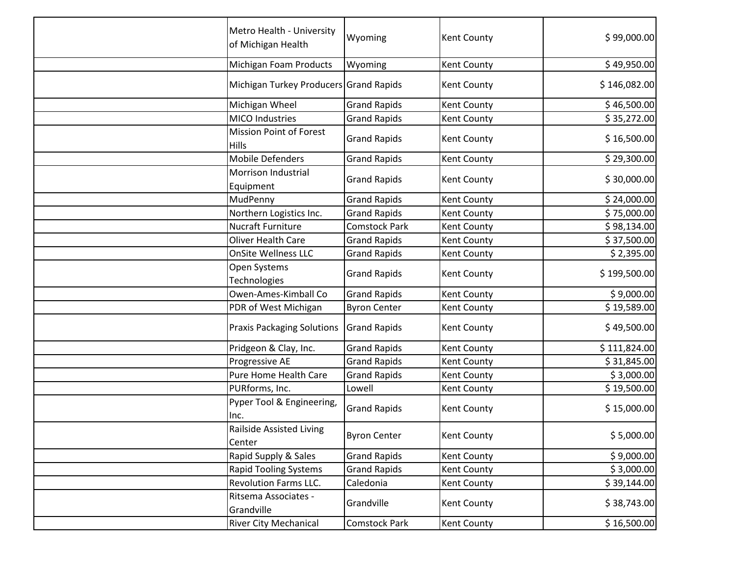| | | | | |
|---|---|---|---|---|
| | Metro Health - University of Michigan Health | Wyoming | Kent County | $ 99,000.00 |
| | Michigan Foam Products | Wyoming | Kent County | $ 49,950.00 |
| | Michigan Turkey Producers | Grand Rapids | Kent County | $ 146,082.00 |
| | Michigan Wheel | Grand Rapids | Kent County | $ 46,500.00 |
| | MICO Industries | Grand Rapids | Kent County | $ 35,272.00 |
| | Mission Point of Forest Hills | Grand Rapids | Kent County | $ 16,500.00 |
| | Mobile Defenders | Grand Rapids | Kent County | $ 29,300.00 |
| | Morrison Industrial Equipment | Grand Rapids | Kent County | $ 30,000.00 |
| | MudPenny | Grand Rapids | Kent County | $ 24,000.00 |
| | Northern Logistics Inc. | Grand Rapids | Kent County | $ 75,000.00 |
| | Nucraft Furniture | Comstock Park | Kent County | $ 98,134.00 |
| | Oliver Health Care | Grand Rapids | Kent County | $ 37,500.00 |
| | OnSite Wellness LLC | Grand Rapids | Kent County | $ 2,395.00 |
| | Open Systems Technologies | Grand Rapids | Kent County | $ 199,500.00 |
| | Owen-Ames-Kimball Co | Grand Rapids | Kent County | $ 9,000.00 |
| | PDR of West Michigan | Byron Center | Kent County | $ 19,589.00 |
| | Praxis Packaging Solutions | Grand Rapids | Kent County | $ 49,500.00 |
| | Pridgeon & Clay, Inc. | Grand Rapids | Kent County | $ 111,824.00 |
| | Progressive AE | Grand Rapids | Kent County | $ 31,845.00 |
| | Pure Home Health Care | Grand Rapids | Kent County | $ 3,000.00 |
| | PURforms, Inc. | Lowell | Kent County | $ 19,500.00 |
| | Pyper Tool & Engineering, Inc. | Grand Rapids | Kent County | $ 15,000.00 |
| | Railside Assisted Living Center | Byron Center | Kent County | $ 5,000.00 |
| | Rapid Supply & Sales | Grand Rapids | Kent County | $ 9,000.00 |
| | Rapid Tooling Systems | Grand Rapids | Kent County | $ 3,000.00 |
| | Revolution Farms LLC. | Caledonia | Kent County | $ 39,144.00 |
| | Ritsema Associates - Grandville | Grandville | Kent County | $ 38,743.00 |
| | River City Mechanical | Comstock Park | Kent County | $ 16,500.00 |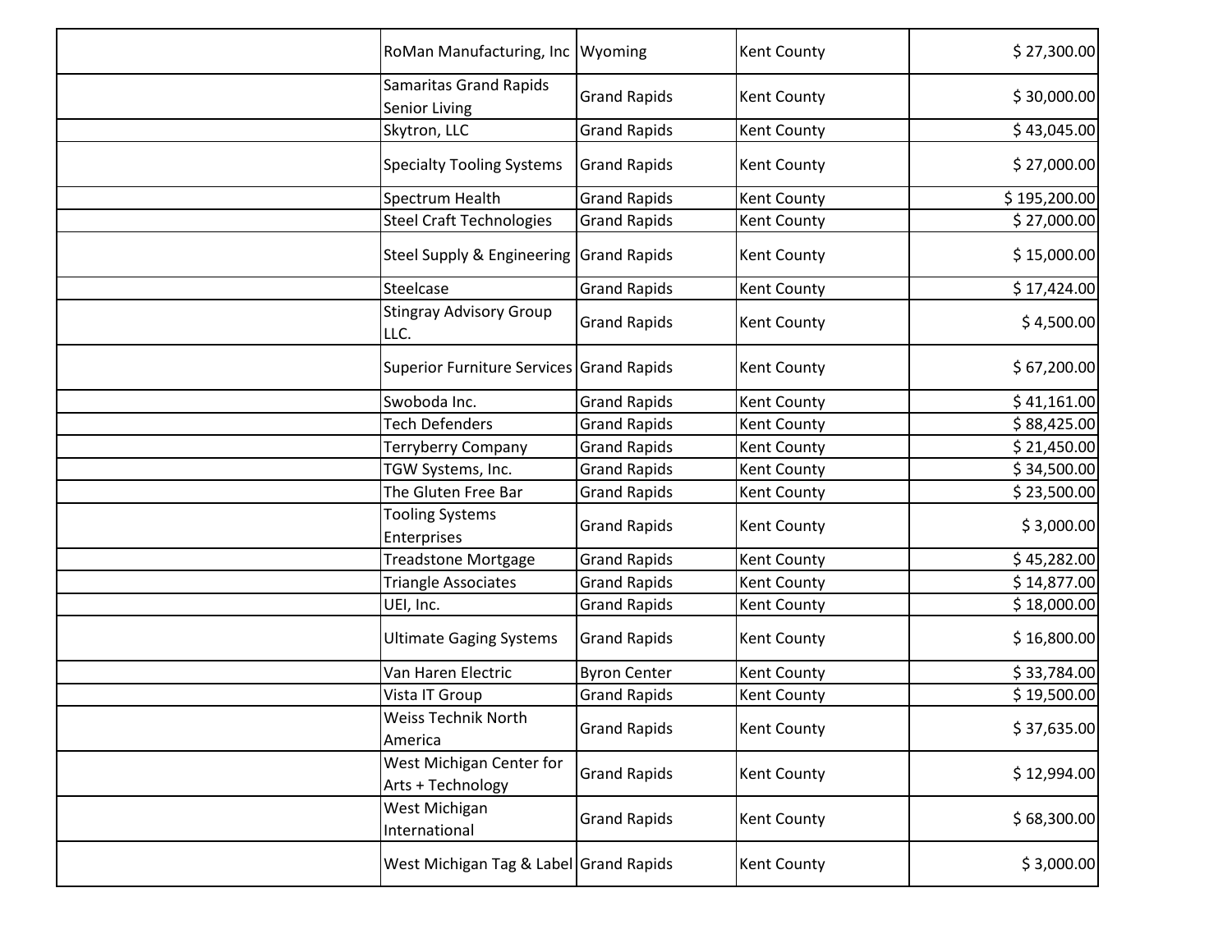| | | | | |
|---|---|---|---|---|
| | RoMan Manufacturing, Inc | Wyoming | Kent County | $ 27,300.00 |
| | Samaritas Grand Rapids Senior Living | Grand Rapids | Kent County | $ 30,000.00 |
| | Skytron, LLC | Grand Rapids | Kent County | $ 43,045.00 |
| | Specialty Tooling Systems | Grand Rapids | Kent County | $ 27,000.00 |
| | Spectrum Health | Grand Rapids | Kent County | $ 195,200.00 |
| | Steel Craft Technologies | Grand Rapids | Kent County | $ 27,000.00 |
| | Steel Supply & Engineering | Grand Rapids | Kent County | $ 15,000.00 |
| | Steelcase | Grand Rapids | Kent County | $ 17,424.00 |
| | Stingray Advisory Group LLC. | Grand Rapids | Kent County | $ 4,500.00 |
| | Superior Furniture Services | Grand Rapids | Kent County | $ 67,200.00 |
| | Swoboda Inc. | Grand Rapids | Kent County | $ 41,161.00 |
| | Tech Defenders | Grand Rapids | Kent County | $ 88,425.00 |
| | Terryberry Company | Grand Rapids | Kent County | $ 21,450.00 |
| | TGW Systems, Inc. | Grand Rapids | Kent County | $ 34,500.00 |
| | The Gluten Free Bar | Grand Rapids | Kent County | $ 23,500.00 |
| | Tooling Systems Enterprises | Grand Rapids | Kent County | $ 3,000.00 |
| | Treadstone Mortgage | Grand Rapids | Kent County | $ 45,282.00 |
| | Triangle Associates | Grand Rapids | Kent County | $ 14,877.00 |
| | UEI, Inc. | Grand Rapids | Kent County | $ 18,000.00 |
| | Ultimate Gaging Systems | Grand Rapids | Kent County | $ 16,800.00 |
| | Van Haren Electric | Byron Center | Kent County | $ 33,784.00 |
| | Vista IT Group | Grand Rapids | Kent County | $ 19,500.00 |
| | Weiss Technik North America | Grand Rapids | Kent County | $ 37,635.00 |
| | West Michigan Center for Arts + Technology | Grand Rapids | Kent County | $ 12,994.00 |
| | West Michigan International | Grand Rapids | Kent County | $ 68,300.00 |
| | West Michigan Tag & Label | Grand Rapids | Kent County | $ 3,000.00 |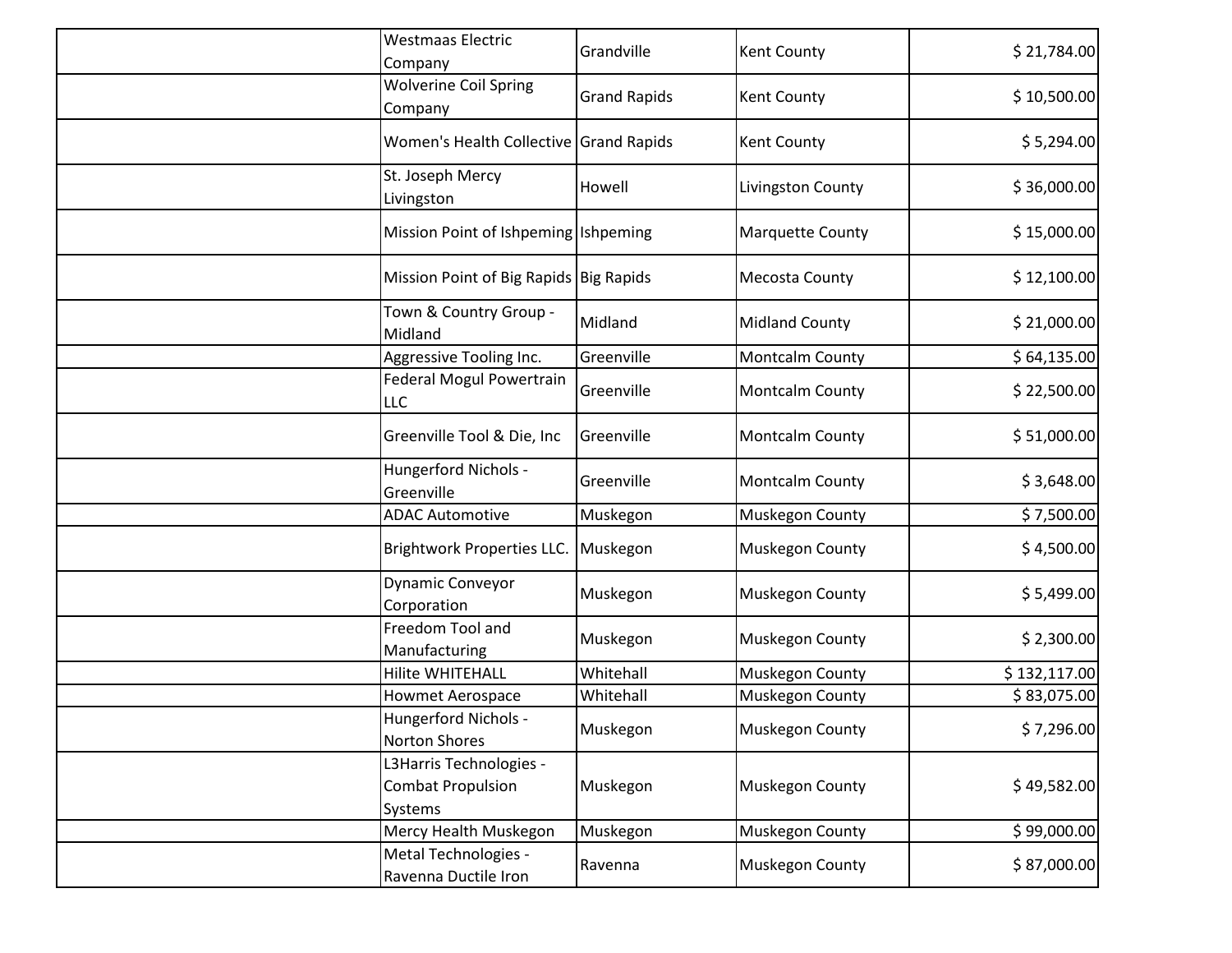| | | | | |
|---|---|---|---|---|
| | Westmaas Electric Company | Grandville | Kent County | $ 21,784.00 |
| | Wolverine Coil Spring Company | Grand Rapids | Kent County | $ 10,500.00 |
| | Women's Health Collective | Grand Rapids | Kent County | $ 5,294.00 |
| | St. Joseph Mercy Livingston | Howell | Livingston County | $ 36,000.00 |
| | Mission Point of Ishpeming | Ishpeming | Marquette County | $ 15,000.00 |
| | Mission Point of Big Rapids | Big Rapids | Mecosta County | $ 12,100.00 |
| | Town & Country Group - Midland | Midland | Midland County | $ 21,000.00 |
| | Aggressive Tooling Inc. | Greenville | Montcalm County | $ 64,135.00 |
| | Federal Mogul Powertrain LLC | Greenville | Montcalm County | $ 22,500.00 |
| | Greenville Tool & Die, Inc | Greenville | Montcalm County | $ 51,000.00 |
| | Hungerford Nichols - Greenville | Greenville | Montcalm County | $ 3,648.00 |
| | ADAC Automotive | Muskegon | Muskegon County | $ 7,500.00 |
| | Brightwork Properties LLC. | Muskegon | Muskegon County | $ 4,500.00 |
| | Dynamic Conveyor Corporation | Muskegon | Muskegon County | $ 5,499.00 |
| | Freedom Tool and Manufacturing | Muskegon | Muskegon County | $ 2,300.00 |
| | Hilite WHITEHALL | Whitehall | Muskegon County | $ 132,117.00 |
| | Howmet Aerospace | Whitehall | Muskegon County | $ 83,075.00 |
| | Hungerford Nichols - Norton Shores | Muskegon | Muskegon County | $ 7,296.00 |
| | L3Harris Technologies - Combat Propulsion Systems | Muskegon | Muskegon County | $ 49,582.00 |
| | Mercy Health Muskegon | Muskegon | Muskegon County | $ 99,000.00 |
| | Metal Technologies - Ravenna Ductile Iron | Ravenna | Muskegon County | $ 87,000.00 |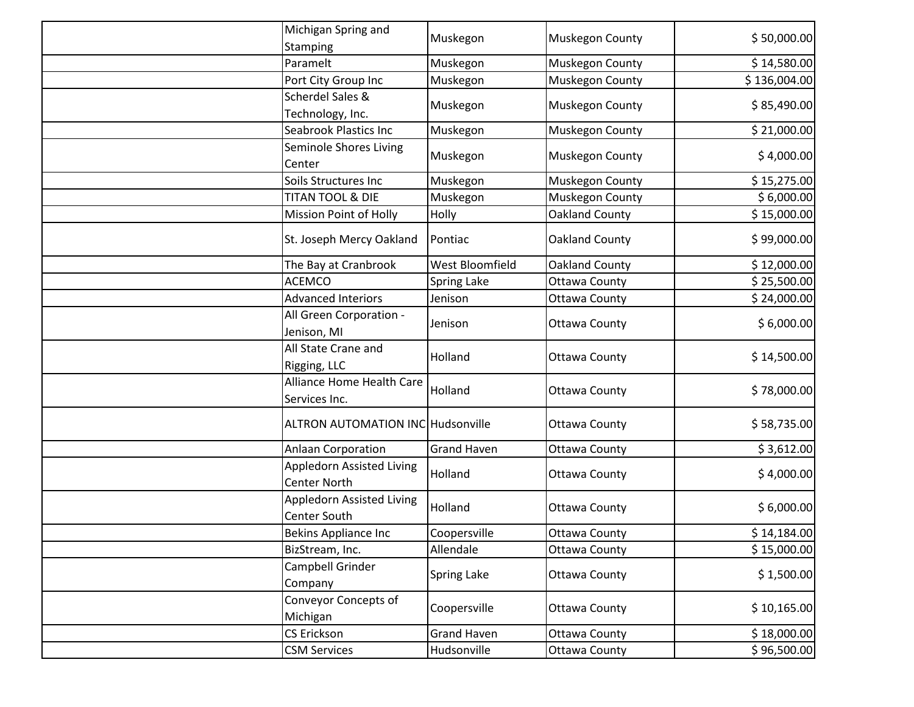| | | | | |
|---|---|---|---|---|
| | Michigan Spring and Stamping | Muskegon | Muskegon County | $ 50,000.00 |
| | Paramelt | Muskegon | Muskegon County | $ 14,580.00 |
| | Port City Group Inc | Muskegon | Muskegon County | $ 136,004.00 |
| | Scherdel Sales & Technology, Inc. | Muskegon | Muskegon County | $ 85,490.00 |
| | Seabrook Plastics Inc | Muskegon | Muskegon County | $ 21,000.00 |
| | Seminole Shores Living Center | Muskegon | Muskegon County | $ 4,000.00 |
| | Soils Structures Inc | Muskegon | Muskegon County | $ 15,275.00 |
| | TITAN TOOL & DIE | Muskegon | Muskegon County | $ 6,000.00 |
| | Mission Point of Holly | Holly | Oakland County | $ 15,000.00 |
| | St. Joseph Mercy Oakland | Pontiac | Oakland County | $ 99,000.00 |
| | The Bay at Cranbrook | West Bloomfield | Oakland County | $ 12,000.00 |
| | ACEMCO | Spring Lake | Ottawa County | $ 25,500.00 |
| | Advanced Interiors | Jenison | Ottawa County | $ 24,000.00 |
| | All Green Corporation - Jenison, MI | Jenison | Ottawa County | $ 6,000.00 |
| | All State Crane and Rigging, LLC | Holland | Ottawa County | $ 14,500.00 |
| | Alliance Home Health Care Services Inc. | Holland | Ottawa County | $ 78,000.00 |
| | ALTRON AUTOMATION INC | Hudsonville | Ottawa County | $ 58,735.00 |
| | Anlaan Corporation | Grand Haven | Ottawa County | $ 3,612.00 |
| | Appledorn Assisted Living Center North | Holland | Ottawa County | $ 4,000.00 |
| | Appledorn Assisted Living Center South | Holland | Ottawa County | $ 6,000.00 |
| | Bekins Appliance Inc | Coopersville | Ottawa County | $ 14,184.00 |
| | BizStream, Inc. | Allendale | Ottawa County | $ 15,000.00 |
| | Campbell Grinder Company | Spring Lake | Ottawa County | $ 1,500.00 |
| | Conveyor Concepts of Michigan | Coopersville | Ottawa County | $ 10,165.00 |
| | CS Erickson | Grand Haven | Ottawa County | $ 18,000.00 |
| | CSM Services | Hudsonville | Ottawa County | $ 96,500.00 |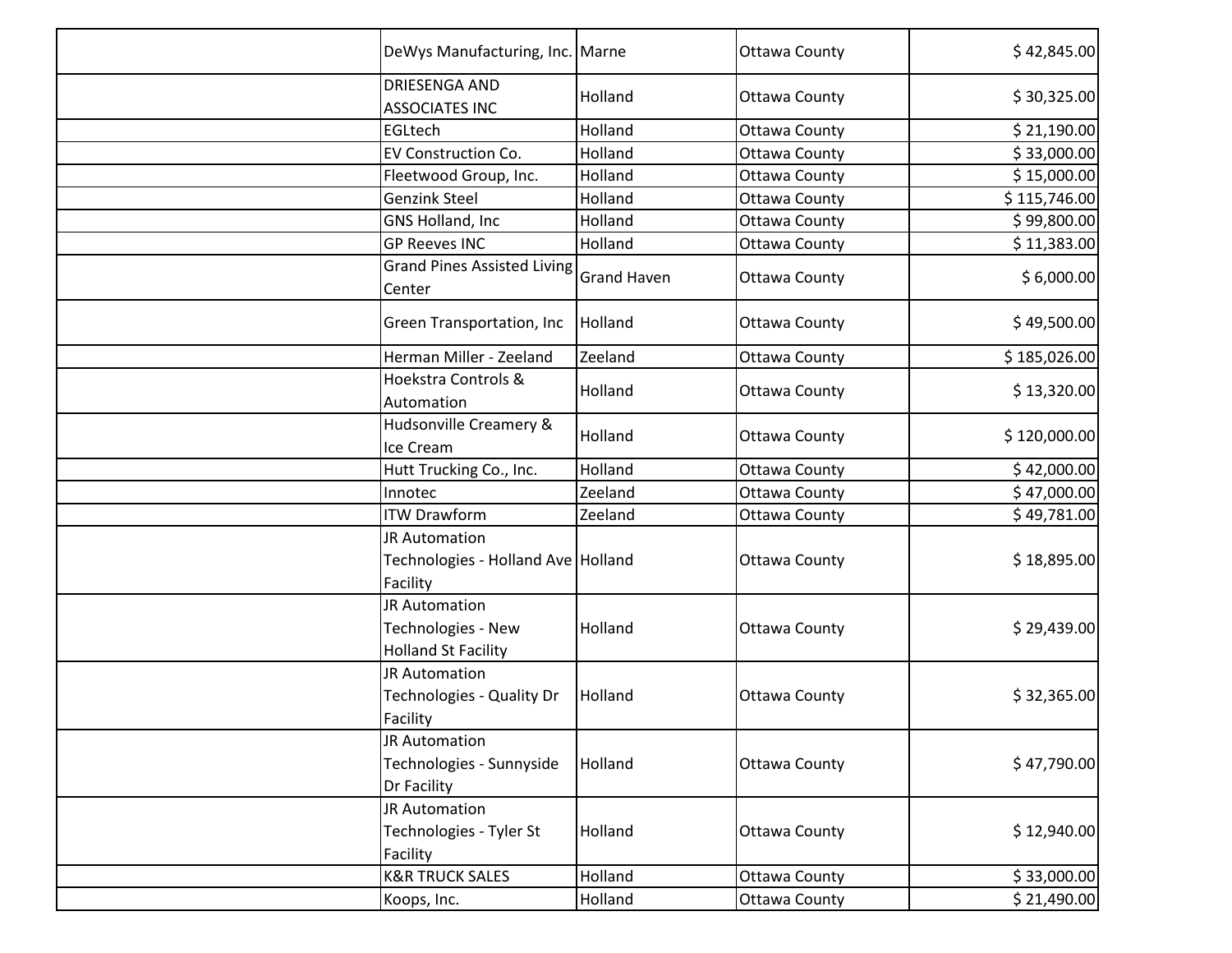| | | | | |
|---|---|---|---|---|
| | DeWys Manufacturing, Inc. | Marne | Ottawa County | $ 42,845.00 |
| | DRIESENGA AND ASSOCIATES INC | Holland | Ottawa County | $ 30,325.00 |
| | EGLtech | Holland | Ottawa County | $ 21,190.00 |
| | EV Construction Co. | Holland | Ottawa County | $ 33,000.00 |
| | Fleetwood Group, Inc. | Holland | Ottawa County | $ 15,000.00 |
| | Genzink Steel | Holland | Ottawa County | $ 115,746.00 |
| | GNS Holland, Inc | Holland | Ottawa County | $ 99,800.00 |
| | GP Reeves INC | Holland | Ottawa County | $ 11,383.00 |
| | Grand Pines Assisted Living Center | Grand Haven | Ottawa County | $ 6,000.00 |
| | Green Transportation, Inc | Holland | Ottawa County | $ 49,500.00 |
| | Herman Miller - Zeeland | Zeeland | Ottawa County | $ 185,026.00 |
| | Hoekstra Controls & Automation | Holland | Ottawa County | $ 13,320.00 |
| | Hudsonville Creamery & Ice Cream | Holland | Ottawa County | $ 120,000.00 |
| | Hutt Trucking Co., Inc. | Holland | Ottawa County | $ 42,000.00 |
| | Innotec | Zeeland | Ottawa County | $ 47,000.00 |
| | ITW Drawform | Zeeland | Ottawa County | $ 49,781.00 |
| | JR Automation Technologies - Holland Ave Facility | Holland | Ottawa County | $ 18,895.00 |
| | JR Automation Technologies - New Holland St Facility | Holland | Ottawa County | $ 29,439.00 |
| | JR Automation Technologies - Quality Dr Facility | Holland | Ottawa County | $ 32,365.00 |
| | JR Automation Technologies - Sunnyside Dr Facility | Holland | Ottawa County | $ 47,790.00 |
| | JR Automation Technologies - Tyler St Facility | Holland | Ottawa County | $ 12,940.00 |
| | K&R TRUCK SALES | Holland | Ottawa County | $ 33,000.00 |
| | Koops, Inc. | Holland | Ottawa County | $ 21,490.00 |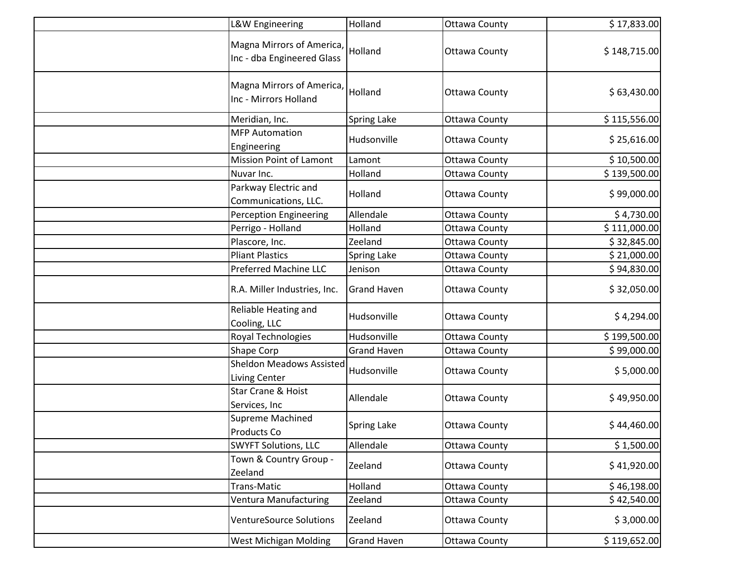| | | | | |
|---|---|---|---|---|
| | L&W Engineering | Holland | Ottawa County | $ 17,833.00 |
| | Magna Mirrors of America, Inc - dba Engineered Glass | Holland | Ottawa County | $ 148,715.00 |
| | Magna Mirrors of America, Inc - Mirrors Holland | Holland | Ottawa County | $ 63,430.00 |
| | Meridian, Inc. | Spring Lake | Ottawa County | $ 115,556.00 |
| | MFP Automation Engineering | Hudsonville | Ottawa County | $ 25,616.00 |
| | Mission Point of Lamont | Lamont | Ottawa County | $ 10,500.00 |
| | Nuvar Inc. | Holland | Ottawa County | $ 139,500.00 |
| | Parkway Electric and Communications, LLC. | Holland | Ottawa County | $ 99,000.00 |
| | Perception Engineering | Allendale | Ottawa County | $ 4,730.00 |
| | Perrigo - Holland | Holland | Ottawa County | $ 111,000.00 |
| | Plascore, Inc. | Zeeland | Ottawa County | $ 32,845.00 |
| | Pliant Plastics | Spring Lake | Ottawa County | $ 21,000.00 |
| | Preferred Machine LLC | Jenison | Ottawa County | $ 94,830.00 |
| | R.A. Miller Industries, Inc. | Grand Haven | Ottawa County | $ 32,050.00 |
| | Reliable Heating and Cooling, LLC | Hudsonville | Ottawa County | $ 4,294.00 |
| | Royal Technologies | Hudsonville | Ottawa County | $ 199,500.00 |
| | Shape Corp | Grand Haven | Ottawa County | $ 99,000.00 |
| | Sheldon Meadows Assisted Living Center | Hudsonville | Ottawa County | $ 5,000.00 |
| | Star Crane & Hoist Services, Inc | Allendale | Ottawa County | $ 49,950.00 |
| | Supreme Machined Products Co | Spring Lake | Ottawa County | $ 44,460.00 |
| | SWYFT Solutions, LLC | Allendale | Ottawa County | $ 1,500.00 |
| | Town & Country Group - Zeeland | Zeeland | Ottawa County | $ 41,920.00 |
| | Trans-Matic | Holland | Ottawa County | $ 46,198.00 |
| | Ventura Manufacturing | Zeeland | Ottawa County | $ 42,540.00 |
| | VentureSource Solutions | Zeeland | Ottawa County | $ 3,000.00 |
| | West Michigan Molding | Grand Haven | Ottawa County | $ 119,652.00 |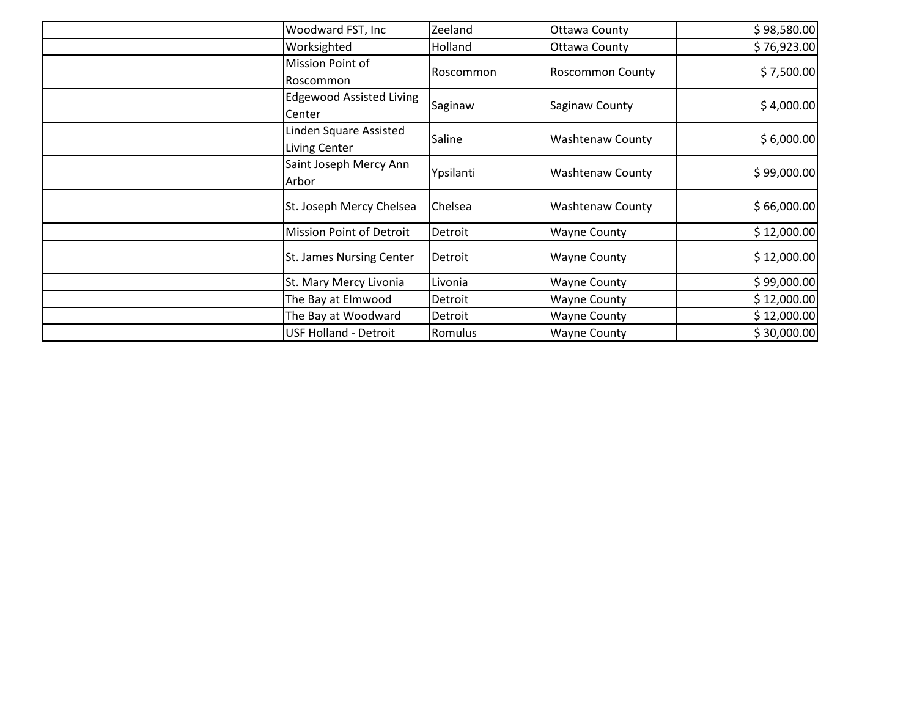| | | | | |
|---|---|---|---|---|
| | Woodward FST, Inc | Zeeland | Ottawa County | $ 98,580.00 |
| | Worksighted | Holland | Ottawa County | $ 76,923.00 |
| | Mission Point of Roscommon | Roscommon | Roscommon County | $ 7,500.00 |
| | Edgewood Assisted Living Center | Saginaw | Saginaw County | $ 4,000.00 |
| | Linden Square Assisted Living Center | Saline | Washtenaw County | $ 6,000.00 |
| | Saint Joseph Mercy Ann Arbor | Ypsilanti | Washtenaw County | $ 99,000.00 |
| | St. Joseph Mercy Chelsea | Chelsea | Washtenaw County | $ 66,000.00 |
| | Mission Point of Detroit | Detroit | Wayne County | $ 12,000.00 |
| | St. James Nursing Center | Detroit | Wayne County | $ 12,000.00 |
| | St. Mary Mercy Livonia | Livonia | Wayne County | $ 99,000.00 |
| | The Bay at Elmwood | Detroit | Wayne County | $ 12,000.00 |
| | The Bay at Woodward | Detroit | Wayne County | $ 12,000.00 |
| | USF Holland - Detroit | Romulus | Wayne County | $ 30,000.00 |